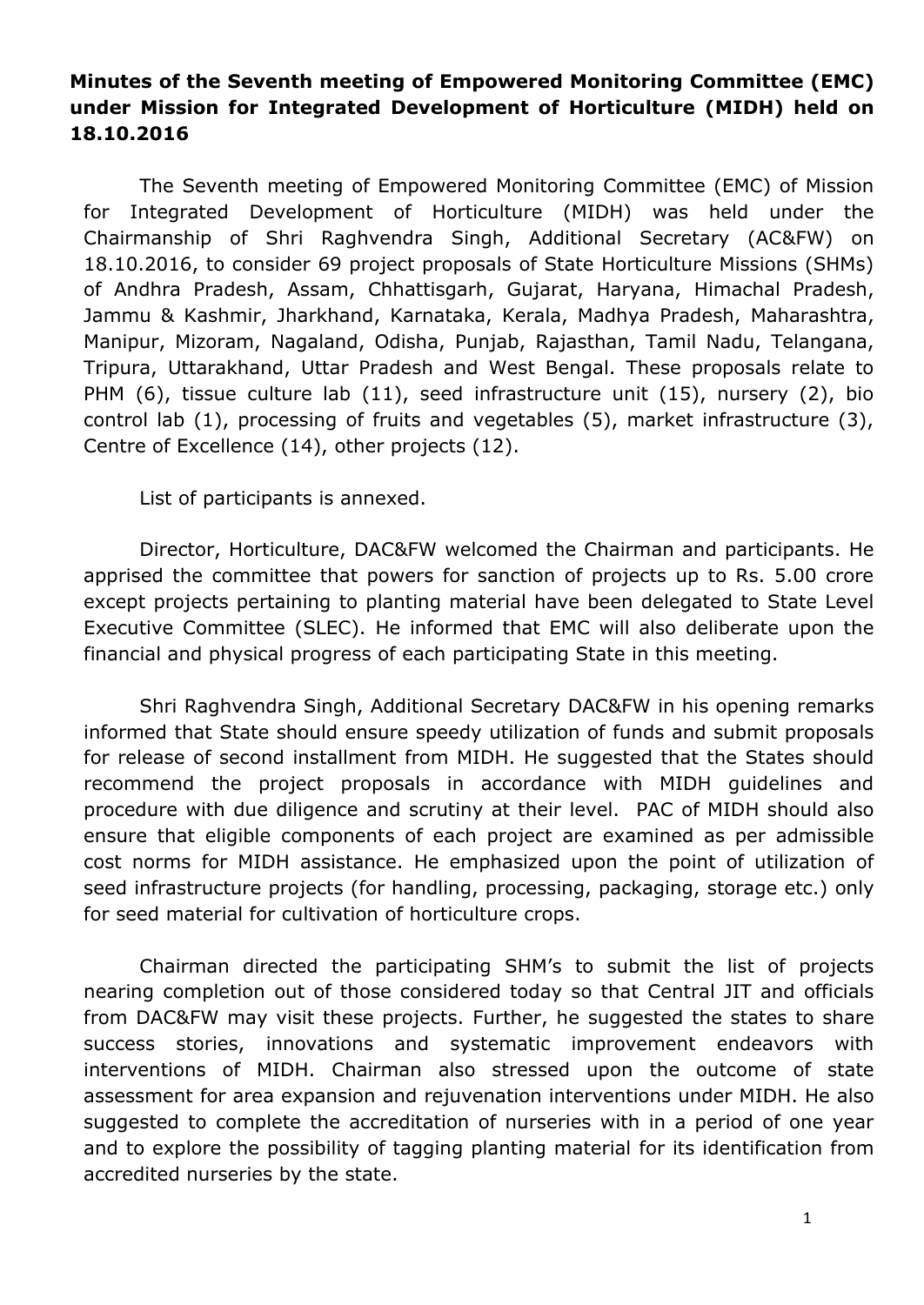**Minutes of the Seventh meeting of Empowered Monitoring Committee (EMC) under Mission for Integrated Development of Horticulture (MIDH) held on 18.10.2016**

The Seventh meeting of Empowered Monitoring Committee (EMC) of Mission for Integrated Development of Horticulture (MIDH) was held under the Chairmanship of Shri Raghvendra Singh, Additional Secretary (AC&FW) on 18.10.2016, to consider 69 project proposals of State Horticulture Missions (SHMs) of Andhra Pradesh, Assam, Chhattisgarh, Gujarat, Haryana, Himachal Pradesh, Jammu & Kashmir, Jharkhand, Karnataka, Kerala, Madhya Pradesh, Maharashtra, Manipur, Mizoram, Nagaland, Odisha, Punjab, Rajasthan, Tamil Nadu, Telangana, Tripura, Uttarakhand, Uttar Pradesh and West Bengal. These proposals relate to PHM (6), tissue culture lab (11), seed infrastructure unit (15), nursery (2), bio control lab (1), processing of fruits and vegetables (5), market infrastructure (3), Centre of Excellence (14), other projects (12).

List of participants is annexed.

Director, Horticulture, DAC&FW welcomed the Chairman and participants. He apprised the committee that powers for sanction of projects up to Rs. 5.00 crore except projects pertaining to planting material have been delegated to State Level Executive Committee (SLEC). He informed that EMC will also deliberate upon the financial and physical progress of each participating State in this meeting.

Shri Raghvendra Singh, Additional Secretary DAC&FW in his opening remarks informed that State should ensure speedy utilization of funds and submit proposals for release of second installment from MIDH. He suggested that the States should recommend the project proposals in accordance with MIDH guidelines and procedure with due diligence and scrutiny at their level. PAC of MIDH should also ensure that eligible components of each project are examined as per admissible cost norms for MIDH assistance. He emphasized upon the point of utilization of seed infrastructure projects (for handling, processing, packaging, storage etc.) only for seed material for cultivation of horticulture crops.

Chairman directed the participating SHM's to submit the list of projects nearing completion out of those considered today so that Central JIT and officials from DAC&FW may visit these projects. Further, he suggested the states to share success stories, innovations and systematic improvement endeavors with interventions of MIDH. Chairman also stressed upon the outcome of state assessment for area expansion and rejuvenation interventions under MIDH. He also suggested to complete the accreditation of nurseries with in a period of one year and to explore the possibility of tagging planting material for its identification from accredited nurseries by the state.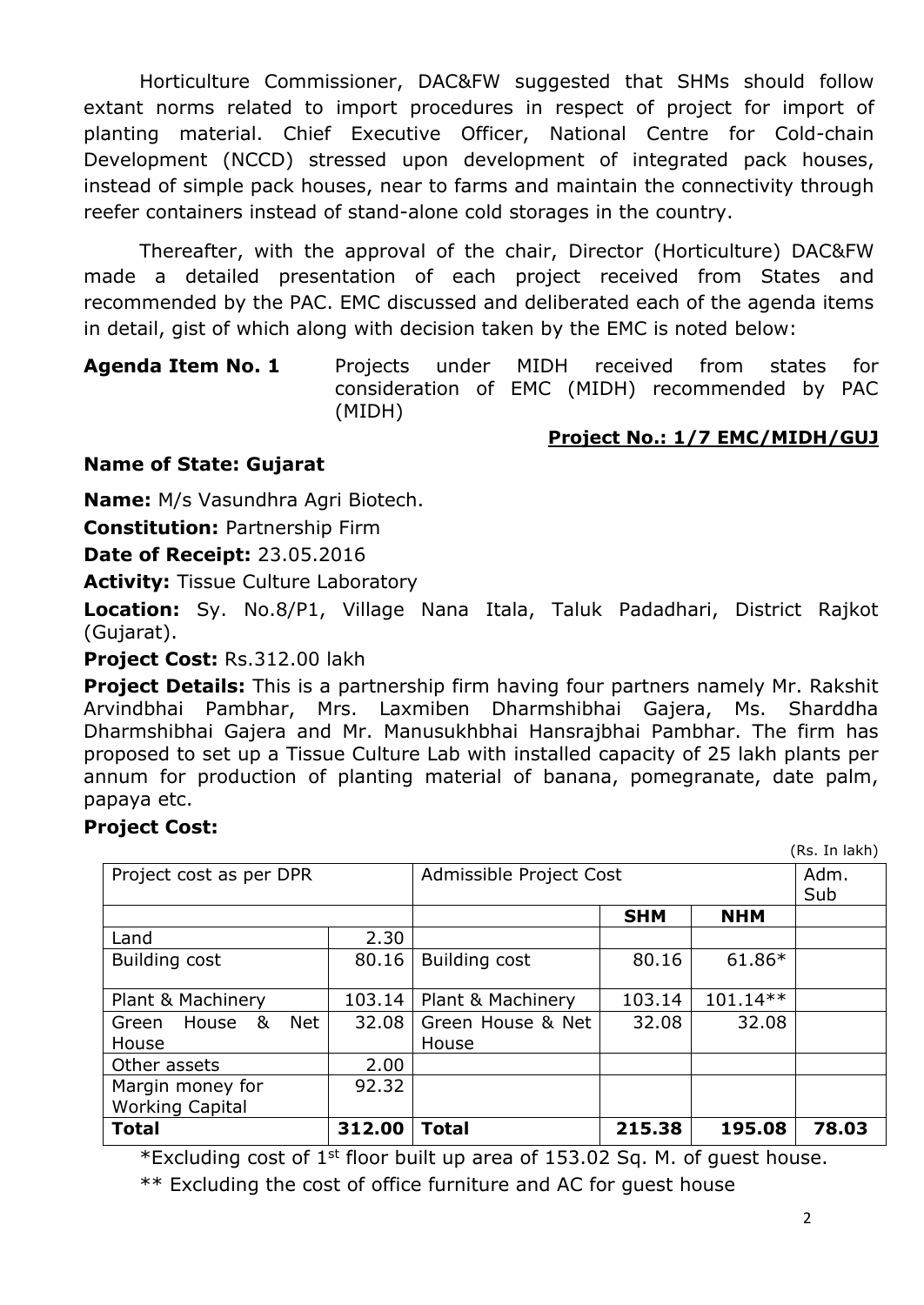Horticulture Commissioner, DAC&FW suggested that SHMs should follow extant norms related to import procedures in respect of project for import of planting material. Chief Executive Officer, National Centre for Cold-chain Development (NCCD) stressed upon development of integrated pack houses, instead of simple pack houses, near to farms and maintain the connectivity through reefer containers instead of stand-alone cold storages in the country.

Thereafter, with the approval of the chair, Director (Horticulture) DAC&FW made a detailed presentation of each project received from States and recommended by the PAC. EMC discussed and deliberated each of the agenda items in detail, gist of which along with decision taken by the EMC is noted below:

**Agenda Item No. 1** Projects under MIDH received from states for consideration of EMC (MIDH) recommended by PAC (MIDH)

**Project No.: 1/7 EMC/MIDH/GUJ**

**Name of State: Gujarat**

**Name:** M/s Vasundhra Agri Biotech.

**Constitution:** Partnership Firm

**Date of Receipt:** 23.05.2016

**Activity:** Tissue Culture Laboratory

**Location:** Sy. No.8/P1, Village Nana Itala, Taluk Padadhari, District Rajkot (Gujarat).

**Project Cost:** Rs.312.00 lakh

**Project Details:** This is a partnership firm having four partners namely Mr. Rakshit Arvindbhai Pambhar, Mrs. Laxmiben Dharmshibhai Gajera, Ms. Sharddha Dharmshibhai Gajera and Mr. Manusukhbhai Hansrajbhai Pambhar. The firm has proposed to set up a Tissue Culture Lab with installed capacity of 25 lakh plants per annum for production of planting material of banana, pomegranate, date palm, papaya etc.

**Project Cost:**

(Rs. In lakh)

| Project cost as per DPR | | Admissible Project Cost | | | Adm. Sub |
|---|---|---|---|---|---|
| | | | **SHM** | **NHM** | |
| Land | 2.30 | | | | |
| Building cost | 80.16 | Building cost | 80.16 | 61.86* | |
| Plant & Machinery | 103.14 | Plant & Machinery | 103.14 | 101.14** | |
| Green House & Net House | 32.08 | Green House & Net House | 32.08 | 32.08 | |
| Other assets | 2.00 | | | | |
| Margin money for Working Capital | 92.32 | | | | |
| **Total** | **312.00** | **Total** | **215.38** | **195.08** | **78.03** |

*Excluding cost of 1st floor built up area of 153.02 Sq. M. of guest house.

** Excluding the cost of office furniture and AC for guest house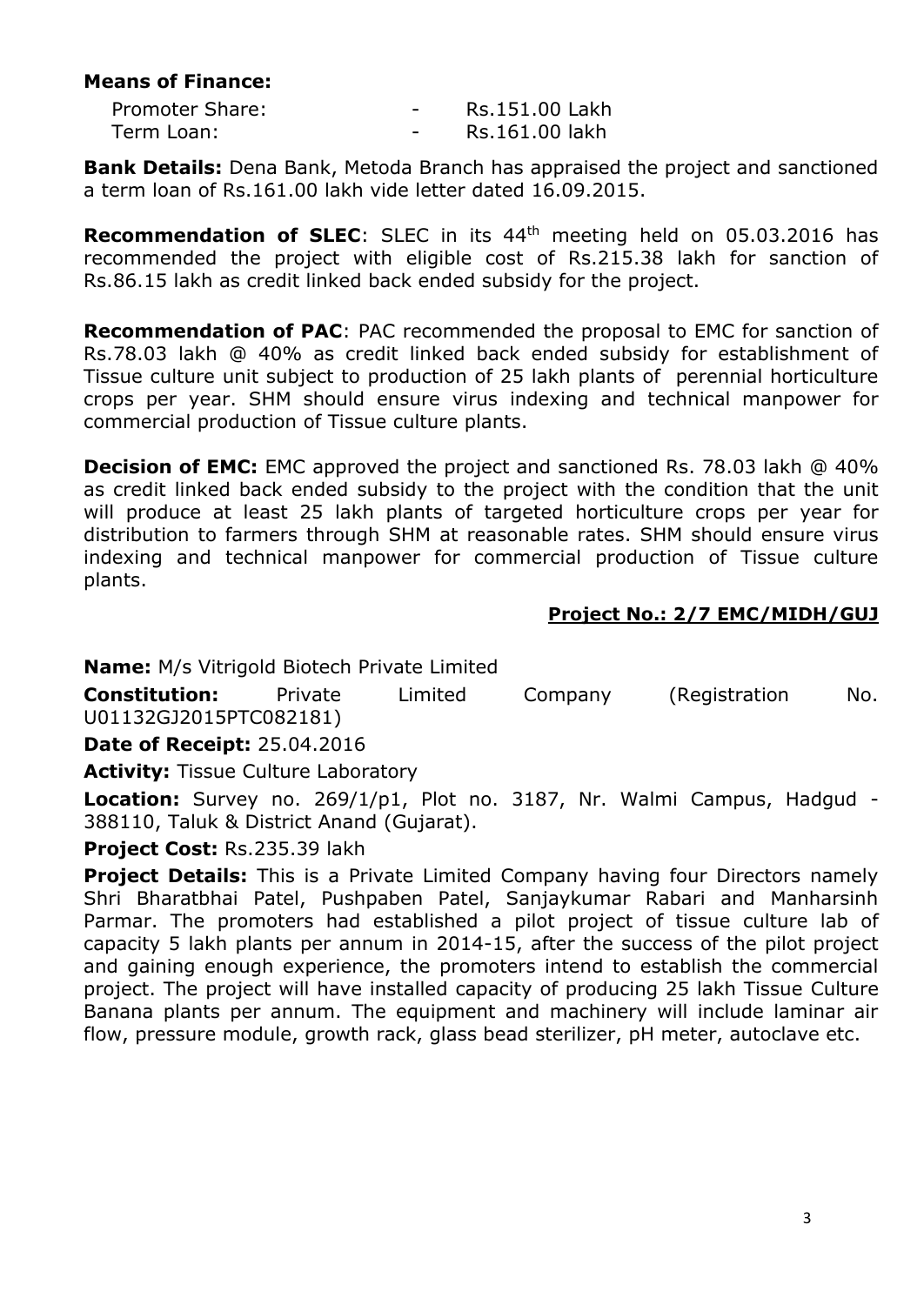**Means of Finance:**

Promoter Share: - Rs.151.00 Lakh
Term Loan: - Rs.161.00 lakh

**Bank Details:** Dena Bank, Metoda Branch has appraised the project and sanctioned a term loan of Rs.161.00 lakh vide letter dated 16.09.2015.

**Recommendation of SLEC**: SLEC in its 44th meeting held on 05.03.2016 has recommended the project with eligible cost of Rs.215.38 lakh for sanction of Rs.86.15 lakh as credit linked back ended subsidy for the project.

**Recommendation of PAC**: PAC recommended the proposal to EMC for sanction of Rs.78.03 lakh @ 40% as credit linked back ended subsidy for establishment of Tissue culture unit subject to production of 25 lakh plants of perennial horticulture crops per year. SHM should ensure virus indexing and technical manpower for commercial production of Tissue culture plants.

**Decision of EMC:** EMC approved the project and sanctioned Rs. 78.03 lakh @ 40% as credit linked back ended subsidy to the project with the condition that the unit will produce at least 25 lakh plants of targeted horticulture crops per year for distribution to farmers through SHM at reasonable rates. SHM should ensure virus indexing and technical manpower for commercial production of Tissue culture plants.

**Project No.: 2/7 EMC/MIDH/GUJ**

**Name:** M/s Vitrigold Biotech Private Limited

**Constitution:** Private Limited Company (Registration No. U01132GJ2015PTC082181)

**Date of Receipt:** 25.04.2016

**Activity:** Tissue Culture Laboratory

**Location:** Survey no. 269/1/p1, Plot no. 3187, Nr. Walmi Campus, Hadgud - 388110, Taluk & District Anand (Gujarat).

**Project Cost:** Rs.235.39 lakh

**Project Details:** This is a Private Limited Company having four Directors namely Shri Bharatbhai Patel, Pushpaben Patel, Sanjaykumar Rabari and Manharsinh Parmar. The promoters had established a pilot project of tissue culture lab of capacity 5 lakh plants per annum in 2014-15, after the success of the pilot project and gaining enough experience, the promoters intend to establish the commercial project. The project will have installed capacity of producing 25 lakh Tissue Culture Banana plants per annum. The equipment and machinery will include laminar air flow, pressure module, growth rack, glass bead sterilizer, pH meter, autoclave etc.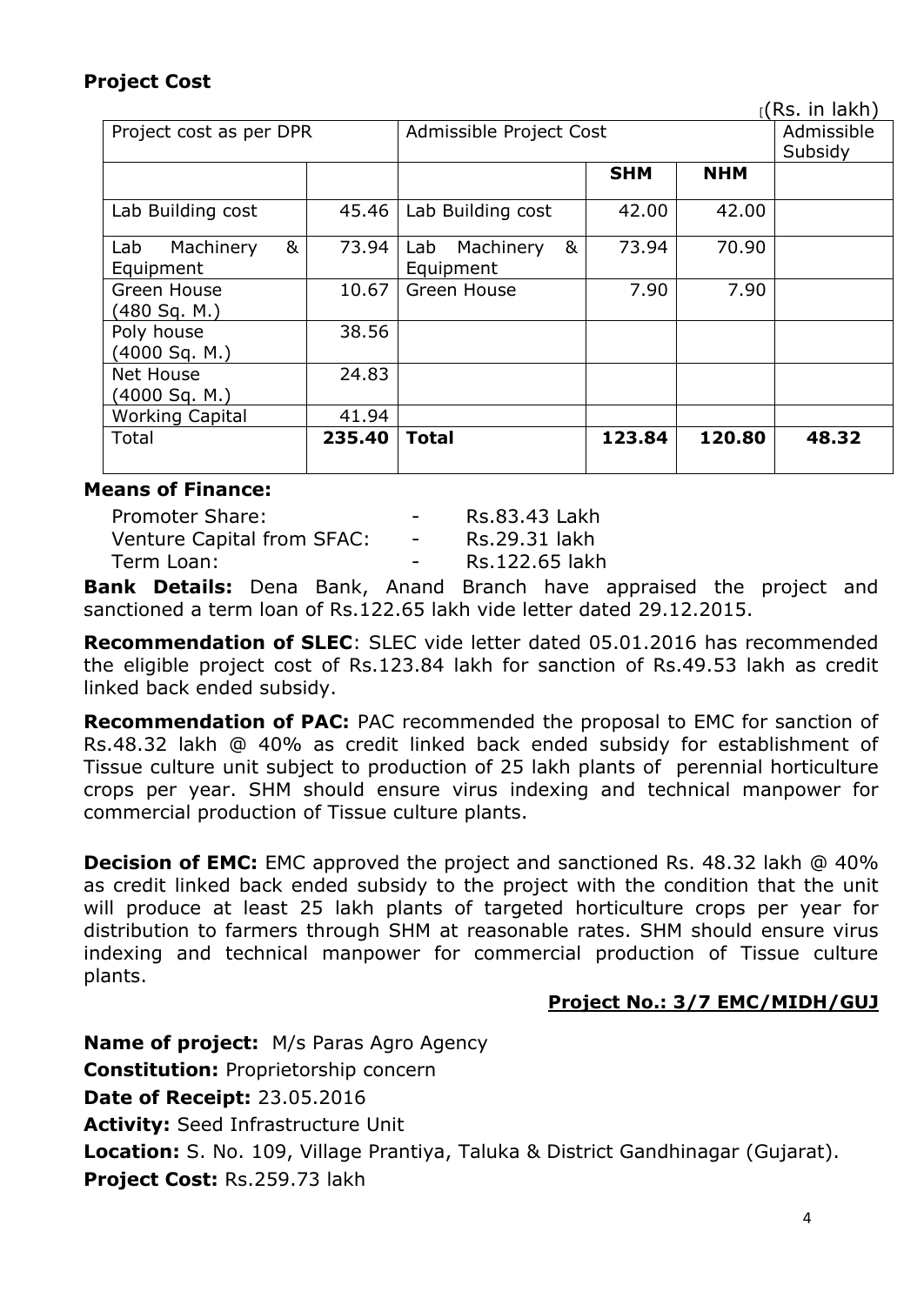**Project Cost**

(Rs. in lakh)

| Project cost as per DPR | | Admissible Project Cost | | | Admissible Subsidy |
|---|---|---|---|---|---|
| | | | **SHM** | **NHM** | |
| Lab Building cost | 45.46 | Lab Building cost | 42.00 | 42.00 | |
| Lab Machinery & Equipment | 73.94 | Lab Machinery & Equipment | 73.94 | 70.90 | |
| Green House (480 Sq. M.) | 10.67 | Green House | 7.90 | 7.90 | |
| Poly house (4000 Sq. M.) | 38.56 | | | | |
| Net House (4000 Sq. M.) | 24.83 | | | | |
| Working Capital | 41.94 | | | | |
| Total | **235.40** | **Total** | **123.84** | **120.80** | **48.32** |

**Means of Finance:**

Promoter Share: - Rs.83.43 Lakh
Venture Capital from SFAC: - Rs.29.31 lakh
Term Loan: - Rs.122.65 lakh

**Bank Details:** Dena Bank, Anand Branch have appraised the project and sanctioned a term loan of Rs.122.65 lakh vide letter dated 29.12.2015.

**Recommendation of SLEC**: SLEC vide letter dated 05.01.2016 has recommended the eligible project cost of Rs.123.84 lakh for sanction of Rs.49.53 lakh as credit linked back ended subsidy.

**Recommendation of PAC:** PAC recommended the proposal to EMC for sanction of Rs.48.32 lakh @ 40% as credit linked back ended subsidy for establishment of Tissue culture unit subject to production of 25 lakh plants of perennial horticulture crops per year. SHM should ensure virus indexing and technical manpower for commercial production of Tissue culture plants.

**Decision of EMC:** EMC approved the project and sanctioned Rs. 48.32 lakh @ 40% as credit linked back ended subsidy to the project with the condition that the unit will produce at least 25 lakh plants of targeted horticulture crops per year for distribution to farmers through SHM at reasonable rates. SHM should ensure virus indexing and technical manpower for commercial production of Tissue culture plants.

**Project No.: 3/7 EMC/MIDH/GUJ**

**Name of project:** M/s Paras Agro Agency

**Constitution:** Proprietorship concern

**Date of Receipt:** 23.05.2016

**Activity:** Seed Infrastructure Unit

**Location:** S. No. 109, Village Prantiya, Taluka & District Gandhinagar (Gujarat).

**Project Cost:** Rs.259.73 lakh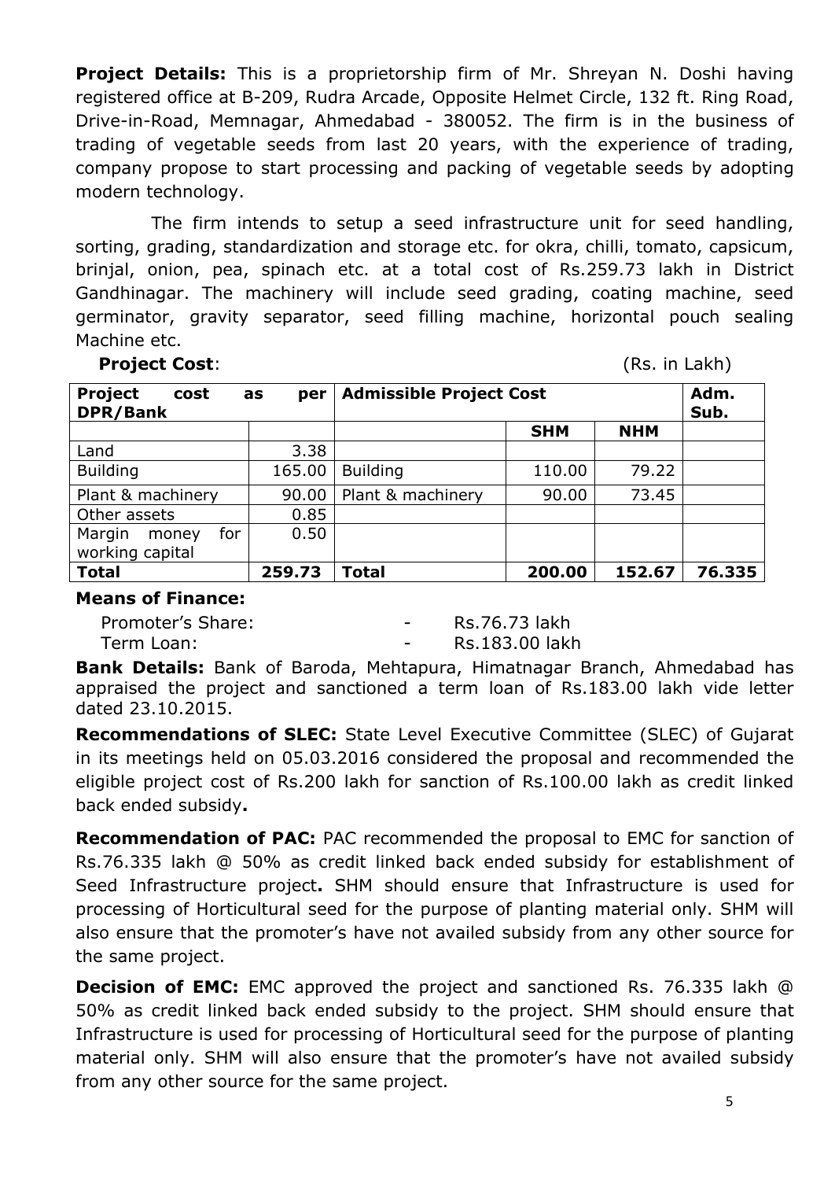**Project Details:** This is a proprietorship firm of Mr. Shreyan N. Doshi having registered office at B-209, Rudra Arcade, Opposite Helmet Circle, 132 ft. Ring Road, Drive-in-Road, Memnagar, Ahmedabad - 380052. The firm is in the business of trading of vegetable seeds from last 20 years, with the experience of trading, company propose to start processing and packing of vegetable seeds by adopting modern technology.

The firm intends to setup a seed infrastructure unit for seed handling, sorting, grading, standardization and storage etc. for okra, chilli, tomato, capsicum, brinjal, onion, pea, spinach etc. at a total cost of Rs.259.73 lakh in District Gandhinagar. The machinery will include seed grading, coating machine, seed germinator, gravity separator, seed filling machine, horizontal pouch sealing Machine etc.

**Project Cost**: (Rs. in Lakh)

| **Project cost as per DPR/Bank** | | **Admissible Project Cost** | | | **Adm. Sub.** |
|---|---|---|---|---|---|
| | | | **SHM** | **NHM** | |
| Land | 3.38 | | | | |
| Building | 165.00 | Building | 110.00 | 79.22 | |
| Plant & machinery | 90.00 | Plant & machinery | 90.00 | 73.45 | |
| Other assets | 0.85 | | | | |
| Margin money for working capital | 0.50 | | | | |
| **Total** | **259.73** | **Total** | **200.00** | **152.67** | **76.335** |

**Means of Finance:**

Promoter's Share: - Rs.76.73 lakh
Term Loan: - Rs.183.00 lakh

**Bank Details:** Bank of Baroda, Mehtapura, Himatnagar Branch, Ahmedabad has appraised the project and sanctioned a term loan of Rs.183.00 lakh vide letter dated 23.10.2015.

**Recommendations of SLEC:** State Level Executive Committee (SLEC) of Gujarat in its meetings held on 05.03.2016 considered the proposal and recommended the eligible project cost of Rs.200 lakh for sanction of Rs.100.00 lakh as credit linked back ended subsidy**.**

**Recommendation of PAC:** PAC recommended the proposal to EMC for sanction of Rs.76.335 lakh @ 50% as credit linked back ended subsidy for establishment of Seed Infrastructure project**.** SHM should ensure that Infrastructure is used for processing of Horticultural seed for the purpose of planting material only. SHM will also ensure that the promoter's have not availed subsidy from any other source for the same project.

**Decision of EMC:** EMC approved the project and sanctioned Rs. 76.335 lakh @ 50% as credit linked back ended subsidy to the project. SHM should ensure that Infrastructure is used for processing of Horticultural seed for the purpose of planting material only. SHM will also ensure that the promoter's have not availed subsidy from any other source for the same project.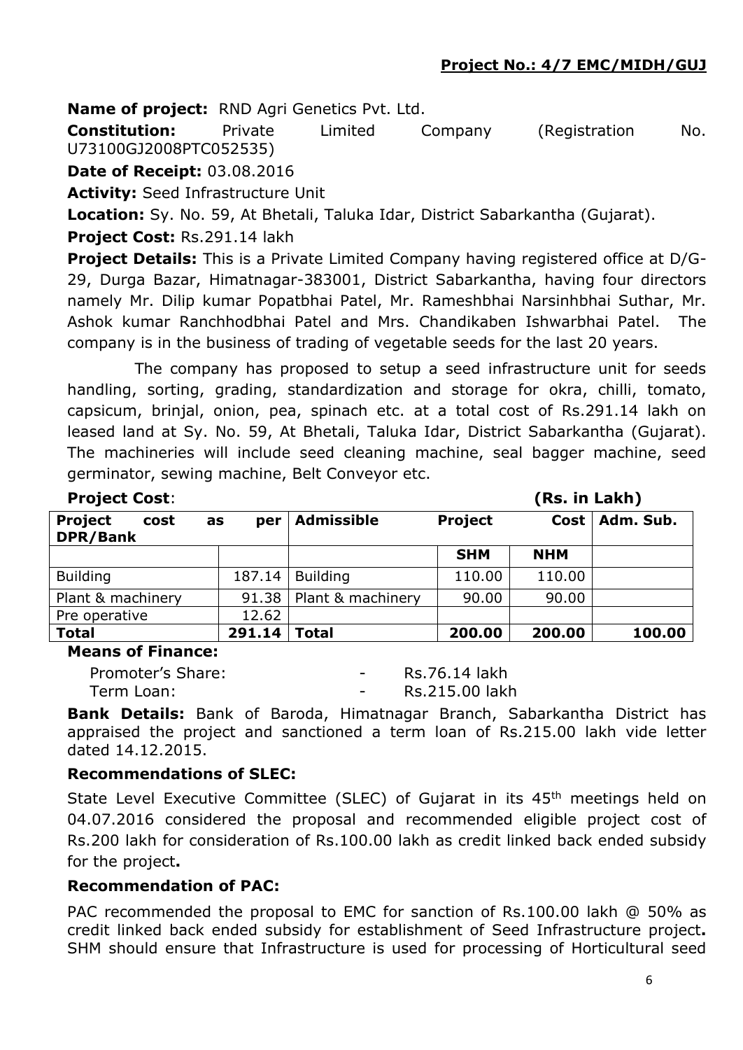**Project No.: 4/7 EMC/MIDH/GUJ**

**Name of project:** RND Agri Genetics Pvt. Ltd.

**Constitution:** Private Limited Company (Registration No. U73100GJ2008PTC052535)

**Date of Receipt:** 03.08.2016

**Activity:** Seed Infrastructure Unit

**Location:** Sy. No. 59, At Bhetali, Taluka Idar, District Sabarkantha (Gujarat).

**Project Cost:** Rs.291.14 lakh

**Project Details:** This is a Private Limited Company having registered office at D/G-29, Durga Bazar, Himatnagar-383001, District Sabarkantha, having four directors namely Mr. Dilip kumar Popatbhai Patel, Mr. Rameshbhai Narsinhbhai Suthar, Mr. Ashok kumar Ranchhodbhai Patel and Mrs. Chandikaben Ishwarbhai Patel. The company is in the business of trading of vegetable seeds for the last 20 years.

The company has proposed to setup a seed infrastructure unit for seeds handling, sorting, grading, standardization and storage for okra, chilli, tomato, capsicum, brinjal, onion, pea, spinach etc. at a total cost of Rs.291.14 lakh on leased land at Sy. No. 59, At Bhetali, Taluka Idar, District Sabarkantha (Gujarat). The machineries will include seed cleaning machine, seal bagger machine, seed germinator, sewing machine, Belt Conveyor etc.

**Project Cost**: **(Rs. in Lakh)**

| **Project cost as per DPR/Bank** | | **Admissible Project Cost** | | | **Adm. Sub.** |
|---|---|---|---|---|---|
| | | | **SHM** | **NHM** | |
| Building | 187.14 | Building | 110.00 | 110.00 | |
| Plant & machinery | 91.38 | Plant & machinery | 90.00 | 90.00 | |
| Pre operative | 12.62 | | | | |
| **Total** | **291.14** | **Total** | **200.00** | **200.00** | **100.00** |

**Means of Finance:**

Promoter's Share: - Rs.76.14 lakh

Term Loan: - Rs.215.00 lakh

**Bank Details:** Bank of Baroda, Himatnagar Branch, Sabarkantha District has appraised the project and sanctioned a term loan of Rs.215.00 lakh vide letter dated 14.12.2015.

**Recommendations of SLEC:**

State Level Executive Committee (SLEC) of Gujarat in its 45th meetings held on 04.07.2016 considered the proposal and recommended eligible project cost of Rs.200 lakh for consideration of Rs.100.00 lakh as credit linked back ended subsidy for the project**.**

**Recommendation of PAC:**

PAC recommended the proposal to EMC for sanction of Rs.100.00 lakh @ 50% as credit linked back ended subsidy for establishment of Seed Infrastructure project**.** SHM should ensure that Infrastructure is used for processing of Horticultural seed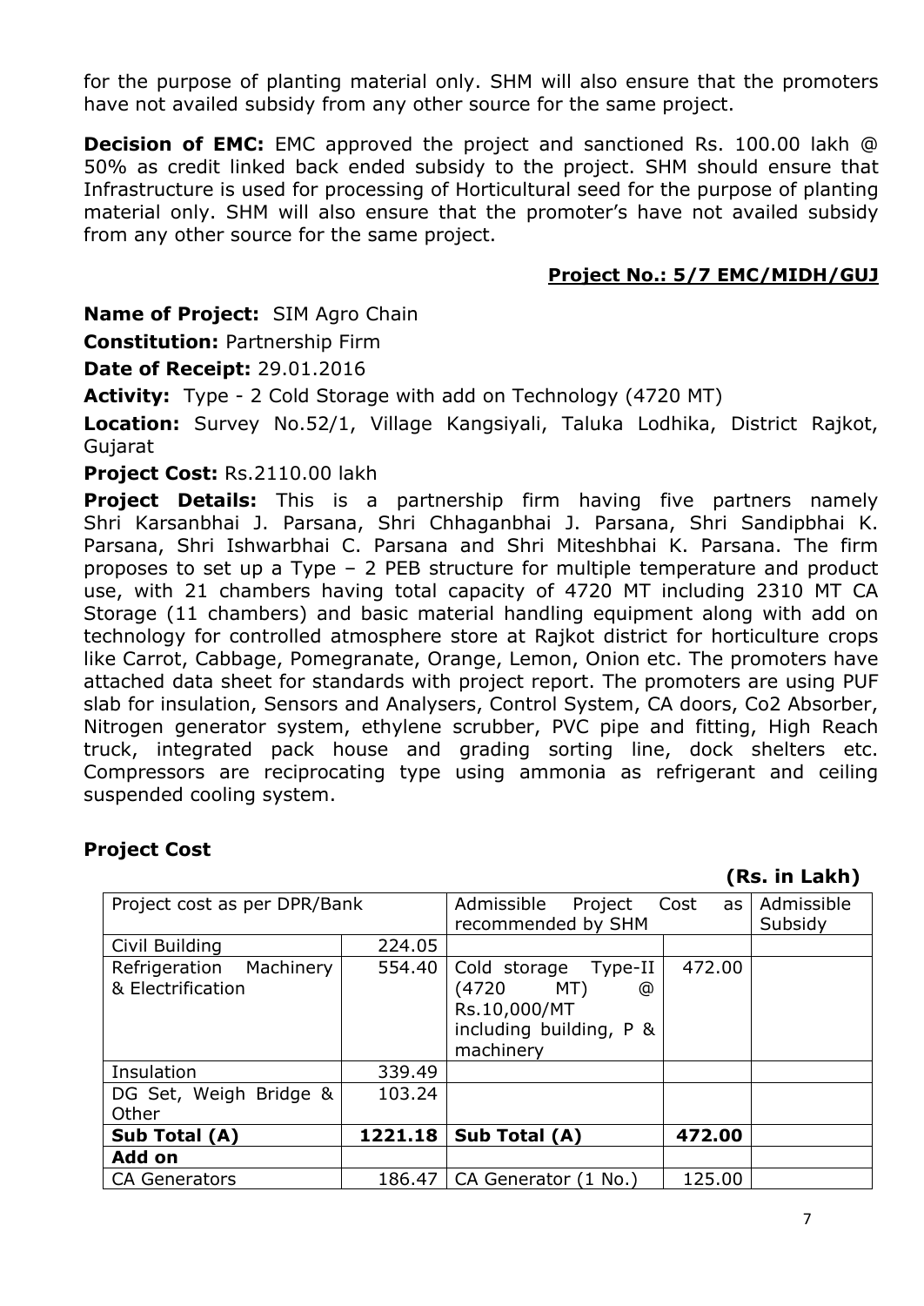for the purpose of planting material only. SHM will also ensure that the promoters have not availed subsidy from any other source for the same project.

**Decision of EMC:** EMC approved the project and sanctioned Rs. 100.00 lakh @ 50% as credit linked back ended subsidy to the project. SHM should ensure that Infrastructure is used for processing of Horticultural seed for the purpose of planting material only. SHM will also ensure that the promoter's have not availed subsidy from any other source for the same project.

**Project No.: 5/7 EMC/MIDH/GUJ**

**Name of Project:** SIM Agro Chain

**Constitution:** Partnership Firm

**Date of Receipt:** 29.01.2016

**Activity:** Type - 2 Cold Storage with add on Technology (4720 MT)

**Location:** Survey No.52/1, Village Kangsiyali, Taluka Lodhika, District Rajkot, Gujarat

**Project Cost:** Rs.2110.00 lakh

**Project Details:** This is a partnership firm having five partners namely Shri Karsanbhai J. Parsana, Shri Chhaganbhai J. Parsana, Shri Sandipbhai K. Parsana, Shri Ishwarbhai C. Parsana and Shri Miteshbhai K. Parsana. The firm proposes to set up a Type – 2 PEB structure for multiple temperature and product use, with 21 chambers having total capacity of 4720 MT including 2310 MT CA Storage (11 chambers) and basic material handling equipment along with add on technology for controlled atmosphere store at Rajkot district for horticulture crops like Carrot, Cabbage, Pomegranate, Orange, Lemon, Onion etc. The promoters have attached data sheet for standards with project report. The promoters are using PUF slab for insulation, Sensors and Analysers, Control System, CA doors, Co2 Absorber, Nitrogen generator system, ethylene scrubber, PVC pipe and fitting, High Reach truck, integrated pack house and grading sorting line, dock shelters etc. Compressors are reciprocating type using ammonia as refrigerant and ceiling suspended cooling system.

**Project Cost**

**(Rs. in Lakh)**

| Project cost as per DPR/Bank | | Admissible Project Cost as recommended by SHM | | Admissible Subsidy |
|---|---|---|---|---|
| Civil Building | 224.05 | | | |
| Refrigeration Machinery & Electrification | 554.40 | Cold storage Type-II (4720 MT) @ Rs.10,000/MT including building, P & machinery | 472.00 | |
| Insulation | 339.49 | | | |
| DG Set, Weigh Bridge & Other | 103.24 | | | |
| **Sub Total (A)** | **1221.18** | **Sub Total (A)** | **472.00** | |
| **Add on** | | | | |
| CA Generators | 186.47 | CA Generator (1 No.) | 125.00 | |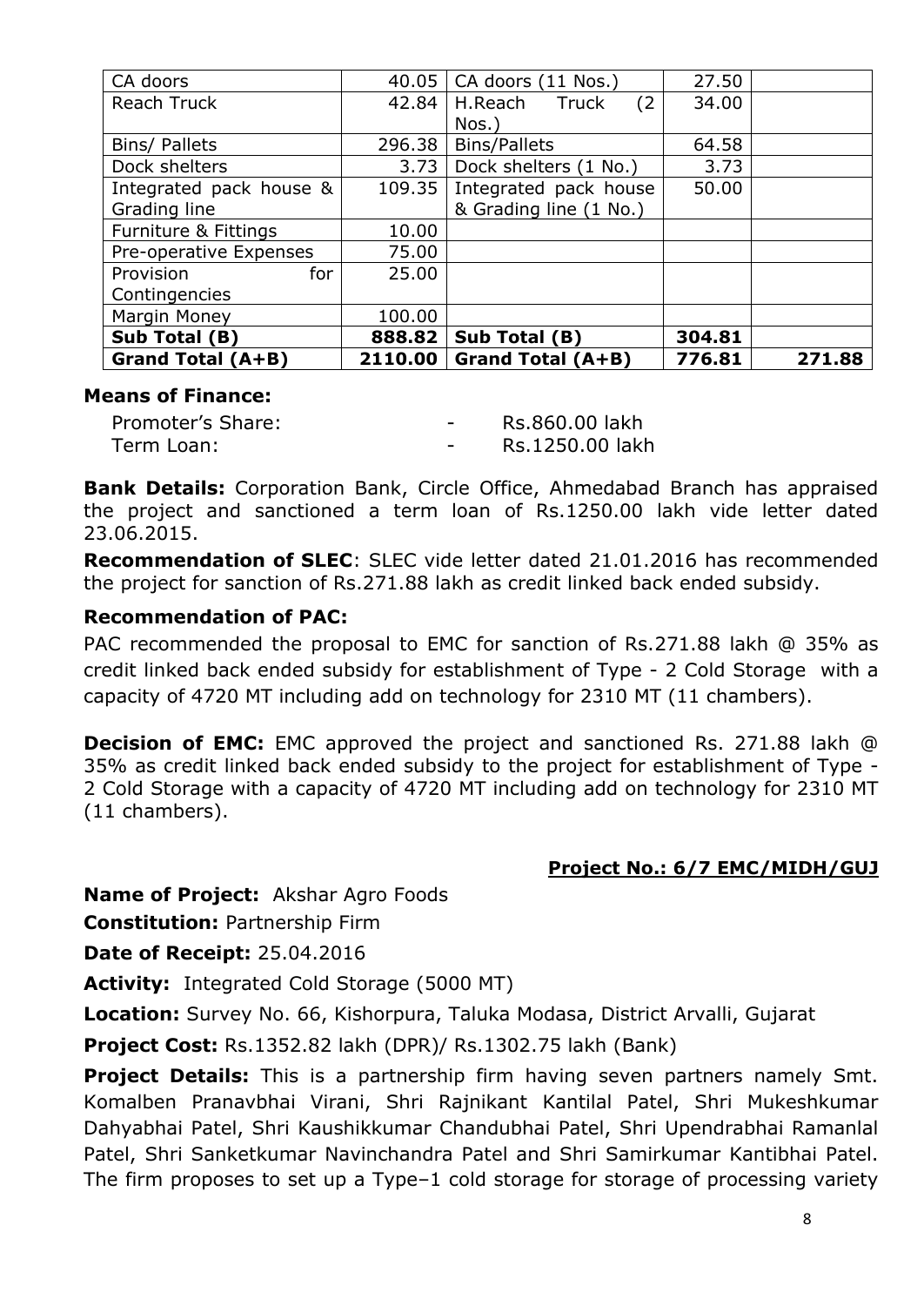| | | | | |
|---|---|---|---|---|
| CA doors | 40.05 | CA doors (11 Nos.) | 27.50 | |
| Reach Truck | 42.84 | H.Reach Truck (2 Nos.) | 34.00 | |
| Bins/ Pallets | 296.38 | Bins/Pallets | 64.58 | |
| Dock shelters | 3.73 | Dock shelters (1 No.) | 3.73 | |
| Integrated pack house & Grading line | 109.35 | Integrated pack house & Grading line (1 No.) | 50.00 | |
| Furniture & Fittings | 10.00 | | | |
| Pre-operative Expenses | 75.00 | | | |
| Provision for Contingencies | 25.00 | | | |
| Margin Money | 100.00 | | | |
| **Sub Total (B)** | **888.82** | **Sub Total (B)** | **304.81** | |
| **Grand Total (A+B)** | **2110.00** | **Grand Total (A+B)** | **776.81** | **271.88** |

**Means of Finance:**

Promoter's Share: - Rs.860.00 lakh
Term Loan: - Rs.1250.00 lakh

**Bank Details:** Corporation Bank, Circle Office, Ahmedabad Branch has appraised the project and sanctioned a term loan of Rs.1250.00 lakh vide letter dated 23.06.2015.

**Recommendation of SLEC**: SLEC vide letter dated 21.01.2016 has recommended the project for sanction of Rs.271.88 lakh as credit linked back ended subsidy.

**Recommendation of PAC:**

PAC recommended the proposal to EMC for sanction of Rs.271.88 lakh @ 35% as credit linked back ended subsidy for establishment of Type - 2 Cold Storage with a capacity of 4720 MT including add on technology for 2310 MT (11 chambers).

**Decision of EMC:** EMC approved the project and sanctioned Rs. 271.88 lakh @ 35% as credit linked back ended subsidy to the project for establishment of Type - 2 Cold Storage with a capacity of 4720 MT including add on technology for 2310 MT (11 chambers).

**Project No.: 6/7 EMC/MIDH/GUJ**

**Name of Project:** Akshar Agro Foods

**Constitution:** Partnership Firm

**Date of Receipt:** 25.04.2016

**Activity:** Integrated Cold Storage (5000 MT)

**Location:** Survey No. 66, Kishorpura, Taluka Modasa, District Arvalli, Gujarat

**Project Cost:** Rs.1352.82 lakh (DPR)/ Rs.1302.75 lakh (Bank)

**Project Details:** This is a partnership firm having seven partners namely Smt. Komalben Pranavbhai Virani, Shri Rajnikant Kantilal Patel, Shri Mukeshkumar Dahyabhai Patel, Shri Kaushikkumar Chandubhai Patel, Shri Upendrabhai Ramanlal Patel, Shri Sanketkumar Navinchandra Patel and Shri Samirkumar Kantibhai Patel. The firm proposes to set up a Type–1 cold storage for storage of processing variety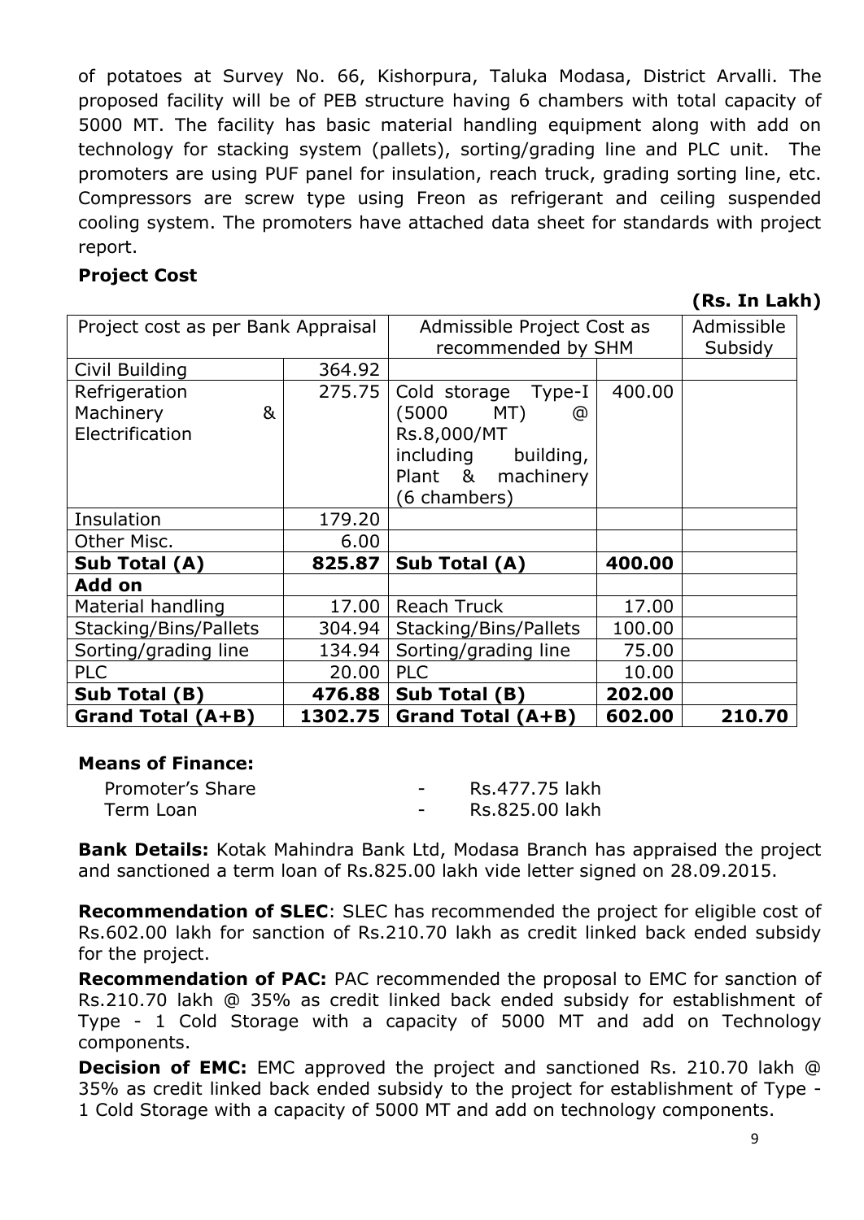of potatoes at Survey No. 66, Kishorpura, Taluka Modasa, District Arvalli. The proposed facility will be of PEB structure having 6 chambers with total capacity of 5000 MT. The facility has basic material handling equipment along with add on technology for stacking system (pallets), sorting/grading line and PLC unit. The promoters are using PUF panel for insulation, reach truck, grading sorting line, etc. Compressors are screw type using Freon as refrigerant and ceiling suspended cooling system. The promoters have attached data sheet for standards with project report.

**Project Cost**

**(Rs. In Lakh)**

| Project cost as per Bank Appraisal | | Admissible Project Cost as recommended by SHM | | Admissible Subsidy |
|---|---|---|---|---|
| Civil Building | 364.92 | | | |
| Refrigeration Machinery & Electrification | 275.75 | Cold storage Type-I (5000 MT) @ Rs.8,000/MT including building, Plant & machinery (6 chambers) | 400.00 | |
| Insulation | 179.20 | | | |
| Other Misc. | 6.00 | | | |
| **Sub Total (A)** | **825.87** | **Sub Total (A)** | **400.00** | |
| **Add on** | | | | |
| Material handling | 17.00 | Reach Truck | 17.00 | |
| Stacking/Bins/Pallets | 304.94 | Stacking/Bins/Pallets | 100.00 | |
| Sorting/grading line | 134.94 | Sorting/grading line | 75.00 | |
| PLC | 20.00 | PLC | 10.00 | |
| **Sub Total (B)** | **476.88** | **Sub Total (B)** | **202.00** | |
| **Grand Total (A+B)** | **1302.75** | **Grand Total (A+B)** | **602.00** | **210.70** |

**Means of Finance:**

Promoter's Share - Rs.477.75 lakh
Term Loan - Rs.825.00 lakh

**Bank Details:** Kotak Mahindra Bank Ltd, Modasa Branch has appraised the project and sanctioned a term loan of Rs.825.00 lakh vide letter signed on 28.09.2015.

**Recommendation of SLEC**: SLEC has recommended the project for eligible cost of Rs.602.00 lakh for sanction of Rs.210.70 lakh as credit linked back ended subsidy for the project.

**Recommendation of PAC:** PAC recommended the proposal to EMC for sanction of Rs.210.70 lakh @ 35% as credit linked back ended subsidy for establishment of Type - 1 Cold Storage with a capacity of 5000 MT and add on Technology components.

**Decision of EMC:** EMC approved the project and sanctioned Rs. 210.70 lakh @ 35% as credit linked back ended subsidy to the project for establishment of Type - 1 Cold Storage with a capacity of 5000 MT and add on technology components.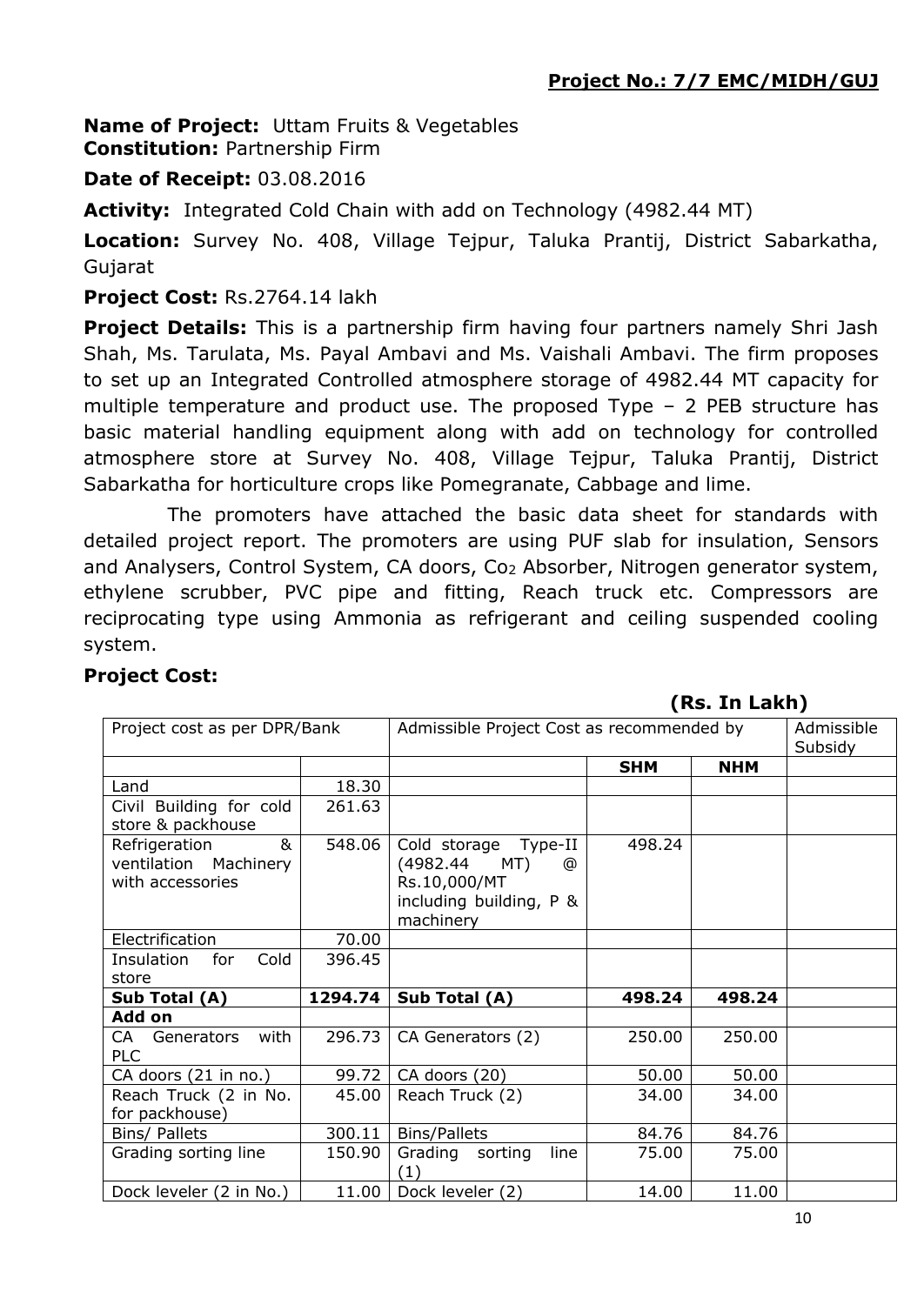**Project No.: 7/7 EMC/MIDH/GUJ**

**Name of Project:** Uttam Fruits & Vegetables
**Constitution:** Partnership Firm

**Date of Receipt:** 03.08.2016

**Activity:** Integrated Cold Chain with add on Technology (4982.44 MT)

**Location:** Survey No. 408, Village Tejpur, Taluka Prantij, District Sabarkatha, Gujarat

**Project Cost:** Rs.2764.14 lakh

**Project Details:** This is a partnership firm having four partners namely Shri Jash Shah, Ms. Tarulata, Ms. Payal Ambavi and Ms. Vaishali Ambavi. The firm proposes to set up an Integrated Controlled atmosphere storage of 4982.44 MT capacity for multiple temperature and product use. The proposed Type – 2 PEB structure has basic material handling equipment along with add on technology for controlled atmosphere store at Survey No. 408, Village Tejpur, Taluka Prantij, District Sabarkatha for horticulture crops like Pomegranate, Cabbage and lime.

The promoters have attached the basic data sheet for standards with detailed project report. The promoters are using PUF slab for insulation, Sensors and Analysers, Control System, CA doors, $Co_2$ Absorber, Nitrogen generator system, ethylene scrubber, PVC pipe and fitting, Reach truck etc. Compressors are reciprocating type using Ammonia as refrigerant and ceiling suspended cooling system.

**Project Cost:**

**(Rs. In Lakh)**

| Project cost as per DPR/Bank | | Admissible Project Cost as recommended by | | | Admissible Subsidy |
|---|---|---|---|---|---|
| | | | **SHM** | **NHM** | |
| Land | 18.30 | | | | |
| Civil Building for cold store & packhouse | 261.63 | | | | |
| Refrigeration & ventilation Machinery with accessories | 548.06 | Cold storage Type-II (4982.44 MT) @ Rs.10,000/MT including building, P & machinery | 498.24 | | |
| Electrification | 70.00 | | | | |
| Insulation for Cold store | 396.45 | | | | |
| **Sub Total (A)** | **1294.74** | **Sub Total (A)** | **498.24** | **498.24** | |
| **Add on** | | | | | |
| CA Generators with PLC | 296.73 | CA Generators (2) | 250.00 | 250.00 | |
| CA doors (21 in no.) | 99.72 | CA doors (20) | 50.00 | 50.00 | |
| Reach Truck (2 in No. for packhouse) | 45.00 | Reach Truck (2) | 34.00 | 34.00 | |
| Bins/ Pallets | 300.11 | Bins/Pallets | 84.76 | 84.76 | |
| Grading sorting line | 150.90 | Grading sorting line (1) | 75.00 | 75.00 | |
| Dock leveler (2 in No.) | 11.00 | Dock leveler (2) | 14.00 | 11.00 | |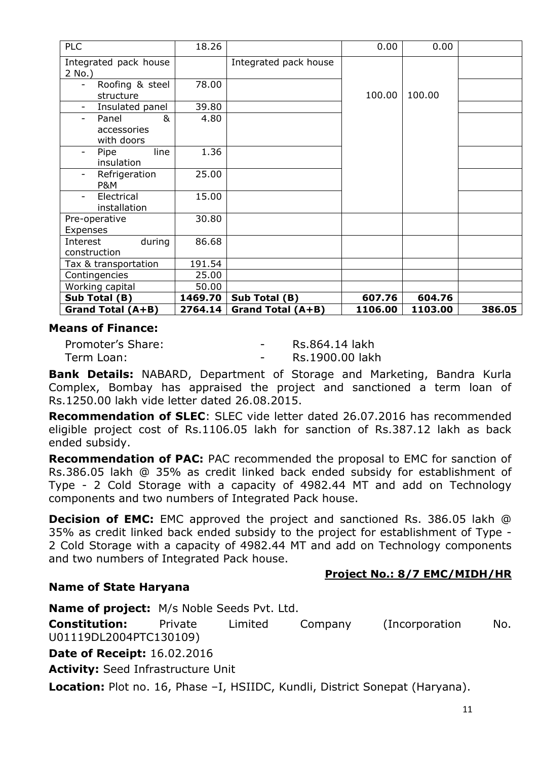| PLC | 18.26 | | 0.00 | 0.00 | |
|---|---|---|---|---|---|
| Integrated pack house 2 No.) | | Integrated pack house | 100.00 | 100.00 | |
| - Roofing & steel structure | 78.00 | | | | |
| - Insulated panel | 39.80 | | | | |
| - Panel & accessories with doors | 4.80 | | | | |
| - Pipe line insulation | 1.36 | | | | |
| - Refrigeration P&M | 25.00 | | | | |
| - Electrical installation | 15.00 | | | | |
| Pre-operative Expenses | 30.80 | | | | |
| Interest during construction | 86.68 | | | | |
| Tax & transportation | 191.54 | | | | |
| Contingencies | 25.00 | | | | |
| Working capital | 50.00 | | | | |
| **Sub Total (B)** | **1469.70** | **Sub Total (B)** | **607.76** | **604.76** | |
| **Grand Total (A+B)** | **2764.14** | **Grand Total (A+B)** | **1106.00** | **1103.00** | **386.05** |

**Means of Finance:**

Promoter's Share: - Rs.864.14 lakh
Term Loan: - Rs.1900.00 lakh

**Bank Details:** NABARD, Department of Storage and Marketing, Bandra Kurla Complex, Bombay has appraised the project and sanctioned a term loan of Rs.1250.00 lakh vide letter dated 26.08.2015.

**Recommendation of SLEC**: SLEC vide letter dated 26.07.2016 has recommended eligible project cost of Rs.1106.05 lakh for sanction of Rs.387.12 lakh as back ended subsidy.

**Recommendation of PAC:** PAC recommended the proposal to EMC for sanction of Rs.386.05 lakh @ 35% as credit linked back ended subsidy for establishment of Type - 2 Cold Storage with a capacity of 4982.44 MT and add on Technology components and two numbers of Integrated Pack house.

**Decision of EMC:** EMC approved the project and sanctioned Rs. 386.05 lakh @ 35% as credit linked back ended subsidy to the project for establishment of Type - 2 Cold Storage with a capacity of 4982.44 MT and add on Technology components and two numbers of Integrated Pack house.

**Project No.: 8/7 EMC/MIDH/HR**

**Name of State Haryana**

**Name of project:** M/s Noble Seeds Pvt. Ltd.

**Constitution:** Private Limited Company (Incorporation No. U01119DL2004PTC130109)

**Date of Receipt:** 16.02.2016

**Activity:** Seed Infrastructure Unit

**Location:** Plot no. 16, Phase –I, HSIIDC, Kundli, District Sonepat (Haryana).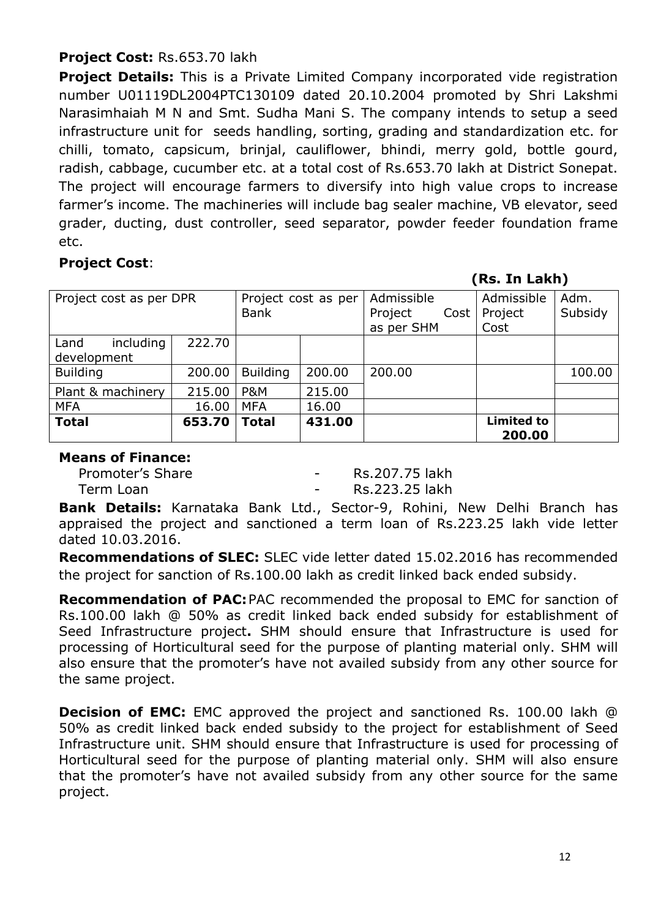**Project Cost:** Rs.653.70 lakh

**Project Details:** This is a Private Limited Company incorporated vide registration number U01119DL2004PTC130109 dated 20.10.2004 promoted by Shri Lakshmi Narasimhaiah M N and Smt. Sudha Mani S. The company intends to setup a seed infrastructure unit for seeds handling, sorting, grading and standardization etc. for chilli, tomato, capsicum, brinjal, cauliflower, bhindi, merry gold, bottle gourd, radish, cabbage, cucumber etc. at a total cost of Rs.653.70 lakh at District Sonepat. The project will encourage farmers to diversify into high value crops to increase farmer's income. The machineries will include bag sealer machine, VB elevator, seed grader, ducting, dust controller, seed separator, powder feeder foundation frame etc.

**Project Cost**:

**(Rs. In Lakh)**

| Project cost as per DPR | | Project cost as per Bank | | Admissible Project Cost as per SHM | Admissible Project Cost | Adm. Subsidy |
|---|---|---|---|---|---|---|
| Land including development | 222.70 | | | | | |
| Building | 200.00 | Building | 200.00 | 200.00 | | 100.00 |
| Plant & machinery | 215.00 | P&M | 215.00 | | | |
| MFA | 16.00 | MFA | 16.00 | | | |
| **Total** | **653.70** | **Total** | **431.00** | | **Limited to 200.00** | |

**Means of Finance:**

Promoter's Share - Rs.207.75 lakh
Term Loan - Rs.223.25 lakh

**Bank Details:** Karnataka Bank Ltd., Sector-9, Rohini, New Delhi Branch has appraised the project and sanctioned a term loan of Rs.223.25 lakh vide letter dated 10.03.2016.

**Recommendations of SLEC:** SLEC vide letter dated 15.02.2016 has recommended the project for sanction of Rs.100.00 lakh as credit linked back ended subsidy.

**Recommendation of PAC:** PAC recommended the proposal to EMC for sanction of Rs.100.00 lakh @ 50% as credit linked back ended subsidy for establishment of Seed Infrastructure project**.** SHM should ensure that Infrastructure is used for processing of Horticultural seed for the purpose of planting material only. SHM will also ensure that the promoter's have not availed subsidy from any other source for the same project.

**Decision of EMC:** EMC approved the project and sanctioned Rs. 100.00 lakh @ 50% as credit linked back ended subsidy to the project for establishment of Seed Infrastructure unit. SHM should ensure that Infrastructure is used for processing of Horticultural seed for the purpose of planting material only. SHM will also ensure that the promoter's have not availed subsidy from any other source for the same project.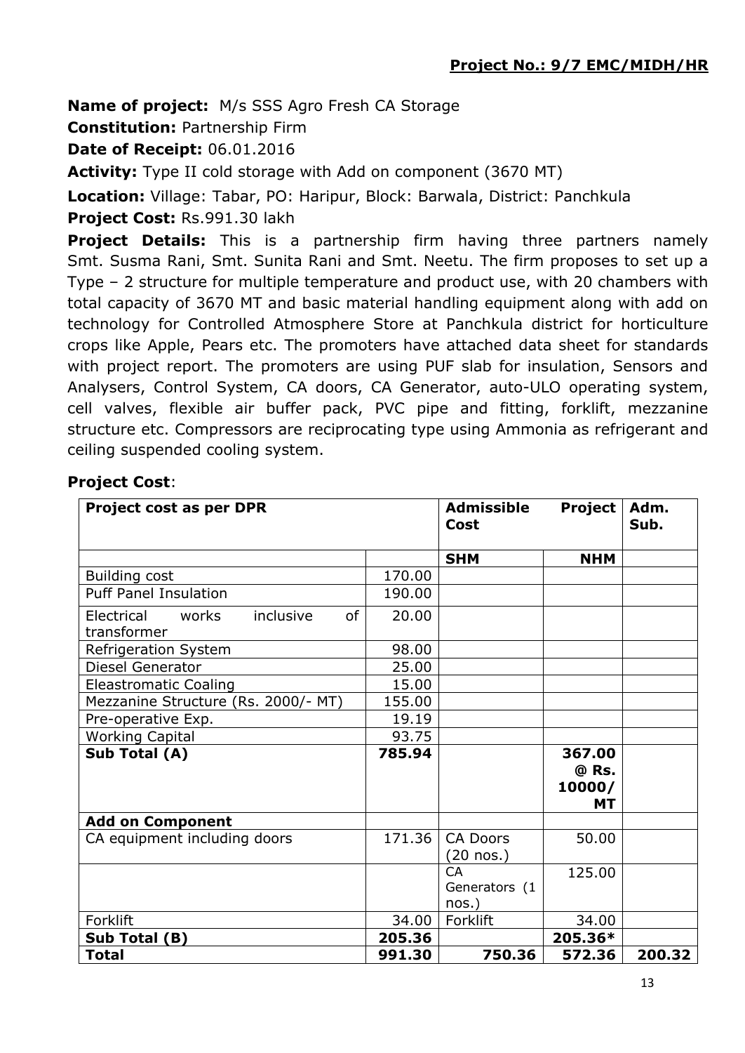**Project No.: 9/7 EMC/MIDH/HR**

**Name of project:** M/s SSS Agro Fresh CA Storage

**Constitution:** Partnership Firm

**Date of Receipt:** 06.01.2016

**Activity:** Type II cold storage with Add on component (3670 MT)

**Location:** Village: Tabar, PO: Haripur, Block: Barwala, District: Panchkula

**Project Cost:** Rs.991.30 lakh

**Project Details:** This is a partnership firm having three partners namely Smt. Susma Rani, Smt. Sunita Rani and Smt. Neetu. The firm proposes to set up a Type – 2 structure for multiple temperature and product use, with 20 chambers with total capacity of 3670 MT and basic material handling equipment along with add on technology for Controlled Atmosphere Store at Panchkula district for horticulture crops like Apple, Pears etc. The promoters have attached data sheet for standards with project report. The promoters are using PUF slab for insulation, Sensors and Analysers, Control System, CA doors, CA Generator, auto-ULO operating system, cell valves, flexible air buffer pack, PVC pipe and fitting, forklift, mezzanine structure etc. Compressors are reciprocating type using Ammonia as refrigerant and ceiling suspended cooling system.

**Project Cost**:

| **Project cost as per DPR** | | **Admissible Project Cost** | | **Adm. Sub.** |
|---|---|---|---|---|
| | | **SHM** | **NHM** | |
| Building cost | 170.00 | | | |
| Puff Panel Insulation | 190.00 | | | |
| Electrical works inclusive of transformer | 20.00 | | | |
| Refrigeration System | 98.00 | | | |
| Diesel Generator | 25.00 | | | |
| Eleastromatic Coaling | 15.00 | | | |
| Mezzanine Structure (Rs. 2000/- MT) | 155.00 | | | |
| Pre-operative Exp. | 19.19 | | | |
| Working Capital | 93.75 | | | |
| **Sub Total (A)** | **785.94** | | **367.00 @ Rs. 10000/ MT** | |
| **Add on Component** | | | | |
| CA equipment including doors | 171.36 | CA Doors (20 nos.) | 50.00 | |
| | | CA Generators (1 nos.) | 125.00 | |
| Forklift | 34.00 | Forklift | 34.00 | |
| **Sub Total (B)** | **205.36** | | **205.36*** | |
| **Total** | **991.30** | **750.36** | **572.36** | **200.32** |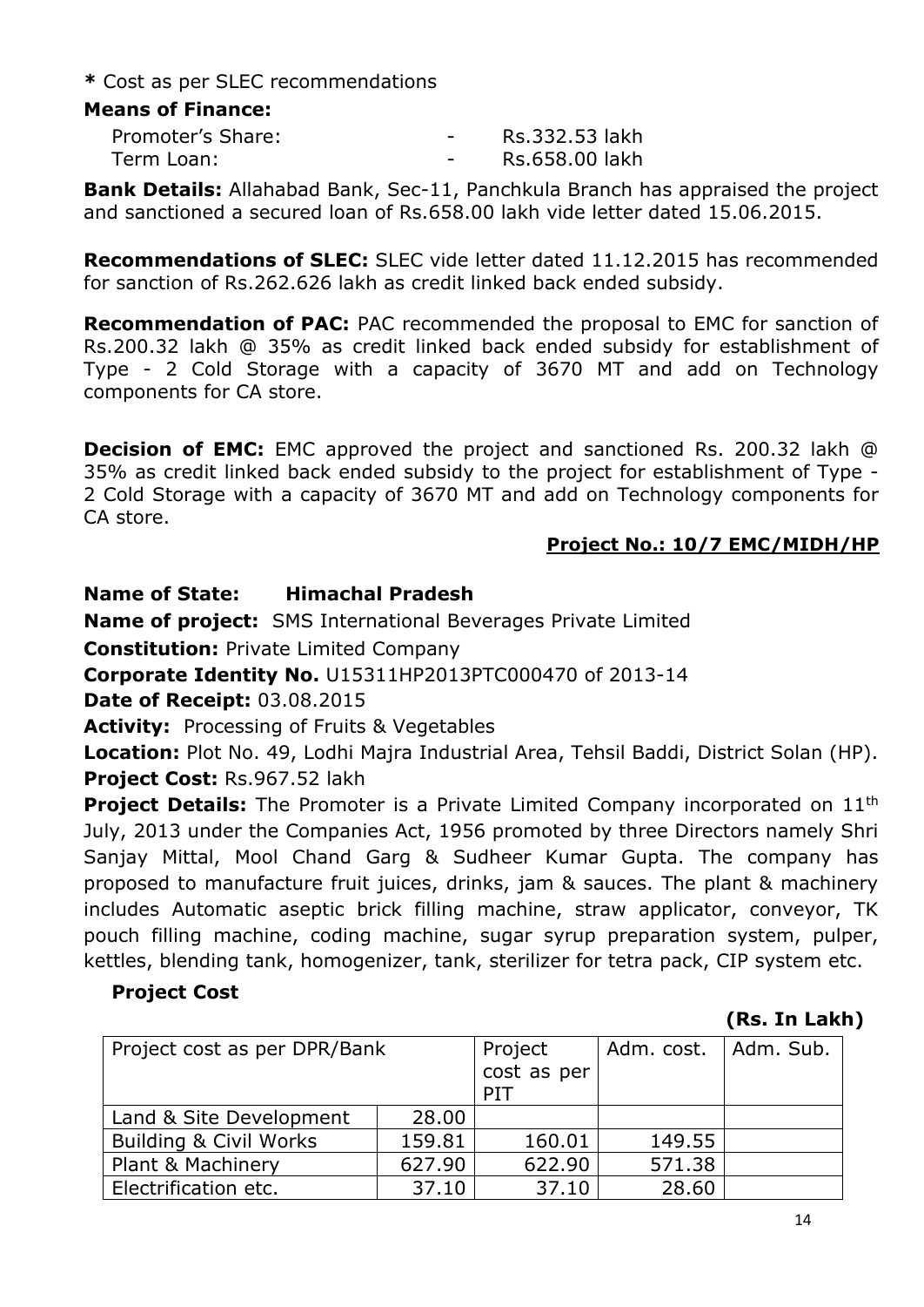**\*** Cost as per SLEC recommendations

**Means of Finance:**

| | | |
|---|---|---|
| Promoter's Share: | - | Rs.332.53 lakh |
| Term Loan: | - | Rs.658.00 lakh |

**Bank Details:** Allahabad Bank, Sec-11, Panchkula Branch has appraised the project and sanctioned a secured loan of Rs.658.00 lakh vide letter dated 15.06.2015.

**Recommendations of SLEC:** SLEC vide letter dated 11.12.2015 has recommended for sanction of Rs.262.626 lakh as credit linked back ended subsidy.

**Recommendation of PAC:** PAC recommended the proposal to EMC for sanction of Rs.200.32 lakh @ 35% as credit linked back ended subsidy for establishment of Type - 2 Cold Storage with a capacity of 3670 MT and add on Technology components for CA store.

**Decision of EMC:** EMC approved the project and sanctioned Rs. 200.32 lakh @ 35% as credit linked back ended subsidy to the project for establishment of Type - 2 Cold Storage with a capacity of 3670 MT and add on Technology components for CA store.

**<u>Project No.: 10/7 EMC/MIDH/HP</u>**

**Name of State: Himachal Pradesh**

**Name of project:** SMS International Beverages Private Limited

**Constitution:** Private Limited Company

**Corporate Identity No.** U15311HP2013PTC000470 of 2013-14

**Date of Receipt:** 03.08.2015

**Activity:** Processing of Fruits & Vegetables

**Location:** Plot No. 49, Lodhi Majra Industrial Area, Tehsil Baddi, District Solan (HP).

**Project Cost:** Rs.967.52 lakh

**Project Details:** The Promoter is a Private Limited Company incorporated on 11th July, 2013 under the Companies Act, 1956 promoted by three Directors namely Shri Sanjay Mittal, Mool Chand Garg & Sudheer Kumar Gupta. The company has proposed to manufacture fruit juices, drinks, jam & sauces. The plant & machinery includes Automatic aseptic brick filling machine, straw applicator, conveyor, TK pouch filling machine, coding machine, sugar syrup preparation system, pulper, kettles, blending tank, homogenizer, tank, sterilizer for tetra pack, CIP system etc.

**Project Cost**

**(Rs. In Lakh)**

| Project cost as per DPR/Bank | | Project cost as per PIT | Adm. cost. | Adm. Sub. |
|---|---|---|---|---|
| Land & Site Development | 28.00 | | | |
| Building & Civil Works | 159.81 | 160.01 | 149.55 | |
| Plant & Machinery | 627.90 | 622.90 | 571.38 | |
| Electrification etc. | 37.10 | 37.10 | 28.60 | |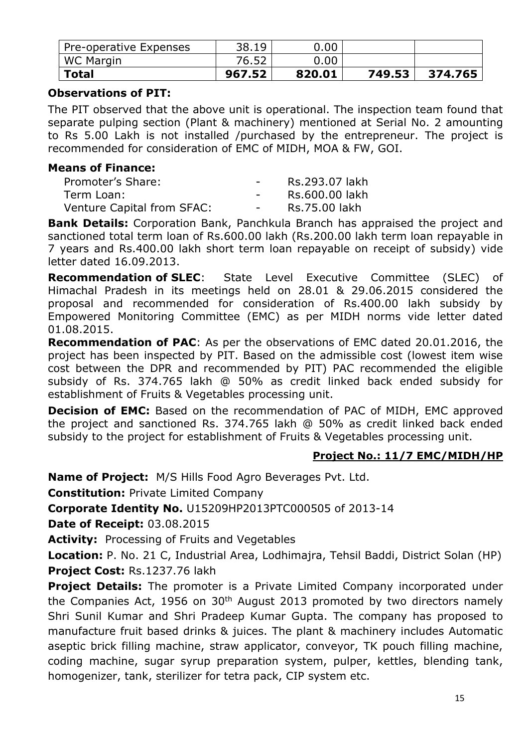| Pre-operative Expenses | 38.19 | 0.00 | | |
|---|---|---|---|---|
| WC Margin | 76.52 | 0.00 | | |
| **Total** | **967.52** | **820.01** | **749.53** | **374.765** |

**Observations of PIT:**

The PIT observed that the above unit is operational. The inspection team found that separate pulping section (Plant & machinery) mentioned at Serial No. 2 amounting to Rs 5.00 Lakh is not installed /purchased by the entrepreneur. The project is recommended for consideration of EMC of MIDH, MOA & FW, GOI.

**Means of Finance:**

| | | |
|---|---|---|
| Promoter's Share: | - | Rs.293.07 lakh |
| Term Loan: | - | Rs.600.00 lakh |
| Venture Capital from SFAC: | - | Rs.75.00 lakh |

**Bank Details:** Corporation Bank, Panchkula Branch has appraised the project and sanctioned total term loan of Rs.600.00 lakh (Rs.200.00 lakh term loan repayable in 7 years and Rs.400.00 lakh short term loan repayable on receipt of subsidy) vide letter dated 16.09.2013.

**Recommendation of SLEC**: State Level Executive Committee (SLEC) of Himachal Pradesh in its meetings held on 28.01 & 29.06.2015 considered the proposal and recommended for consideration of Rs.400.00 lakh subsidy by Empowered Monitoring Committee (EMC) as per MIDH norms vide letter dated 01.08.2015.

**Recommendation of PAC**: As per the observations of EMC dated 20.01.2016, the project has been inspected by PIT. Based on the admissible cost (lowest item wise cost between the DPR and recommended by PIT) PAC recommended the eligible subsidy of Rs. 374.765 lakh @ 50% as credit linked back ended subsidy for establishment of Fruits & Vegetables processing unit.

**Decision of EMC:** Based on the recommendation of PAC of MIDH, EMC approved the project and sanctioned Rs. 374.765 lakh @ 50% as credit linked back ended subsidy to the project for establishment of Fruits & Vegetables processing unit.

**Project No.: 11/7 EMC/MIDH/HP**

**Name of Project:** M/S Hills Food Agro Beverages Pvt. Ltd.

**Constitution:** Private Limited Company

**Corporate Identity No.** U15209HP2013PTC000505 of 2013-14

**Date of Receipt:** 03.08.2015

**Activity:** Processing of Fruits and Vegetables

**Location:** P. No. 21 C, Industrial Area, Lodhimajra, Tehsil Baddi, District Solan (HP)

**Project Cost:** Rs.1237.76 lakh

**Project Details:** The promoter is a Private Limited Company incorporated under the Companies Act, 1956 on 30th August 2013 promoted by two directors namely Shri Sunil Kumar and Shri Pradeep Kumar Gupta. The company has proposed to manufacture fruit based drinks & juices. The plant & machinery includes Automatic aseptic brick filling machine, straw applicator, conveyor, TK pouch filling machine, coding machine, sugar syrup preparation system, pulper, kettles, blending tank, homogenizer, tank, sterilizer for tetra pack, CIP system etc.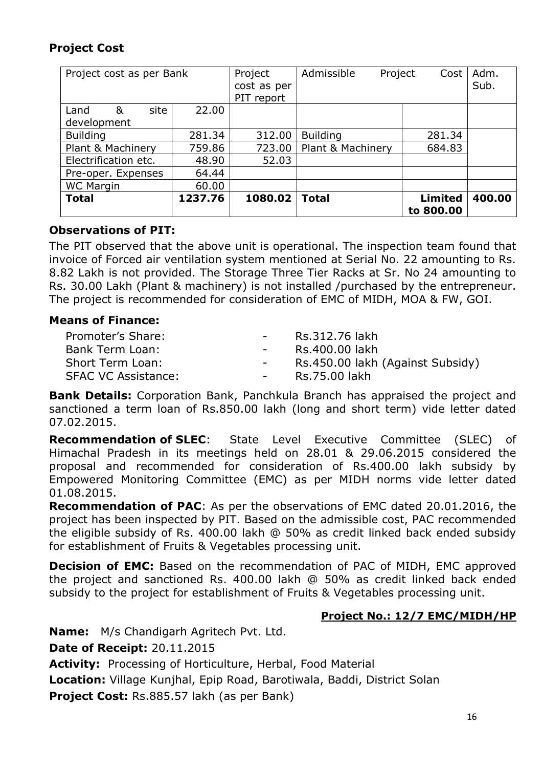**Project Cost**

| Project cost as per Bank | | Project cost as per PIT report | Admissible Project Cost | | Adm. Sub. |
|---|---|---|---|---|---|
| Land & site development | 22.00 | | | | |
| Building | 281.34 | 312.00 | Building | 281.34 | |
| Plant & Machinery | 759.86 | 723.00 | Plant & Machinery | 684.83 | |
| Electrification etc. | 48.90 | 52.03 | | | |
| Pre-oper. Expenses | 64.44 | | | | |
| WC Margin | 60.00 | | | | |
| **Total** | **1237.76** | **1080.02** | **Total** | **Limited to 800.00** | **400.00** |

**Observations of PIT:**

The PIT observed that the above unit is operational. The inspection team found that invoice of Forced air ventilation system mentioned at Serial No. 22 amounting to Rs. 8.82 Lakh is not provided. The Storage Three Tier Racks at Sr. No 24 amounting to Rs. 30.00 Lakh (Plant & machinery) is not installed /purchased by the entrepreneur. The project is recommended for consideration of EMC of MIDH, MOA & FW, GOI.

**Means of Finance:**

| | | |
|---|---|---|
| Promoter's Share: | - | Rs.312.76 lakh |
| Bank Term Loan: | - | Rs.400.00 lakh |
| Short Term Loan: | - | Rs.450.00 lakh (Against Subsidy) |
| SFAC VC Assistance: | - | Rs.75.00 lakh |

**Bank Details:** Corporation Bank, Panchkula Branch has appraised the project and sanctioned a term loan of Rs.850.00 lakh (long and short term) vide letter dated 07.02.2015.

**Recommendation of SLEC**: State Level Executive Committee (SLEC) of Himachal Pradesh in its meetings held on 28.01 & 29.06.2015 considered the proposal and recommended for consideration of Rs.400.00 lakh subsidy by Empowered Monitoring Committee (EMC) as per MIDH norms vide letter dated 01.08.2015.

**Recommendation of PAC**: As per the observations of EMC dated 20.01.2016, the project has been inspected by PIT. Based on the admissible cost, PAC recommended the eligible subsidy of Rs. 400.00 lakh @ 50% as credit linked back ended subsidy for establishment of Fruits & Vegetables processing unit.

**Decision of EMC:** Based on the recommendation of PAC of MIDH, EMC approved the project and sanctioned Rs. 400.00 lakh @ 50% as credit linked back ended subsidy to the project for establishment of Fruits & Vegetables processing unit.

**Project No.: 12/7 EMC/MIDH/HP**

**Name:** M/s Chandigarh Agritech Pvt. Ltd.

**Date of Receipt:** 20.11.2015

**Activity:** Processing of Horticulture, Herbal, Food Material

**Location:** Village Kunjhal, Epip Road, Barotiwala, Baddi, District Solan

**Project Cost:** Rs.885.57 lakh (as per Bank)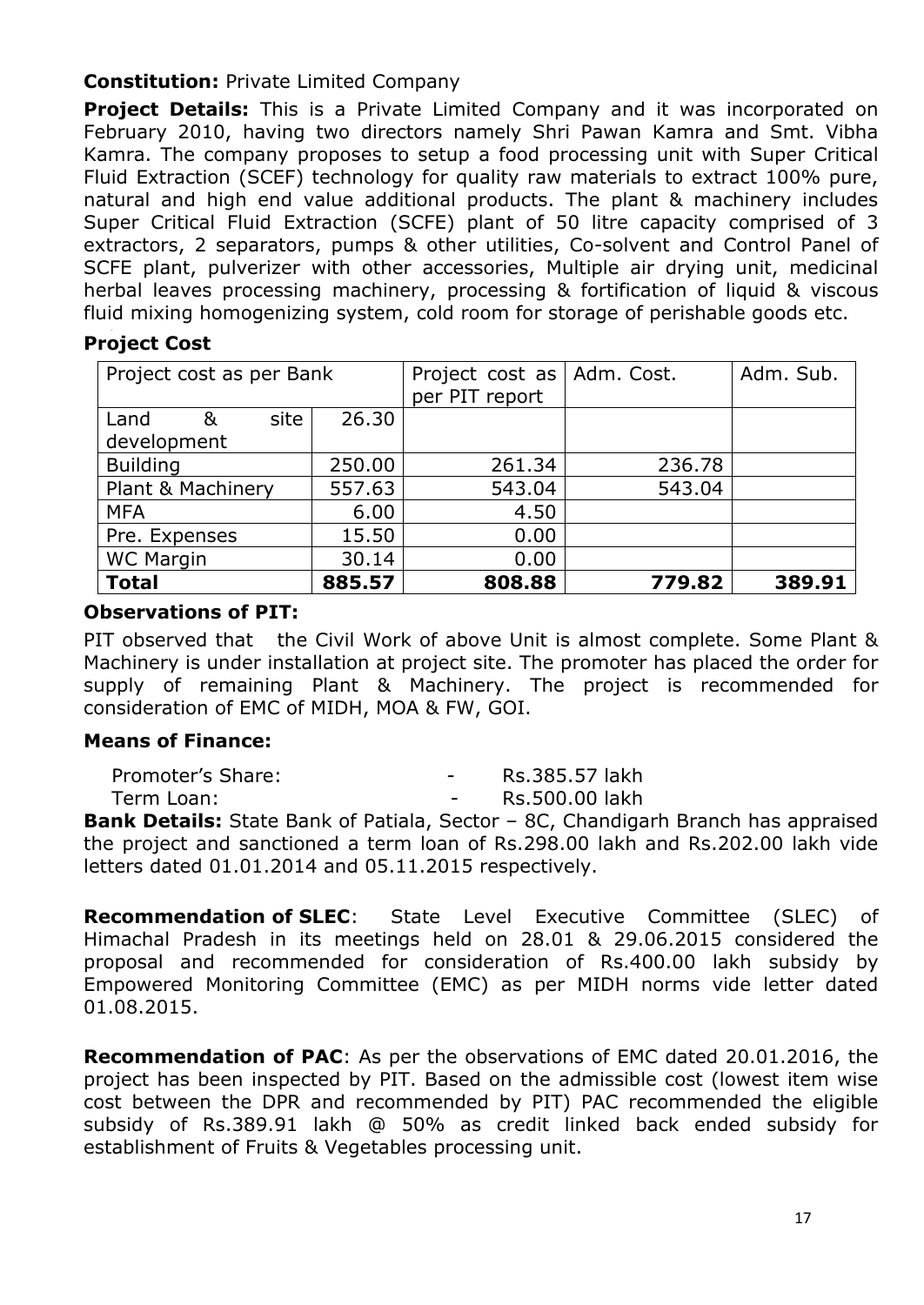**Constitution:** Private Limited Company

**Project Details:** This is a Private Limited Company and it was incorporated on February 2010, having two directors namely Shri Pawan Kamra and Smt. Vibha Kamra. The company proposes to setup a food processing unit with Super Critical Fluid Extraction (SCEF) technology for quality raw materials to extract 100% pure, natural and high end value additional products. The plant & machinery includes Super Critical Fluid Extraction (SCFE) plant of 50 litre capacity comprised of 3 extractors, 2 separators, pumps & other utilities, Co-solvent and Control Panel of SCFE plant, pulverizer with other accessories, Multiple air drying unit, medicinal herbal leaves processing machinery, processing & fortification of liquid & viscous fluid mixing homogenizing system, cold room for storage of perishable goods etc.

**Project Cost**

| Project cost as per Bank | | Project cost as per PIT report | Adm. Cost. | Adm. Sub. |
|---|---|---|---|---|
| Land & site development | 26.30 | | | |
| Building | 250.00 | 261.34 | 236.78 | |
| Plant & Machinery | 557.63 | 543.04 | 543.04 | |
| MFA | 6.00 | 4.50 | | |
| Pre. Expenses | 15.50 | 0.00 | | |
| WC Margin | 30.14 | 0.00 | | |
| **Total** | **885.57** | **808.88** | **779.82** | **389.91** |

**Observations of PIT:**

PIT observed that the Civil Work of above Unit is almost complete. Some Plant & Machinery is under installation at project site. The promoter has placed the order for supply of remaining Plant & Machinery. The project is recommended for consideration of EMC of MIDH, MOA & FW, GOI.

**Means of Finance:**

Promoter's Share: - Rs.385.57 lakh
Term Loan: - Rs.500.00 lakh

**Bank Details:** State Bank of Patiala, Sector – 8C, Chandigarh Branch has appraised the project and sanctioned a term loan of Rs.298.00 lakh and Rs.202.00 lakh vide letters dated 01.01.2014 and 05.11.2015 respectively.

**Recommendation of SLEC**: State Level Executive Committee (SLEC) of Himachal Pradesh in its meetings held on 28.01 & 29.06.2015 considered the proposal and recommended for consideration of Rs.400.00 lakh subsidy by Empowered Monitoring Committee (EMC) as per MIDH norms vide letter dated 01.08.2015.

**Recommendation of PAC**: As per the observations of EMC dated 20.01.2016, the project has been inspected by PIT. Based on the admissible cost (lowest item wise cost between the DPR and recommended by PIT) PAC recommended the eligible subsidy of Rs.389.91 lakh @ 50% as credit linked back ended subsidy for establishment of Fruits & Vegetables processing unit.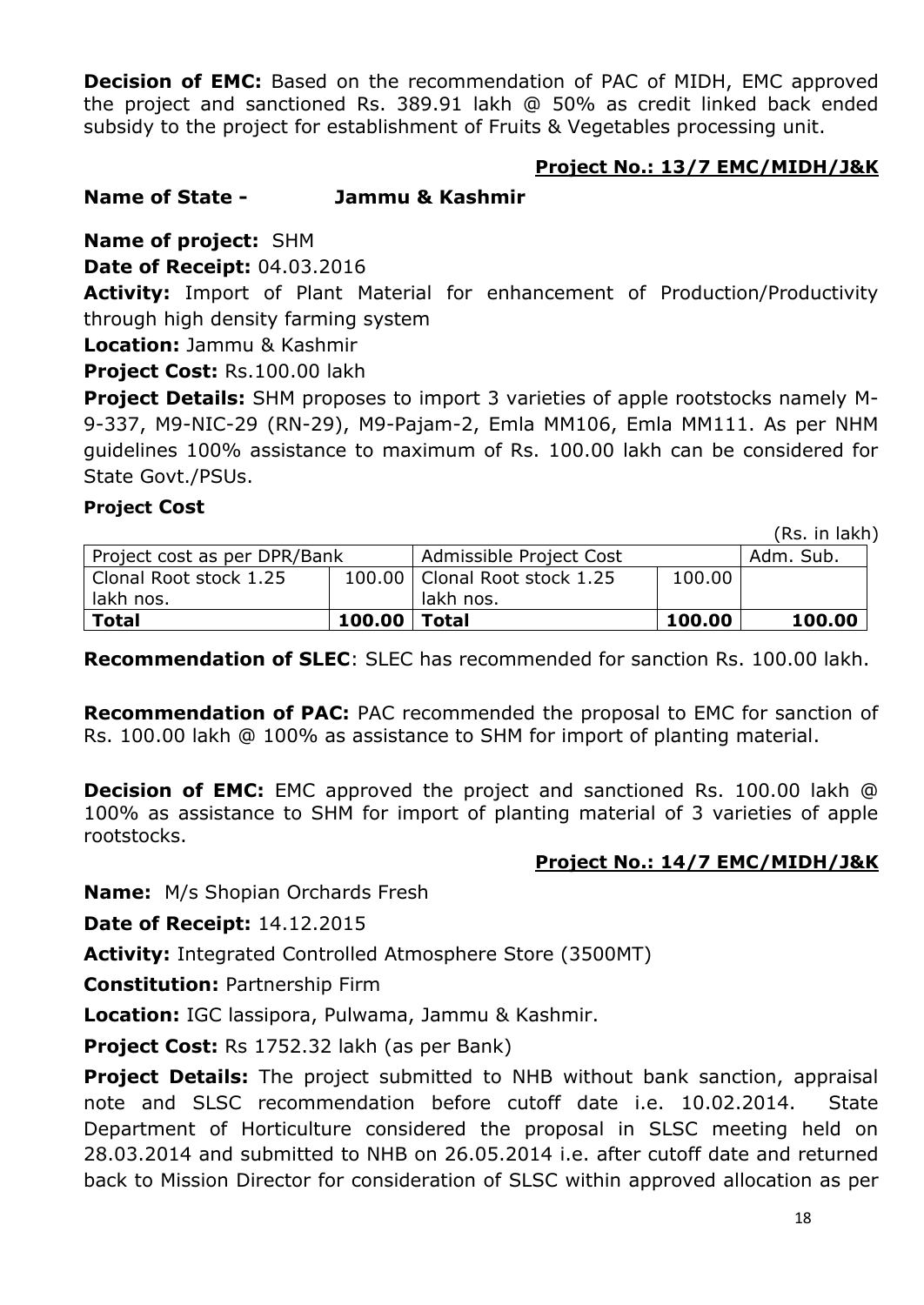**Decision of EMC:** Based on the recommendation of PAC of MIDH, EMC approved the project and sanctioned Rs. 389.91 lakh @ 50% as credit linked back ended subsidy to the project for establishment of Fruits & Vegetables processing unit.

**Project No.: 13/7 EMC/MIDH/J&K**

**Name of State -** **Jammu & Kashmir**

**Name of project:** SHM

**Date of Receipt:** 04.03.2016

**Activity:** Import of Plant Material for enhancement of Production/Productivity through high density farming system

**Location:** Jammu & Kashmir

**Project Cost:** Rs.100.00 lakh

**Project Details:** SHM proposes to import 3 varieties of apple rootstocks namely M-9-337, M9-NIC-29 (RN-29), M9-Pajam-2, Emla MM106, Emla MM111. As per NHM guidelines 100% assistance to maximum of Rs. 100.00 lakh can be considered for State Govt./PSUs.

**Project Cost**

(Rs. in lakh)

| Project cost as per DPR/Bank | | Admissible Project Cost | | Adm. Sub. |
|---|---|---|---|---|
| Clonal Root stock 1.25 lakh nos. | 100.00 | Clonal Root stock 1.25 lakh nos. | 100.00 | |
| **Total** | **100.00** | **Total** | **100.00** | **100.00** |

**Recommendation of SLEC**: SLEC has recommended for sanction Rs. 100.00 lakh.

**Recommendation of PAC:** PAC recommended the proposal to EMC for sanction of Rs. 100.00 lakh @ 100% as assistance to SHM for import of planting material.

**Decision of EMC:** EMC approved the project and sanctioned Rs. 100.00 lakh @ 100% as assistance to SHM for import of planting material of 3 varieties of apple rootstocks.

**Project No.: 14/7 EMC/MIDH/J&K**

**Name:** M/s Shopian Orchards Fresh

**Date of Receipt:** 14.12.2015

**Activity:** Integrated Controlled Atmosphere Store (3500MT)

**Constitution:** Partnership Firm

**Location:** IGC lassipora, Pulwama, Jammu & Kashmir.

**Project Cost:** Rs 1752.32 lakh (as per Bank)

**Project Details:** The project submitted to NHB without bank sanction, appraisal note and SLSC recommendation before cutoff date i.e. 10.02.2014. State Department of Horticulture considered the proposal in SLSC meeting held on 28.03.2014 and submitted to NHB on 26.05.2014 i.e. after cutoff date and returned back to Mission Director for consideration of SLSC within approved allocation as per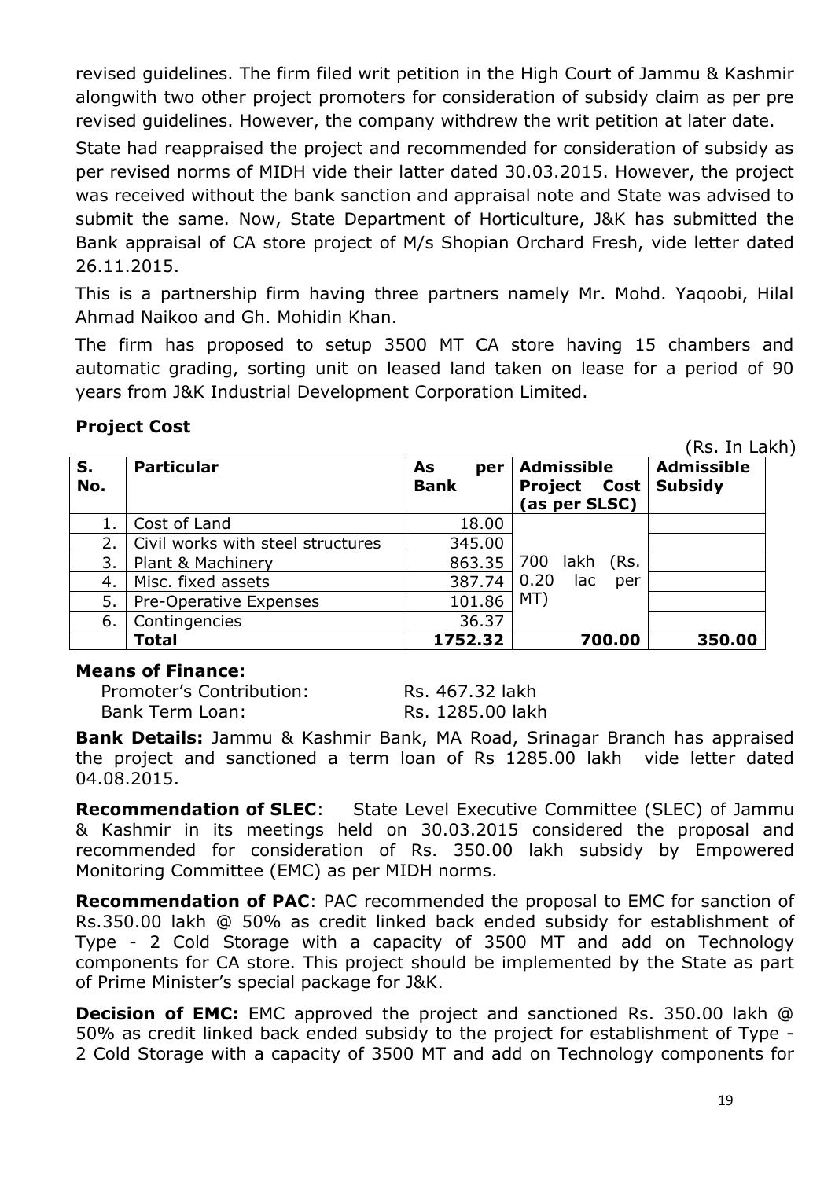revised guidelines. The firm filed writ petition in the High Court of Jammu & Kashmir alongwith two other project promoters for consideration of subsidy claim as per pre revised guidelines. However, the company withdrew the writ petition at later date.

State had reappraised the project and recommended for consideration of subsidy as per revised norms of MIDH vide their latter dated 30.03.2015. However, the project was received without the bank sanction and appraisal note and State was advised to submit the same. Now, State Department of Horticulture, J&K has submitted the Bank appraisal of CA store project of M/s Shopian Orchard Fresh, vide letter dated 26.11.2015.

This is a partnership firm having three partners namely Mr. Mohd. Yaqoobi, Hilal Ahmad Naikoo and Gh. Mohidin Khan.

The firm has proposed to setup 3500 MT CA store having 15 chambers and automatic grading, sorting unit on leased land taken on lease for a period of 90 years from J&K Industrial Development Corporation Limited.

**Project Cost**

(Rs. In Lakh)

| S. No. | Particular | As per Bank | Admissible Project Cost (as per SLSC) | Admissible Subsidy |
|---|---|---|---|---|
| 1. | Cost of Land | 18.00 | 700 lakh (Rs. 0.20 lac per MT) | |
| 2. | Civil works with steel structures | 345.00 | | |
| 3. | Plant & Machinery | 863.35 | | |
| 4. | Misc. fixed assets | 387.74 | | |
| 5. | Pre-Operative Expenses | 101.86 | | |
| 6. | Contingencies | 36.37 | | |
| | **Total** | **1752.32** | **700.00** | **350.00** |

**Means of Finance:**

Promoter's Contribution: Rs. 467.32 lakh
Bank Term Loan: Rs. 1285.00 lakh

**Bank Details:** Jammu & Kashmir Bank, MA Road, Srinagar Branch has appraised the project and sanctioned a term loan of Rs 1285.00 lakh vide letter dated 04.08.2015.

**Recommendation of SLEC**: State Level Executive Committee (SLEC) of Jammu & Kashmir in its meetings held on 30.03.2015 considered the proposal and recommended for consideration of Rs. 350.00 lakh subsidy by Empowered Monitoring Committee (EMC) as per MIDH norms.

**Recommendation of PAC**: PAC recommended the proposal to EMC for sanction of Rs.350.00 lakh @ 50% as credit linked back ended subsidy for establishment of Type - 2 Cold Storage with a capacity of 3500 MT and add on Technology components for CA store. This project should be implemented by the State as part of Prime Minister's special package for J&K.

**Decision of EMC:** EMC approved the project and sanctioned Rs. 350.00 lakh @ 50% as credit linked back ended subsidy to the project for establishment of Type - 2 Cold Storage with a capacity of 3500 MT and add on Technology components for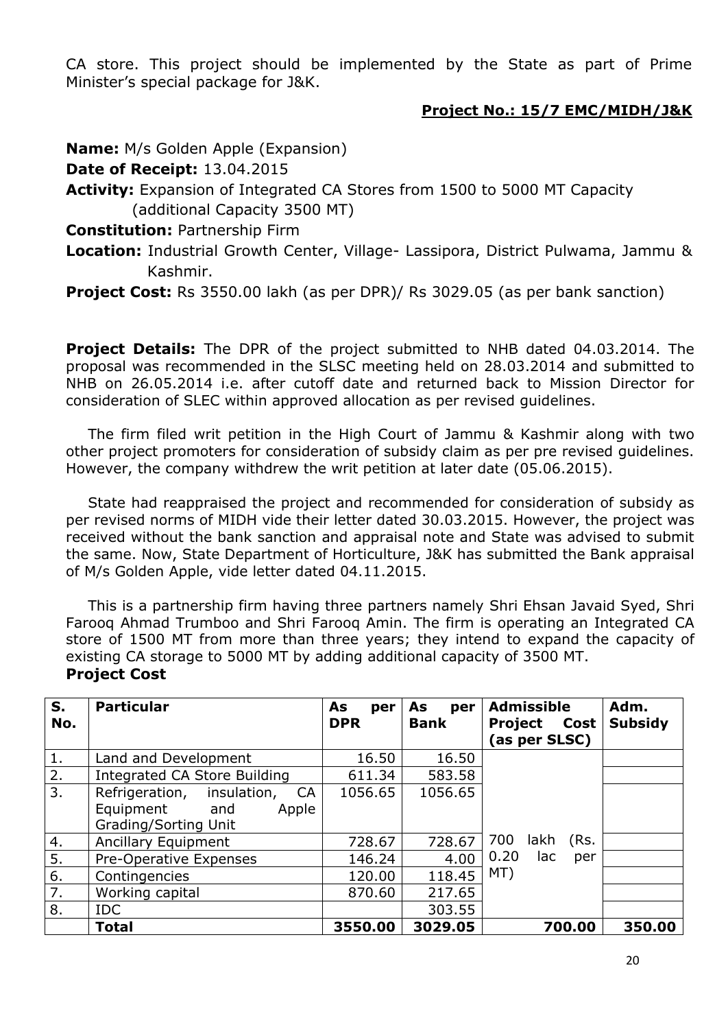CA store. This project should be implemented by the State as part of Prime Minister's special package for J&K.

**Project No.: 15/7 EMC/MIDH/J&K**

**Name:** M/s Golden Apple (Expansion)

**Date of Receipt:** 13.04.2015

**Activity:** Expansion of Integrated CA Stores from 1500 to 5000 MT Capacity (additional Capacity 3500 MT)

**Constitution:** Partnership Firm

**Location:** Industrial Growth Center, Village- Lassipora, District Pulwama, Jammu & Kashmir.

**Project Cost:** Rs 3550.00 lakh (as per DPR)/ Rs 3029.05 (as per bank sanction)

**Project Details:** The DPR of the project submitted to NHB dated 04.03.2014. The proposal was recommended in the SLSC meeting held on 28.03.2014 and submitted to NHB on 26.05.2014 i.e. after cutoff date and returned back to Mission Director for consideration of SLEC within approved allocation as per revised guidelines.

The firm filed writ petition in the High Court of Jammu & Kashmir along with two other project promoters for consideration of subsidy claim as per pre revised guidelines. However, the company withdrew the writ petition at later date (05.06.2015).

State had reappraised the project and recommended for consideration of subsidy as per revised norms of MIDH vide their letter dated 30.03.2015. However, the project was received without the bank sanction and appraisal note and State was advised to submit the same. Now, State Department of Horticulture, J&K has submitted the Bank appraisal of M/s Golden Apple, vide letter dated 04.11.2015.

This is a partnership firm having three partners namely Shri Ehsan Javaid Syed, Shri Farooq Ahmad Trumboo and Shri Farooq Amin. The firm is operating an Integrated CA store of 1500 MT from more than three years; they intend to expand the capacity of existing CA storage to 5000 MT by adding additional capacity of 3500 MT.

**Project Cost**

| S. No. | Particular | As per DPR | As per Bank | Admissible Project Cost (as per SLSC) | Adm. Subsidy |
|---|---|---|---|---|---|
| 1. | Land and Development | 16.50 | 16.50 | | |
| 2. | Integrated CA Store Building | 611.34 | 583.58 | | |
| 3. | Refrigeration, insulation, CA Equipment and Apple Grading/Sorting Unit | 1056.65 | 1056.65 | | |
| 4. | Ancillary Equipment | 728.67 | 728.67 | 700 lakh (Rs. 0.20 lac per MT) | |
| 5. | Pre-Operative Expenses | 146.24 | 4.00 | | |
| 6. | Contingencies | 120.00 | 118.45 | | |
| 7. | Working capital | 870.60 | 217.65 | | |
| 8. | IDC | | 303.55 | | |
| | **Total** | **3550.00** | **3029.05** | **700.00** | **350.00** |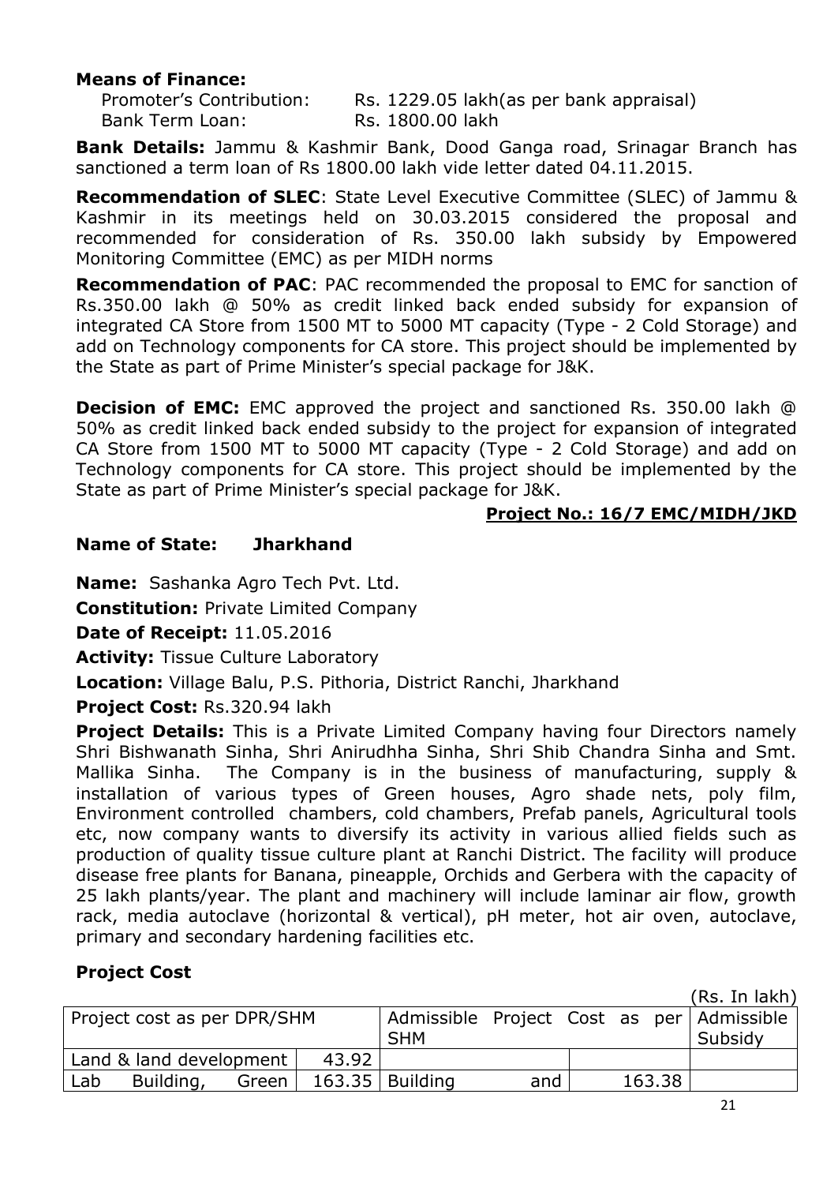**Means of Finance:**

Promoter's Contribution: Rs. 1229.05 lakh(as per bank appraisal)
Bank Term Loan: Rs. 1800.00 lakh

**Bank Details:** Jammu & Kashmir Bank, Dood Ganga road, Srinagar Branch has sanctioned a term loan of Rs 1800.00 lakh vide letter dated 04.11.2015.

**Recommendation of SLEC**: State Level Executive Committee (SLEC) of Jammu & Kashmir in its meetings held on 30.03.2015 considered the proposal and recommended for consideration of Rs. 350.00 lakh subsidy by Empowered Monitoring Committee (EMC) as per MIDH norms

**Recommendation of PAC**: PAC recommended the proposal to EMC for sanction of Rs.350.00 lakh @ 50% as credit linked back ended subsidy for expansion of integrated CA Store from 1500 MT to 5000 MT capacity (Type - 2 Cold Storage) and add on Technology components for CA store. This project should be implemented by the State as part of Prime Minister's special package for J&K.

**Decision of EMC:** EMC approved the project and sanctioned Rs. 350.00 lakh @ 50% as credit linked back ended subsidy to the project for expansion of integrated CA Store from 1500 MT to 5000 MT capacity (Type - 2 Cold Storage) and add on Technology components for CA store. This project should be implemented by the State as part of Prime Minister's special package for J&K.

**Project No.: 16/7 EMC/MIDH/JKD**

**Name of State: Jharkhand**

**Name:** Sashanka Agro Tech Pvt. Ltd.

**Constitution:** Private Limited Company

**Date of Receipt:** 11.05.2016

**Activity:** Tissue Culture Laboratory

**Location:** Village Balu, P.S. Pithoria, District Ranchi, Jharkhand

**Project Cost:** Rs.320.94 lakh

**Project Details:** This is a Private Limited Company having four Directors namely Shri Bishwanath Sinha, Shri Anirudhha Sinha, Shri Shib Chandra Sinha and Smt. Mallika Sinha. The Company is in the business of manufacturing, supply & installation of various types of Green houses, Agro shade nets, poly film, Environment controlled chambers, cold chambers, Prefab panels, Agricultural tools etc, now company wants to diversify its activity in various allied fields such as production of quality tissue culture plant at Ranchi District. The facility will produce disease free plants for Banana, pineapple, Orchids and Gerbera with the capacity of 25 lakh plants/year. The plant and machinery will include laminar air flow, growth rack, media autoclave (horizontal & vertical), pH meter, hot air oven, autoclave, primary and secondary hardening facilities etc.

**Project Cost**

(Rs. In lakh)

| Project cost as per DPR/SHM | | Admissible Project Cost as per SHM | | Admissible Subsidy |
|---|---|---|---|---|
| Land & land development | 43.92 | | | |
| Lab Building, Green | 163.35 | Building and | 163.38 | |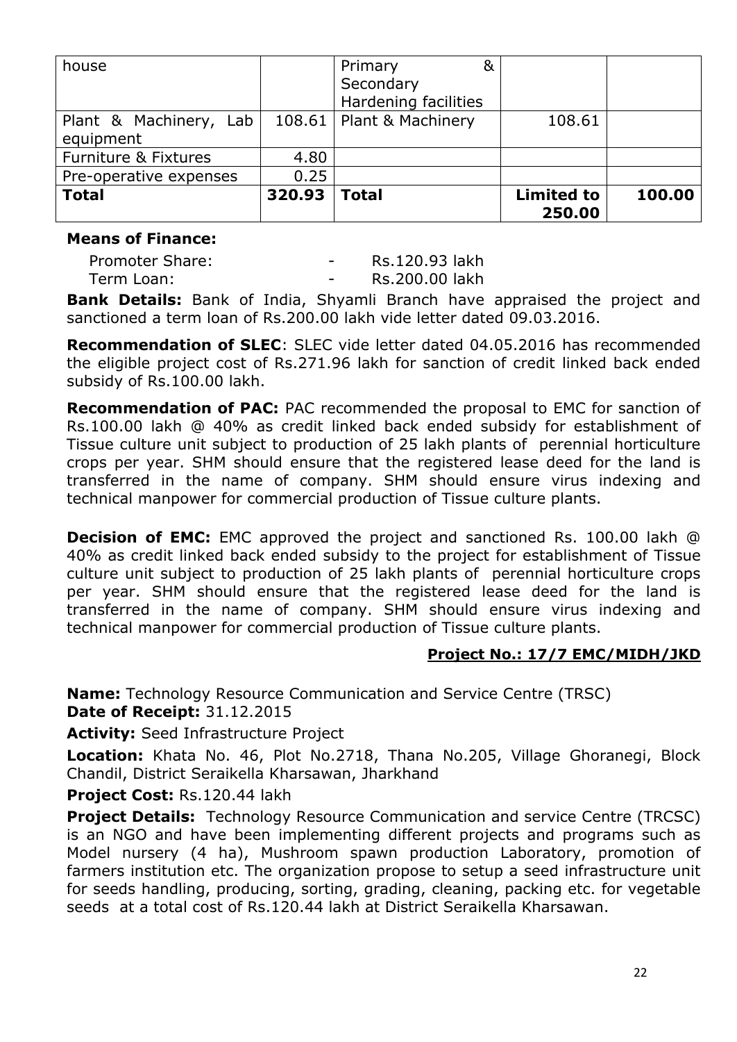| house | | Primary & Secondary Hardening facilities | | |
|---|---|---|---|---|
| Plant & Machinery, Lab equipment | 108.61 | Plant & Machinery | 108.61 | |
| Furniture & Fixtures | 4.80 | | | |
| Pre-operative expenses | 0.25 | | | |
| **Total** | **320.93** | **Total** | **Limited to 250.00** | **100.00** |

**Means of Finance:**

Promoter Share: - Rs.120.93 lakh
Term Loan: - Rs.200.00 lakh

**Bank Details:** Bank of India, Shyamli Branch have appraised the project and sanctioned a term loan of Rs.200.00 lakh vide letter dated 09.03.2016.

**Recommendation of SLEC**: SLEC vide letter dated 04.05.2016 has recommended the eligible project cost of Rs.271.96 lakh for sanction of credit linked back ended subsidy of Rs.100.00 lakh.

**Recommendation of PAC:** PAC recommended the proposal to EMC for sanction of Rs.100.00 lakh @ 40% as credit linked back ended subsidy for establishment of Tissue culture unit subject to production of 25 lakh plants of perennial horticulture crops per year. SHM should ensure that the registered lease deed for the land is transferred in the name of company. SHM should ensure virus indexing and technical manpower for commercial production of Tissue culture plants.

**Decision of EMC:** EMC approved the project and sanctioned Rs. 100.00 lakh @ 40% as credit linked back ended subsidy to the project for establishment of Tissue culture unit subject to production of 25 lakh plants of perennial horticulture crops per year. SHM should ensure that the registered lease deed for the land is transferred in the name of company. SHM should ensure virus indexing and technical manpower for commercial production of Tissue culture plants.

**Project No.: 17/7 EMC/MIDH/JKD**

**Name:** Technology Resource Communication and Service Centre (TRSC)
**Date of Receipt:** 31.12.2015

**Activity:** Seed Infrastructure Project

**Location:** Khata No. 46, Plot No.2718, Thana No.205, Village Ghoranegi, Block Chandil, District Seraikella Kharsawan, Jharkhand

**Project Cost:** Rs.120.44 lakh

**Project Details:** Technology Resource Communication and service Centre (TRCSC) is an NGO and have been implementing different projects and programs such as Model nursery (4 ha), Mushroom spawn production Laboratory, promotion of farmers institution etc. The organization propose to setup a seed infrastructure unit for seeds handling, producing, sorting, grading, cleaning, packing etc. for vegetable seeds at a total cost of Rs.120.44 lakh at District Seraikella Kharsawan.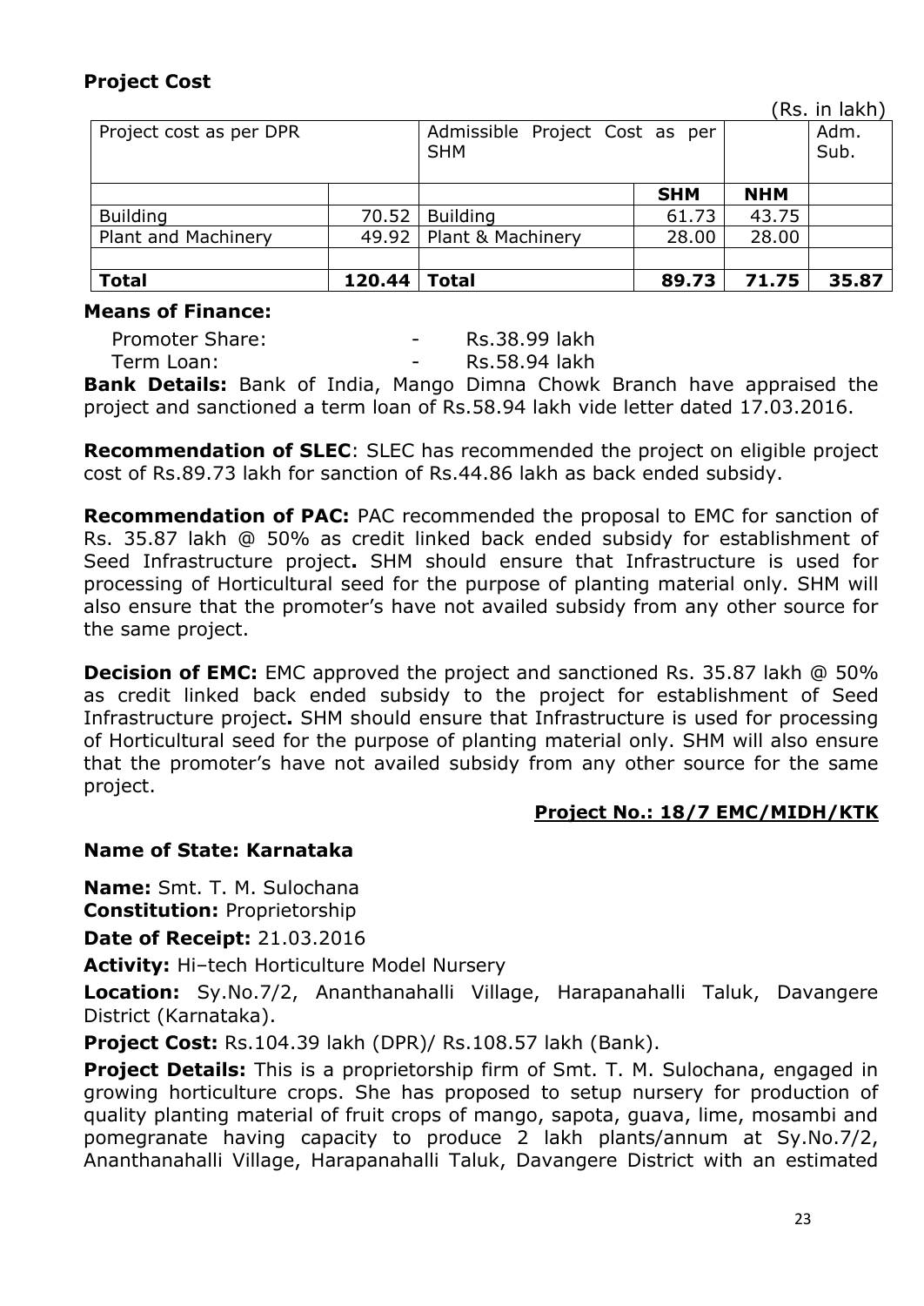**Project Cost**

(Rs. in lakh)

| Project cost as per DPR | | Admissible Project Cost as per SHM | | | Adm. Sub. |
|---|---|---|---|---|---|
| | | | **SHM** | **NHM** | |
| Building | 70.52 | Building | 61.73 | 43.75 | |
| Plant and Machinery | 49.92 | Plant & Machinery | 28.00 | 28.00 | |
| | | | | | |
| **Total** | **120.44** | **Total** | **89.73** | **71.75** | **35.87** |

**Means of Finance:**

Promoter Share: - Rs.38.99 lakh

Term Loan: - Rs.58.94 lakh

**Bank Details:** Bank of India, Mango Dimna Chowk Branch have appraised the project and sanctioned a term loan of Rs.58.94 lakh vide letter dated 17.03.2016.

**Recommendation of SLEC**: SLEC has recommended the project on eligible project cost of Rs.89.73 lakh for sanction of Rs.44.86 lakh as back ended subsidy.

**Recommendation of PAC:** PAC recommended the proposal to EMC for sanction of Rs. 35.87 lakh @ 50% as credit linked back ended subsidy for establishment of Seed Infrastructure project**.** SHM should ensure that Infrastructure is used for processing of Horticultural seed for the purpose of planting material only. SHM will also ensure that the promoter's have not availed subsidy from any other source for the same project.

**Decision of EMC:** EMC approved the project and sanctioned Rs. 35.87 lakh @ 50% as credit linked back ended subsidy to the project for establishment of Seed Infrastructure project**.** SHM should ensure that Infrastructure is used for processing of Horticultural seed for the purpose of planting material only. SHM will also ensure that the promoter's have not availed subsidy from any other source for the same project.

**Project No.: 18/7 EMC/MIDH/KTK**

**Name of State: Karnataka**

**Name:** Smt. T. M. Sulochana

**Constitution:** Proprietorship

**Date of Receipt:** 21.03.2016

**Activity:** Hi–tech Horticulture Model Nursery

**Location:** Sy.No.7/2, Ananthanahalli Village, Harapanahalli Taluk, Davangere District (Karnataka).

**Project Cost:** Rs.104.39 lakh (DPR)/ Rs.108.57 lakh (Bank).

**Project Details:** This is a proprietorship firm of Smt. T. M. Sulochana, engaged in growing horticulture crops. She has proposed to setup nursery for production of quality planting material of fruit crops of mango, sapota, guava, lime, mosambi and pomegranate having capacity to produce 2 lakh plants/annum at Sy.No.7/2, Ananthanahalli Village, Harapanahalli Taluk, Davangere District with an estimated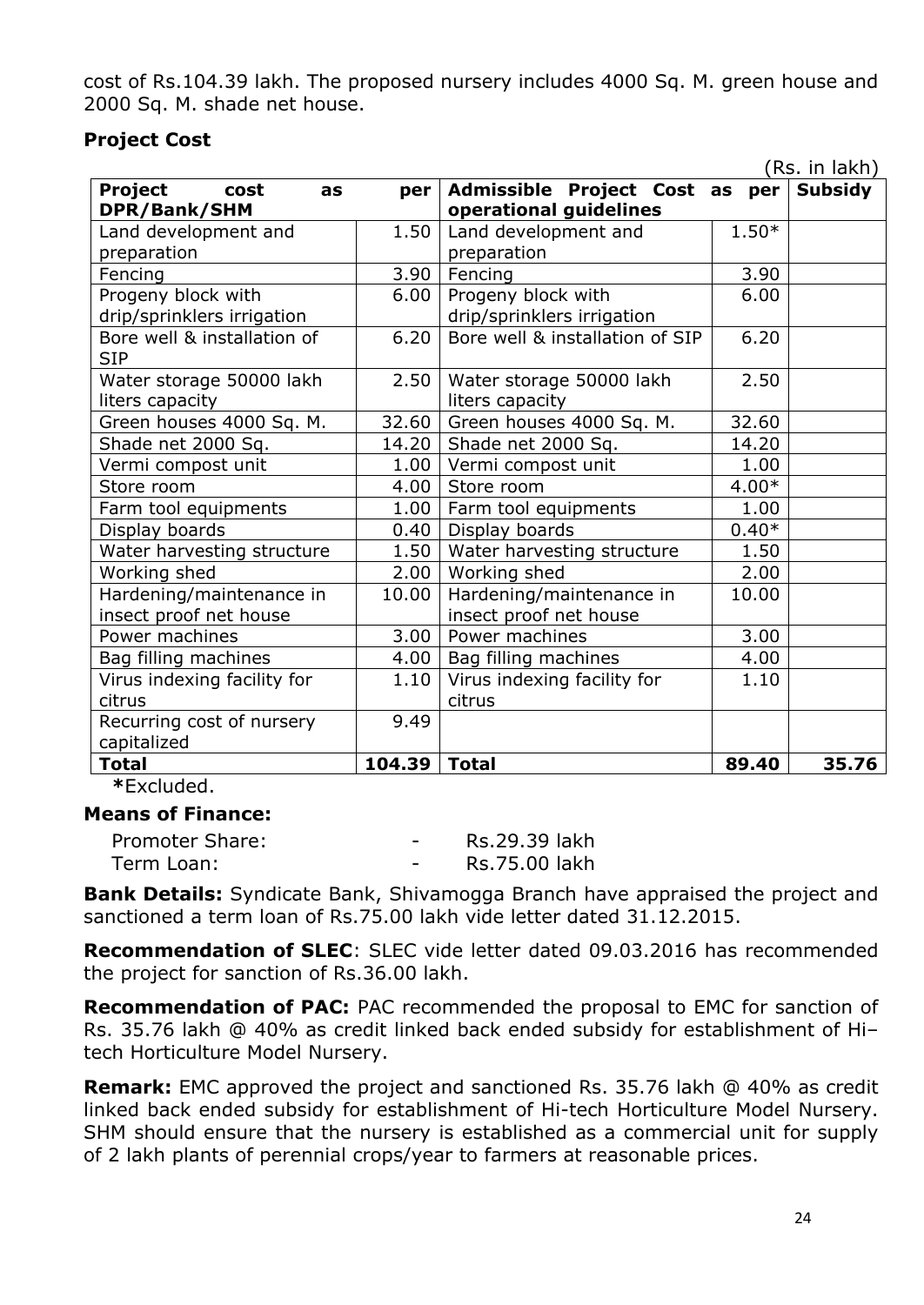cost of Rs.104.39 lakh. The proposed nursery includes 4000 Sq. M. green house and 2000 Sq. M. shade net house.

**Project Cost**

(Rs. in lakh)

| Project cost as per DPR/Bank/SHM | | Admissible Project Cost as per operational guidelines | | Subsidy |
|---|---|---|---|---|
| Land development and preparation | 1.50 | Land development and preparation | 1.50* | |
| Fencing | 3.90 | Fencing | 3.90 | |
| Progeny block with drip/sprinklers irrigation | 6.00 | Progeny block with drip/sprinklers irrigation | 6.00 | |
| Bore well & installation of SIP | 6.20 | Bore well & installation of SIP | 6.20 | |
| Water storage 50000 lakh liters capacity | 2.50 | Water storage 50000 lakh liters capacity | 2.50 | |
| Green houses 4000 Sq. M. | 32.60 | Green houses 4000 Sq. M. | 32.60 | |
| Shade net 2000 Sq. | 14.20 | Shade net 2000 Sq. | 14.20 | |
| Vermi compost unit | 1.00 | Vermi compost unit | 1.00 | |
| Store room | 4.00 | Store room | 4.00* | |
| Farm tool equipments | 1.00 | Farm tool equipments | 1.00 | |
| Display boards | 0.40 | Display boards | 0.40* | |
| Water harvesting structure | 1.50 | Water harvesting structure | 1.50 | |
| Working shed | 2.00 | Working shed | 2.00 | |
| Hardening/maintenance in insect proof net house | 10.00 | Hardening/maintenance in insect proof net house | 10.00 | |
| Power machines | 3.00 | Power machines | 3.00 | |
| Bag filling machines | 4.00 | Bag filling machines | 4.00 | |
| Virus indexing facility for citrus | 1.10 | Virus indexing facility for citrus | 1.10 | |
| Recurring cost of nursery capitalized | 9.49 | | | |
| **Total** | **104.39** | **Total** | **89.40** | **35.76** |

***Excluded.**

**Means of Finance:**

Promoter Share: - Rs.29.39 lakh
Term Loan: - Rs.75.00 lakh

**Bank Details:** Syndicate Bank, Shivamogga Branch have appraised the project and sanctioned a term loan of Rs.75.00 lakh vide letter dated 31.12.2015.

**Recommendation of SLEC**: SLEC vide letter dated 09.03.2016 has recommended the project for sanction of Rs.36.00 lakh.

**Recommendation of PAC:** PAC recommended the proposal to EMC for sanction of Rs. 35.76 lakh @ 40% as credit linked back ended subsidy for establishment of Hi–tech Horticulture Model Nursery.

**Remark:** EMC approved the project and sanctioned Rs. 35.76 lakh @ 40% as credit linked back ended subsidy for establishment of Hi-tech Horticulture Model Nursery. SHM should ensure that the nursery is established as a commercial unit for supply of 2 lakh plants of perennial crops/year to farmers at reasonable prices.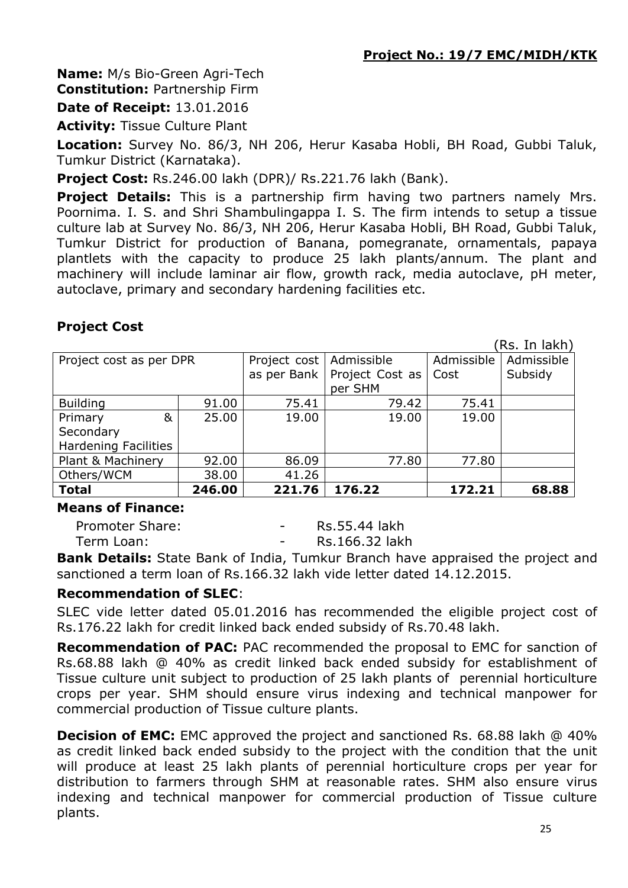**Project No.: 19/7 EMC/MIDH/KTK**

**Name:** M/s Bio-Green Agri-Tech

**Constitution:** Partnership Firm

**Date of Receipt:** 13.01.2016

**Activity:** Tissue Culture Plant

**Location:** Survey No. 86/3, NH 206, Herur Kasaba Hobli, BH Road, Gubbi Taluk, Tumkur District (Karnataka).

**Project Cost:** Rs.246.00 lakh (DPR)/ Rs.221.76 lakh (Bank).

**Project Details:** This is a partnership firm having two partners namely Mrs. Poornima. I. S. and Shri Shambulingappa I. S. The firm intends to setup a tissue culture lab at Survey No. 86/3, NH 206, Herur Kasaba Hobli, BH Road, Gubbi Taluk, Tumkur District for production of Banana, pomegranate, ornamentals, papaya plantlets with the capacity to produce 25 lakh plants/annum. The plant and machinery will include laminar air flow, growth rack, media autoclave, pH meter, autoclave, primary and secondary hardening facilities etc.

## Project Cost

(Rs. In lakh)

| Project cost as per DPR | | Project cost as per Bank | Admissible Project Cost as per SHM | Admissible Cost | Admissible Subsidy |
|---|---|---|---|---|---|
| Building | 91.00 | 75.41 | 79.42 | 75.41 | |
| Primary & Secondary Hardening Facilities | 25.00 | 19.00 | 19.00 | 19.00 | |
| Plant & Machinery | 92.00 | 86.09 | 77.80 | 77.80 | |
| Others/WCM | 38.00 | 41.26 | | | |
| **Total** | **246.00** | **221.76** | **176.22** | **172.21** | **68.88** |

**Means of Finance:**

Promoter Share: - Rs.55.44 lakh

Term Loan: - Rs.166.32 lakh

**Bank Details:** State Bank of India, Tumkur Branch have appraised the project and sanctioned a term loan of Rs.166.32 lakh vide letter dated 14.12.2015.

**Recommendation of SLEC**:

SLEC vide letter dated 05.01.2016 has recommended the eligible project cost of Rs.176.22 lakh for credit linked back ended subsidy of Rs.70.48 lakh.

**Recommendation of PAC:** PAC recommended the proposal to EMC for sanction of Rs.68.88 lakh @ 40% as credit linked back ended subsidy for establishment of Tissue culture unit subject to production of 25 lakh plants of perennial horticulture crops per year. SHM should ensure virus indexing and technical manpower for commercial production of Tissue culture plants.

**Decision of EMC:** EMC approved the project and sanctioned Rs. 68.88 lakh @ 40% as credit linked back ended subsidy to the project with the condition that the unit will produce at least 25 lakh plants of perennial horticulture crops per year for distribution to farmers through SHM at reasonable rates. SHM also ensure virus indexing and technical manpower for commercial production of Tissue culture plants.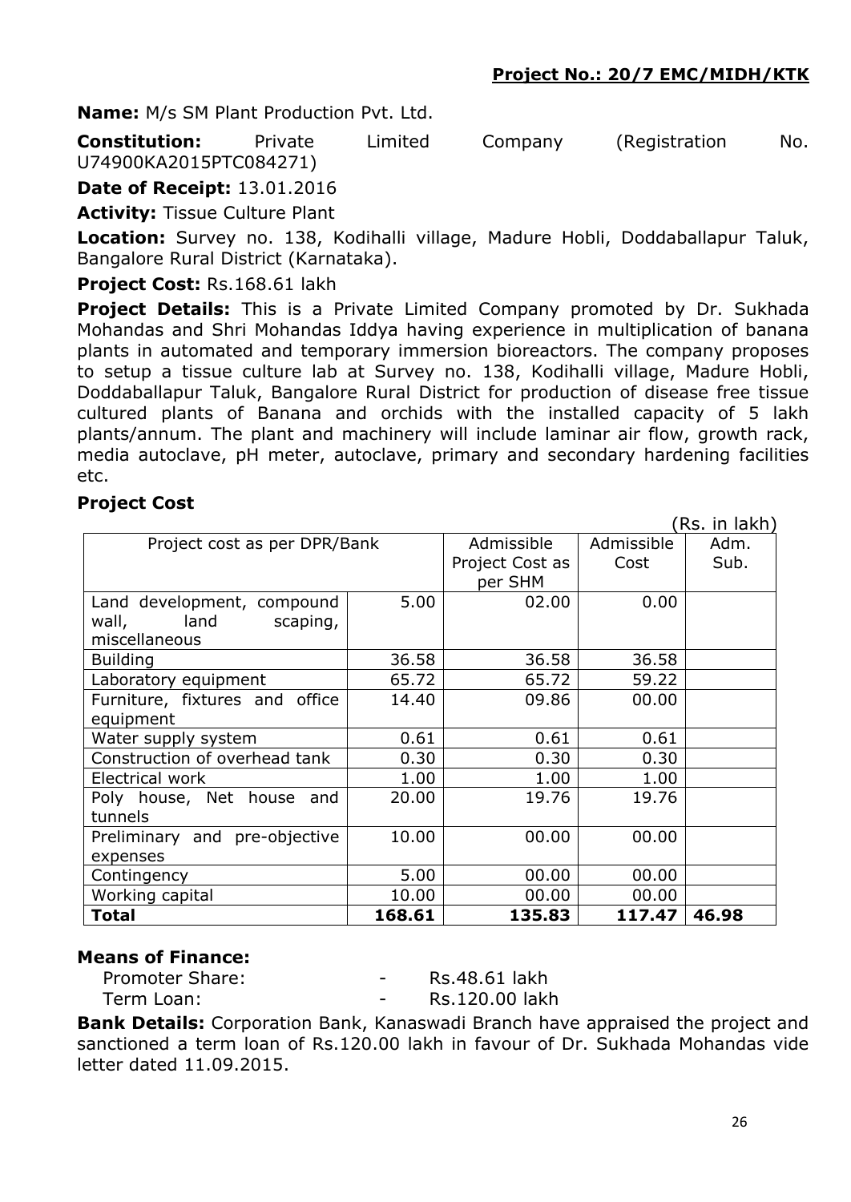**Project No.: 20/7 EMC/MIDH/KTK**

**Name:** M/s SM Plant Production Pvt. Ltd.

**Constitution:** Private Limited Company (Registration No. U74900KA2015PTC084271)

**Date of Receipt:** 13.01.2016

**Activity:** Tissue Culture Plant

**Location:** Survey no. 138, Kodihalli village, Madure Hobli, Doddaballapur Taluk, Bangalore Rural District (Karnataka).

**Project Cost:** Rs.168.61 lakh

**Project Details:** This is a Private Limited Company promoted by Dr. Sukhada Mohandas and Shri Mohandas Iddya having experience in multiplication of banana plants in automated and temporary immersion bioreactors. The company proposes to setup a tissue culture lab at Survey no. 138, Kodihalli village, Madure Hobli, Doddaballapur Taluk, Bangalore Rural District for production of disease free tissue cultured plants of Banana and orchids with the installed capacity of 5 lakh plants/annum. The plant and machinery will include laminar air flow, growth rack, media autoclave, pH meter, autoclave, primary and secondary hardening facilities etc.

**Project Cost**

(Rs. in lakh)

| Project cost as per DPR/Bank | | Admissible Project Cost as per SHM | Admissible Cost | Adm. Sub. |
|---|---|---|---|---|
| Land development, compound wall, land scaping, miscellaneous | 5.00 | 02.00 | 0.00 | |
| Building | 36.58 | 36.58 | 36.58 | |
| Laboratory equipment | 65.72 | 65.72 | 59.22 | |
| Furniture, fixtures and office equipment | 14.40 | 09.86 | 00.00 | |
| Water supply system | 0.61 | 0.61 | 0.61 | |
| Construction of overhead tank | 0.30 | 0.30 | 0.30 | |
| Electrical work | 1.00 | 1.00 | 1.00 | |
| Poly house, Net house and tunnels | 20.00 | 19.76 | 19.76 | |
| Preliminary and pre-objective expenses | 10.00 | 00.00 | 00.00 | |
| Contingency | 5.00 | 00.00 | 00.00 | |
| Working capital | 10.00 | 00.00 | 00.00 | |
| **Total** | **168.61** | **135.83** | **117.47** | **46.98** |

**Means of Finance:**

Promoter Share: - Rs.48.61 lakh

Term Loan: - Rs.120.00 lakh

**Bank Details:** Corporation Bank, Kanaswadi Branch have appraised the project and sanctioned a term loan of Rs.120.00 lakh in favour of Dr. Sukhada Mohandas vide letter dated 11.09.2015.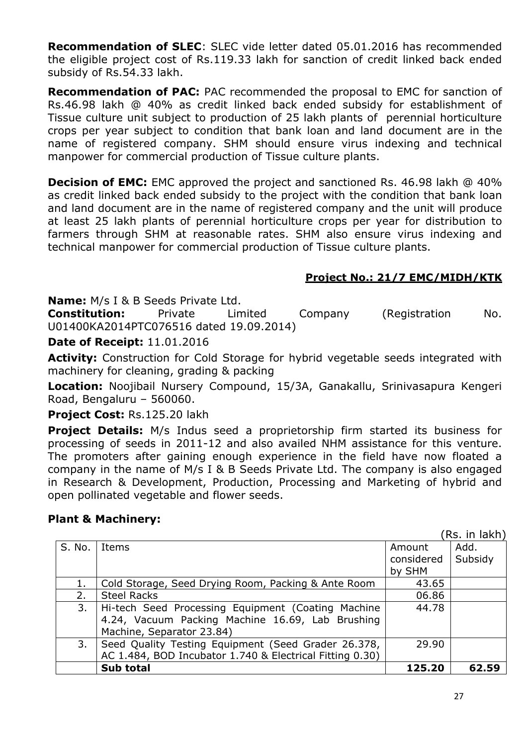**Recommendation of SLEC**: SLEC vide letter dated 05.01.2016 has recommended the eligible project cost of Rs.119.33 lakh for sanction of credit linked back ended subsidy of Rs.54.33 lakh.

**Recommendation of PAC:** PAC recommended the proposal to EMC for sanction of Rs.46.98 lakh @ 40% as credit linked back ended subsidy for establishment of Tissue culture unit subject to production of 25 lakh plants of perennial horticulture crops per year subject to condition that bank loan and land document are in the name of registered company. SHM should ensure virus indexing and technical manpower for commercial production of Tissue culture plants.

**Decision of EMC:** EMC approved the project and sanctioned Rs. 46.98 lakh @ 40% as credit linked back ended subsidy to the project with the condition that bank loan and land document are in the name of registered company and the unit will produce at least 25 lakh plants of perennial horticulture crops per year for distribution to farmers through SHM at reasonable rates. SHM also ensure virus indexing and technical manpower for commercial production of Tissue culture plants.

**Project No.: 21/7 EMC/MIDH/KTK**

**Name:** M/s I & B Seeds Private Ltd.

**Constitution:** Private Limited Company (Registration No. U01400KA2014PTC076516 dated 19.09.2014)

**Date of Receipt:** 11.01.2016

**Activity:** Construction for Cold Storage for hybrid vegetable seeds integrated with machinery for cleaning, grading & packing

**Location:** Noojibail Nursery Compound, 15/3A, Ganakallu, Srinivasapura Kengeri Road, Bengaluru – 560060.

**Project Cost:** Rs.125.20 lakh

**Project Details:** M/s Indus seed a proprietorship firm started its business for processing of seeds in 2011-12 and also availed NHM assistance for this venture. The promoters after gaining enough experience in the field have now floated a company in the name of M/s I & B Seeds Private Ltd. The company is also engaged in Research & Development, Production, Processing and Marketing of hybrid and open pollinated vegetable and flower seeds.

**Plant & Machinery:**

(Rs. in lakh)

| S. No. | Items | Amount considered by SHM | Add. Subsidy |
|---|---|---|---|
| 1. | Cold Storage, Seed Drying Room, Packing & Ante Room | 43.65 | |
| 2. | Steel Racks | 06.86 | |
| 3. | Hi-tech Seed Processing Equipment (Coating Machine 4.24, Vacuum Packing Machine 16.69, Lab Brushing Machine, Separator 23.84) | 44.78 | |
| 3. | Seed Quality Testing Equipment (Seed Grader 26.378, AC 1.484, BOD Incubator 1.740 & Electrical Fitting 0.30) | 29.90 | |
| | **Sub total** | **125.20** | **62.59** |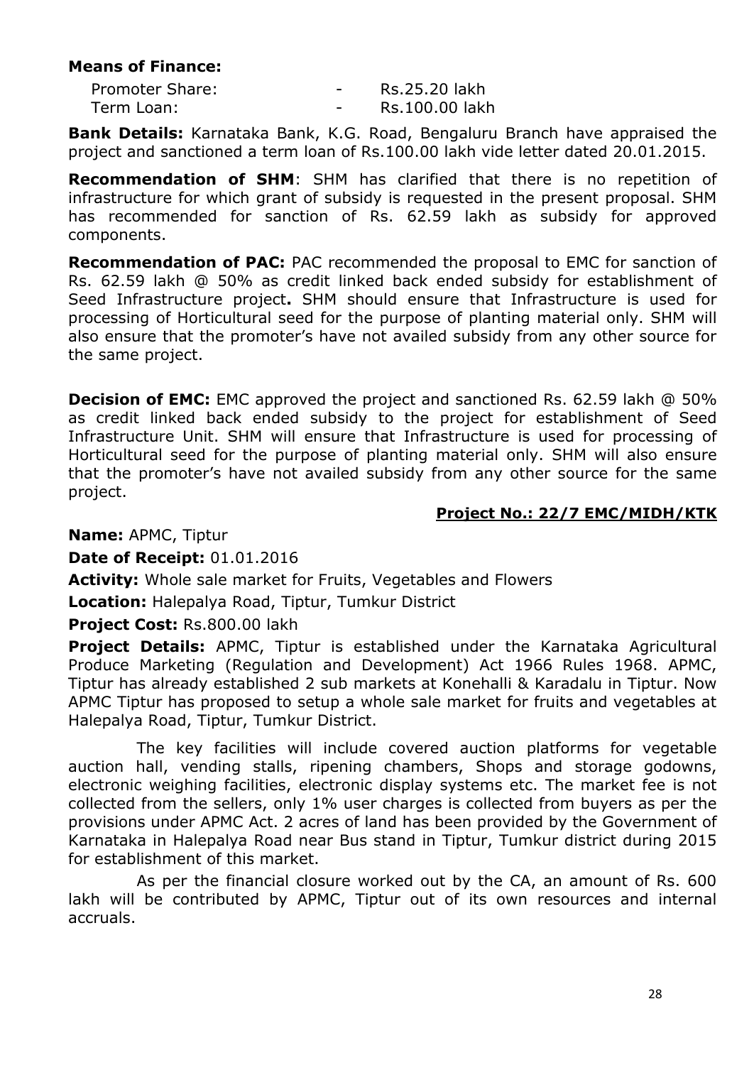**Means of Finance:**

| | | |
|---|---|---|
| Promoter Share: | - | Rs.25.20 lakh |
| Term Loan: | - | Rs.100.00 lakh |

**Bank Details:** Karnataka Bank, K.G. Road, Bengaluru Branch have appraised the project and sanctioned a term loan of Rs.100.00 lakh vide letter dated 20.01.2015.

**Recommendation of SHM**: SHM has clarified that there is no repetition of infrastructure for which grant of subsidy is requested in the present proposal. SHM has recommended for sanction of Rs. 62.59 lakh as subsidy for approved components.

**Recommendation of PAC:** PAC recommended the proposal to EMC for sanction of Rs. 62.59 lakh @ 50% as credit linked back ended subsidy for establishment of Seed Infrastructure project**.** SHM should ensure that Infrastructure is used for processing of Horticultural seed for the purpose of planting material only. SHM will also ensure that the promoter's have not availed subsidy from any other source for the same project.

**Decision of EMC:** EMC approved the project and sanctioned Rs. 62.59 lakh @ 50% as credit linked back ended subsidy to the project for establishment of Seed Infrastructure Unit. SHM will ensure that Infrastructure is used for processing of Horticultural seed for the purpose of planting material only. SHM will also ensure that the promoter's have not availed subsidy from any other source for the same project.

**Project No.: 22/7 EMC/MIDH/KTK**

**Name:** APMC, Tiptur

**Date of Receipt:** 01.01.2016

**Activity:** Whole sale market for Fruits, Vegetables and Flowers

**Location:** Halepalya Road, Tiptur, Tumkur District

**Project Cost:** Rs.800.00 lakh

**Project Details:** APMC, Tiptur is established under the Karnataka Agricultural Produce Marketing (Regulation and Development) Act 1966 Rules 1968. APMC, Tiptur has already established 2 sub markets at Konehalli & Karadalu in Tiptur. Now APMC Tiptur has proposed to setup a whole sale market for fruits and vegetables at Halepalya Road, Tiptur, Tumkur District.

The key facilities will include covered auction platforms for vegetable auction hall, vending stalls, ripening chambers, Shops and storage godowns, electronic weighing facilities, electronic display systems etc. The market fee is not collected from the sellers, only 1% user charges is collected from buyers as per the provisions under APMC Act. 2 acres of land has been provided by the Government of Karnataka in Halepalya Road near Bus stand in Tiptur, Tumkur district during 2015 for establishment of this market.

As per the financial closure worked out by the CA, an amount of Rs. 600 lakh will be contributed by APMC, Tiptur out of its own resources and internal accruals.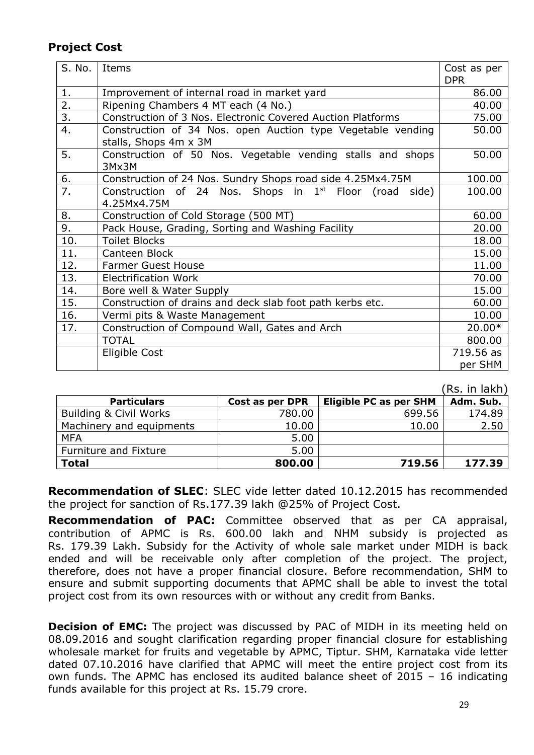## Project Cost

| S. No. | Items | Cost as per DPR |
|---|---|---|
| 1. | Improvement of internal road in market yard | 86.00 |
| 2. | Ripening Chambers 4 MT each (4 No.) | 40.00 |
| 3. | Construction of 3 Nos. Electronic Covered Auction Platforms | 75.00 |
| 4. | Construction of 34 Nos. open Auction type Vegetable vending stalls, Shops 4m x 3M | 50.00 |
| 5. | Construction of 50 Nos. Vegetable vending stalls and shops 3Mx3M | 50.00 |
| 6. | Construction of 24 Nos. Sundry Shops road side 4.25Mx4.75M | 100.00 |
| 7. | Construction of 24 Nos. Shops in 1st Floor (road side) 4.25Mx4.75M | 100.00 |
| 8. | Construction of Cold Storage (500 MT) | 60.00 |
| 9. | Pack House, Grading, Sorting and Washing Facility | 20.00 |
| 10. | Toilet Blocks | 18.00 |
| 11. | Canteen Block | 15.00 |
| 12. | Farmer Guest House | 11.00 |
| 13. | Electrification Work | 70.00 |
| 14. | Bore well & Water Supply | 15.00 |
| 15. | Construction of drains and deck slab foot path kerbs etc. | 60.00 |
| 16. | Vermi pits & Waste Management | 10.00 |
| 17. | Construction of Compound Wall, Gates and Arch | 20.00* |
| | TOTAL | 800.00 |
| | Eligible Cost | 719.56 as per SHM |

(Rs. in lakh)

| Particulars | Cost as per DPR | Eligible PC as per SHM | Adm. Sub. |
|---|---|---|---|
| Building & Civil Works | 780.00 | 699.56 | 174.89 |
| Machinery and equipments | 10.00 | 10.00 | 2.50 |
| MFA | 5.00 | | |
| Furniture and Fixture | 5.00 | | |
| **Total** | **800.00** | **719.56** | **177.39** |

**Recommendation of SLEC**: SLEC vide letter dated 10.12.2015 has recommended the project for sanction of Rs.177.39 lakh @25% of Project Cost.

**Recommendation of PAC:** Committee observed that as per CA appraisal, contribution of APMC is Rs. 600.00 lakh and NHM subsidy is projected as Rs. 179.39 Lakh. Subsidy for the Activity of whole sale market under MIDH is back ended and will be receivable only after completion of the project. The project, therefore, does not have a proper financial closure. Before recommendation, SHM to ensure and submit supporting documents that APMC shall be able to invest the total project cost from its own resources with or without any credit from Banks.

**Decision of EMC:** The project was discussed by PAC of MIDH in its meeting held on 08.09.2016 and sought clarification regarding proper financial closure for establishing wholesale market for fruits and vegetable by APMC, Tiptur. SHM, Karnataka vide letter dated 07.10.2016 have clarified that APMC will meet the entire project cost from its own funds. The APMC has enclosed its audited balance sheet of 2015 – 16 indicating funds available for this project at Rs. 15.79 crore.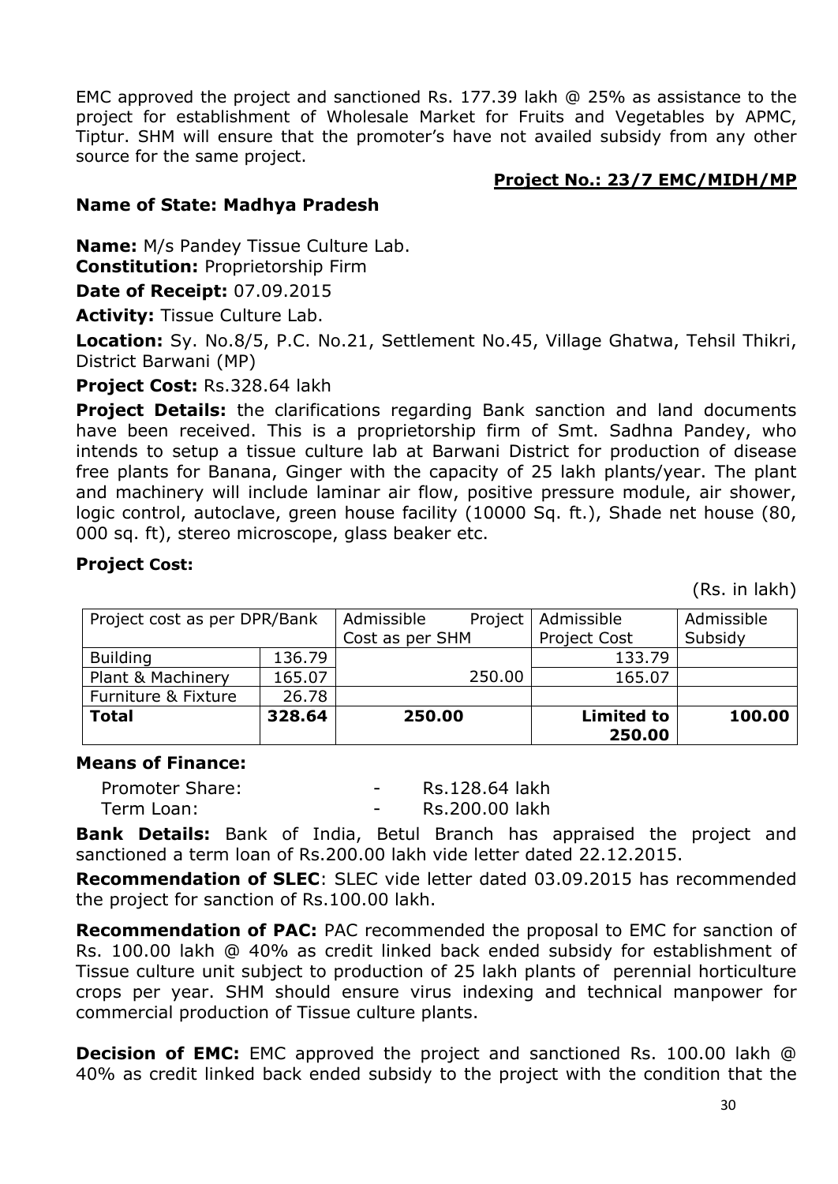EMC approved the project and sanctioned Rs. 177.39 lakh @ 25% as assistance to the project for establishment of Wholesale Market for Fruits and Vegetables by APMC, Tiptur. SHM will ensure that the promoter's have not availed subsidy from any other source for the same project.

**Project No.: 23/7 EMC/MIDH/MP**

**Name of State: Madhya Pradesh**

**Name:** M/s Pandey Tissue Culture Lab.

**Constitution:** Proprietorship Firm

**Date of Receipt:** 07.09.2015

**Activity:** Tissue Culture Lab.

**Location:** Sy. No.8/5, P.C. No.21, Settlement No.45, Village Ghatwa, Tehsil Thikri, District Barwani (MP)

**Project Cost:** Rs.328.64 lakh

**Project Details:** the clarifications regarding Bank sanction and land documents have been received. This is a proprietorship firm of Smt. Sadhna Pandey, who intends to setup a tissue culture lab at Barwani District for production of disease free plants for Banana, Ginger with the capacity of 25 lakh plants/year. The plant and machinery will include laminar air flow, positive pressure module, air shower, logic control, autoclave, green house facility (10000 Sq. ft.), Shade net house (80, 000 sq. ft), stereo microscope, glass beaker etc.

**Project Cost:**

(Rs. in lakh)

| Project cost as per DPR/Bank | | Admissible Project Cost as per SHM | Admissible Project Cost | Admissible Subsidy |
|---|---|---|---|---|
| Building | 136.79 | 250.00 | 133.79 | |
| Plant & Machinery | 165.07 | | 165.07 | |
| Furniture & Fixture | 26.78 | | | |
| **Total** | **328.64** | **250.00** | **Limited to 250.00** | **100.00** |

**Means of Finance:**

Promoter Share: - Rs.128.64 lakh
Term Loan: - Rs.200.00 lakh

**Bank Details:** Bank of India, Betul Branch has appraised the project and sanctioned a term loan of Rs.200.00 lakh vide letter dated 22.12.2015.

**Recommendation of SLEC**: SLEC vide letter dated 03.09.2015 has recommended the project for sanction of Rs.100.00 lakh.

**Recommendation of PAC:** PAC recommended the proposal to EMC for sanction of Rs. 100.00 lakh @ 40% as credit linked back ended subsidy for establishment of Tissue culture unit subject to production of 25 lakh plants of perennial horticulture crops per year. SHM should ensure virus indexing and technical manpower for commercial production of Tissue culture plants.

**Decision of EMC:** EMC approved the project and sanctioned Rs. 100.00 lakh @ 40% as credit linked back ended subsidy to the project with the condition that the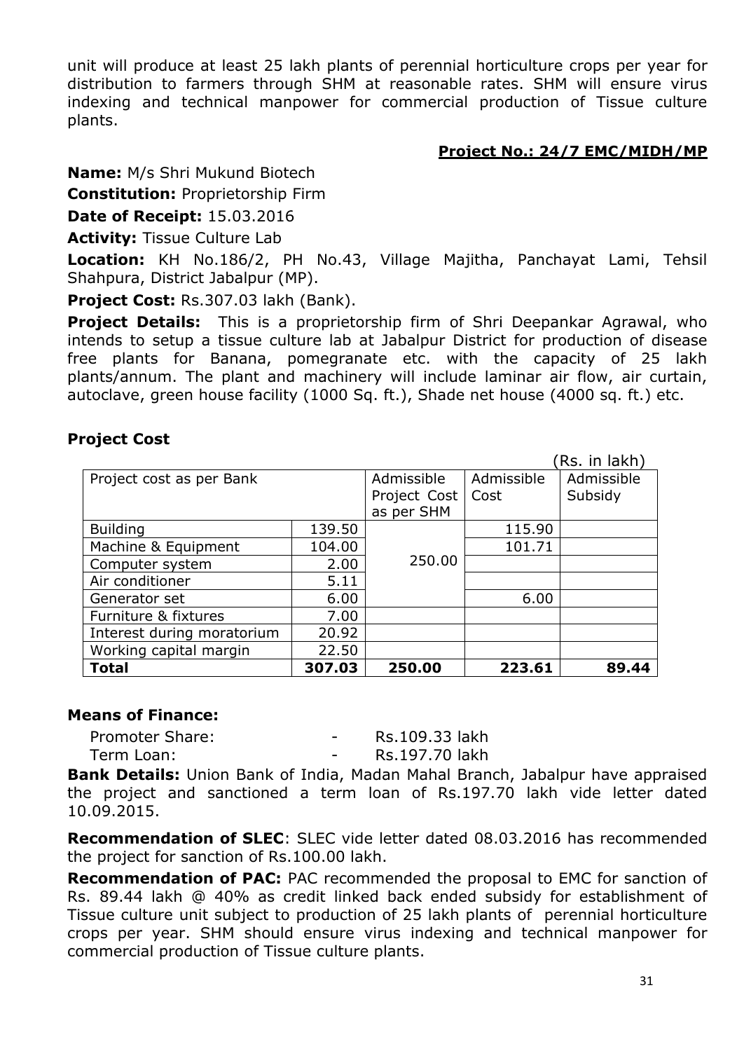unit will produce at least 25 lakh plants of perennial horticulture crops per year for distribution to farmers through SHM at reasonable rates. SHM will ensure virus indexing and technical manpower for commercial production of Tissue culture plants.

**Project No.: 24/7 EMC/MIDH/MP**

**Name:** M/s Shri Mukund Biotech

**Constitution:** Proprietorship Firm

**Date of Receipt:** 15.03.2016

**Activity:** Tissue Culture Lab

**Location:** KH No.186/2, PH No.43, Village Majitha, Panchayat Lami, Tehsil Shahpura, District Jabalpur (MP).

**Project Cost:** Rs.307.03 lakh (Bank).

**Project Details:** This is a proprietorship firm of Shri Deepankar Agrawal, who intends to setup a tissue culture lab at Jabalpur District for production of disease free plants for Banana, pomegranate etc. with the capacity of 25 lakh plants/annum. The plant and machinery will include laminar air flow, air curtain, autoclave, green house facility (1000 Sq. ft.), Shade net house (4000 sq. ft.) etc.

**Project Cost**

(Rs. in lakh)

| Project cost as per Bank | | Admissible Project Cost as per SHM | Admissible Cost | Admissible Subsidy |
|---|---|---|---|---|
| Building | 139.50 | 250.00 | 115.90 | |
| Machine & Equipment | 104.00 | | 101.71 | |
| Computer system | 2.00 | | | |
| Air conditioner | 5.11 | | | |
| Generator set | 6.00 | | 6.00 | |
| Furniture & fixtures | 7.00 | | | |
| Interest during moratorium | 20.92 | | | |
| Working capital margin | 22.50 | | | |
| **Total** | **307.03** | **250.00** | **223.61** | **89.44** |

**Means of Finance:**

Promoter Share: - Rs.109.33 lakh

Term Loan: - Rs.197.70 lakh

**Bank Details:** Union Bank of India, Madan Mahal Branch, Jabalpur have appraised the project and sanctioned a term loan of Rs.197.70 lakh vide letter dated 10.09.2015.

**Recommendation of SLEC**: SLEC vide letter dated 08.03.2016 has recommended the project for sanction of Rs.100.00 lakh.

**Recommendation of PAC:** PAC recommended the proposal to EMC for sanction of Rs. 89.44 lakh @ 40% as credit linked back ended subsidy for establishment of Tissue culture unit subject to production of 25 lakh plants of perennial horticulture crops per year. SHM should ensure virus indexing and technical manpower for commercial production of Tissue culture plants.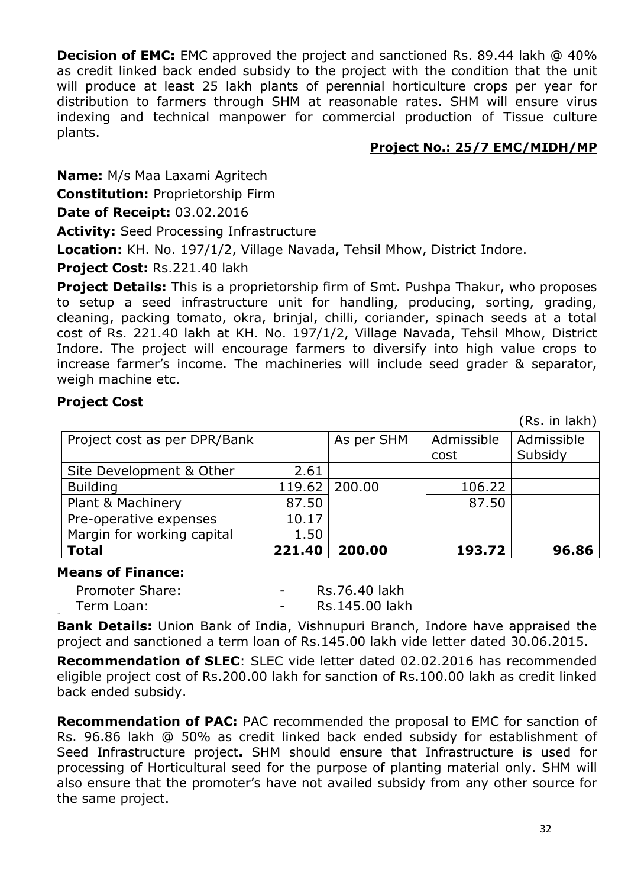**Decision of EMC:** EMC approved the project and sanctioned Rs. 89.44 lakh @ 40% as credit linked back ended subsidy to the project with the condition that the unit will produce at least 25 lakh plants of perennial horticulture crops per year for distribution to farmers through SHM at reasonable rates. SHM will ensure virus indexing and technical manpower for commercial production of Tissue culture plants.

**Project No.: 25/7 EMC/MIDH/MP**

**Name:** M/s Maa Laxami Agritech

**Constitution:** Proprietorship Firm

**Date of Receipt:** 03.02.2016

**Activity:** Seed Processing Infrastructure

**Location:** KH. No. 197/1/2, Village Navada, Tehsil Mhow, District Indore.

**Project Cost:** Rs.221.40 lakh

**Project Details:** This is a proprietorship firm of Smt. Pushpa Thakur, who proposes to setup a seed infrastructure unit for handling, producing, sorting, grading, cleaning, packing tomato, okra, brinjal, chilli, coriander, spinach seeds at a total cost of Rs. 221.40 lakh at KH. No. 197/1/2, Village Navada, Tehsil Mhow, District Indore. The project will encourage farmers to diversify into high value crops to increase farmer's income. The machineries will include seed grader & separator, weigh machine etc.

**Project Cost**

(Rs. in lakh)

| Project cost as per DPR/Bank | | As per SHM | Admissible cost | Admissible Subsidy |
|---|---|---|---|---|
| Site Development & Other | 2.61 | | | |
| Building | 119.62 | 200.00 | 106.22 | |
| Plant & Machinery | 87.50 | | 87.50 | |
| Pre-operative expenses | 10.17 | | | |
| Margin for working capital | 1.50 | | | |
| **Total** | **221.40** | **200.00** | **193.72** | **96.86** |

**Means of Finance:**

Promoter Share: - Rs.76.40 lakh

Term Loan: - Rs.145.00 lakh

**Bank Details:** Union Bank of India, Vishnupuri Branch, Indore have appraised the project and sanctioned a term loan of Rs.145.00 lakh vide letter dated 30.06.2015.

**Recommendation of SLEC**: SLEC vide letter dated 02.02.2016 has recommended eligible project cost of Rs.200.00 lakh for sanction of Rs.100.00 lakh as credit linked back ended subsidy.

**Recommendation of PAC:** PAC recommended the proposal to EMC for sanction of Rs. 96.86 lakh @ 50% as credit linked back ended subsidy for establishment of Seed Infrastructure project**.** SHM should ensure that Infrastructure is used for processing of Horticultural seed for the purpose of planting material only. SHM will also ensure that the promoter's have not availed subsidy from any other source for the same project.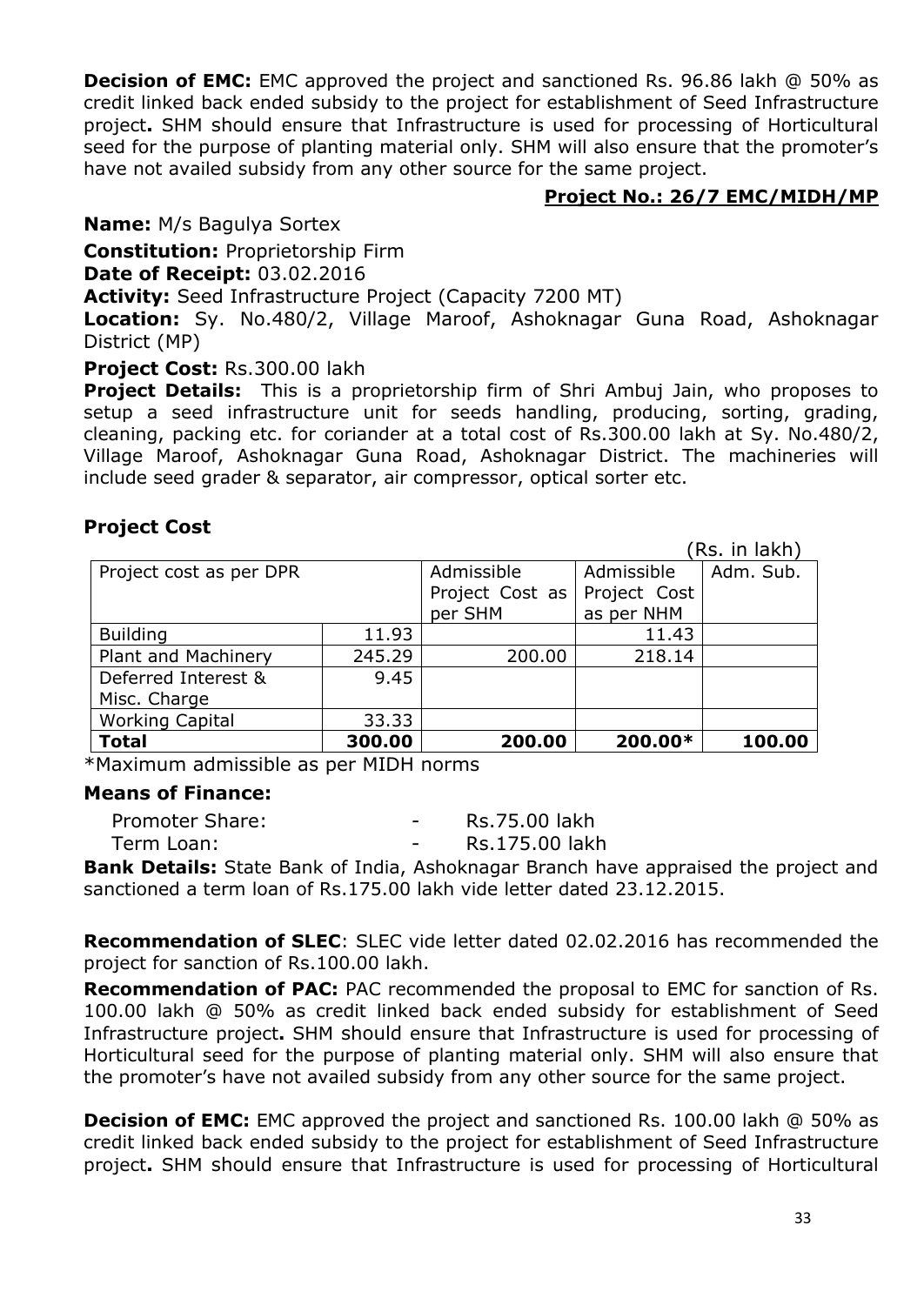**Decision of EMC:** EMC approved the project and sanctioned Rs. 96.86 lakh @ 50% as credit linked back ended subsidy to the project for establishment of Seed Infrastructure project**.** SHM should ensure that Infrastructure is used for processing of Horticultural seed for the purpose of planting material only. SHM will also ensure that the promoter's have not availed subsidy from any other source for the same project.

**Project No.: 26/7 EMC/MIDH/MP**

**Name:** M/s Bagulya Sortex

**Constitution:** Proprietorship Firm

**Date of Receipt:** 03.02.2016

**Activity:** Seed Infrastructure Project (Capacity 7200 MT)

**Location:** Sy. No.480/2, Village Maroof, Ashoknagar Guna Road, Ashoknagar District (MP)

**Project Cost:** Rs.300.00 lakh

**Project Details:** This is a proprietorship firm of Shri Ambuj Jain, who proposes to setup a seed infrastructure unit for seeds handling, producing, sorting, grading, cleaning, packing etc. for coriander at a total cost of Rs.300.00 lakh at Sy. No.480/2, Village Maroof, Ashoknagar Guna Road, Ashoknagar District. The machineries will include seed grader & separator, air compressor, optical sorter etc.

### Project Cost

(Rs. in lakh)

| Project cost as per DPR | | Admissible Project Cost as per SHM | Admissible Project Cost as per NHM | Adm. Sub. |
|---|---|---|---|---|
| Building | 11.93 | | 11.43 | |
| Plant and Machinery | 245.29 | 200.00 | 218.14 | |
| Deferred Interest & Misc. Charge | 9.45 | | | |
| Working Capital | 33.33 | | | |
| **Total** | **300.00** | **200.00** | **200.00*** | **100.00** |

*Maximum admissible as per MIDH norms

**Means of Finance:**

Promoter Share: - Rs.75.00 lakh

Term Loan: - Rs.175.00 lakh

**Bank Details:** State Bank of India, Ashoknagar Branch have appraised the project and sanctioned a term loan of Rs.175.00 lakh vide letter dated 23.12.2015.

**Recommendation of SLEC**: SLEC vide letter dated 02.02.2016 has recommended the project for sanction of Rs.100.00 lakh.

**Recommendation of PAC:** PAC recommended the proposal to EMC for sanction of Rs. 100.00 lakh @ 50% as credit linked back ended subsidy for establishment of Seed Infrastructure project**.** SHM should ensure that Infrastructure is used for processing of Horticultural seed for the purpose of planting material only. SHM will also ensure that the promoter's have not availed subsidy from any other source for the same project.

**Decision of EMC:** EMC approved the project and sanctioned Rs. 100.00 lakh @ 50% as credit linked back ended subsidy to the project for establishment of Seed Infrastructure project**.** SHM should ensure that Infrastructure is used for processing of Horticultural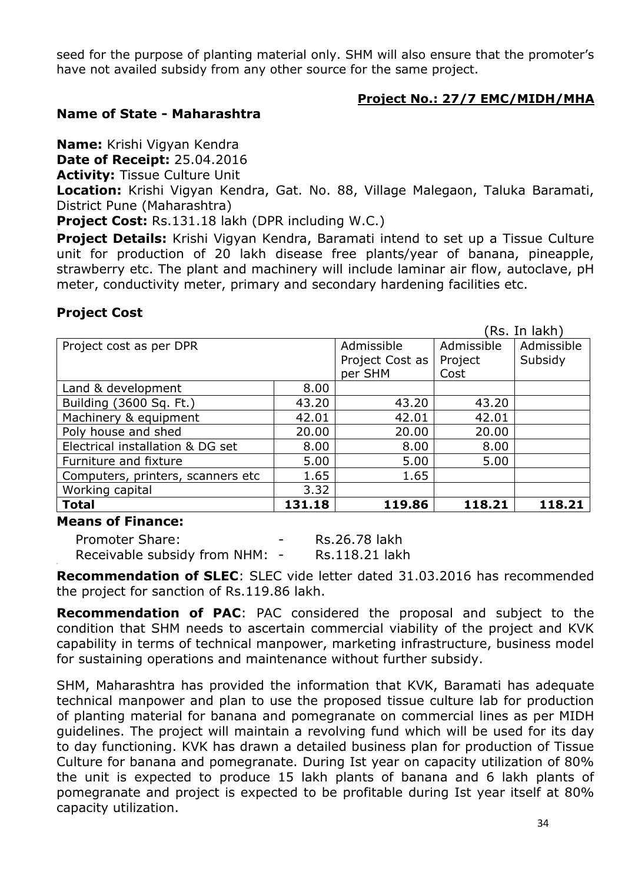seed for the purpose of planting material only. SHM will also ensure that the promoter's have not availed subsidy from any other source for the same project.

**Project No.: 27/7 EMC/MIDH/MHA**

**Name of State - Maharashtra**

**Name:** Krishi Vigyan Kendra
**Date of Receipt:** 25.04.2016
**Activity:** Tissue Culture Unit
**Location:** Krishi Vigyan Kendra, Gat. No. 88, Village Malegaon, Taluka Baramati, District Pune (Maharashtra)
**Project Cost:** Rs.131.18 lakh (DPR including W.C.)
**Project Details:** Krishi Vigyan Kendra, Baramati intend to set up a Tissue Culture unit for production of 20 lakh disease free plants/year of banana, pineapple, strawberry etc. The plant and machinery will include laminar air flow, autoclave, pH meter, conductivity meter, primary and secondary hardening facilities etc.

**Project Cost**

(Rs. In lakh)

| Project cost as per DPR | | Admissible Project Cost as per SHM | Admissible Project Cost | Admissible Subsidy |
|---|---|---|---|---|
| Land & development | 8.00 | | | |
| Building (3600 Sq. Ft.) | 43.20 | 43.20 | 43.20 | |
| Machinery & equipment | 42.01 | 42.01 | 42.01 | |
| Poly house and shed | 20.00 | 20.00 | 20.00 | |
| Electrical installation & DG set | 8.00 | 8.00 | 8.00 | |
| Furniture and fixture | 5.00 | 5.00 | 5.00 | |
| Computers, printers, scanners etc | 1.65 | 1.65 | | |
| Working capital | 3.32 | | | |
| **Total** | **131.18** | **119.86** | **118.21** | **118.21** |

**Means of Finance:**

Promoter Share: - Rs.26.78 lakh
Receivable subsidy from NHM: - Rs.118.21 lakh

**Recommendation of SLEC**: SLEC vide letter dated 31.03.2016 has recommended the project for sanction of Rs.119.86 lakh.

**Recommendation of PAC**: PAC considered the proposal and subject to the condition that SHM needs to ascertain commercial viability of the project and KVK capability in terms of technical manpower, marketing infrastructure, business model for sustaining operations and maintenance without further subsidy.

SHM, Maharashtra has provided the information that KVK, Baramati has adequate technical manpower and plan to use the proposed tissue culture lab for production of planting material for banana and pomegranate on commercial lines as per MIDH guidelines. The project will maintain a revolving fund which will be used for its day to day functioning. KVK has drawn a detailed business plan for production of Tissue Culture for banana and pomegranate. During Ist year on capacity utilization of 80% the unit is expected to produce 15 lakh plants of banana and 6 lakh plants of pomegranate and project is expected to be profitable during Ist year itself at 80% capacity utilization.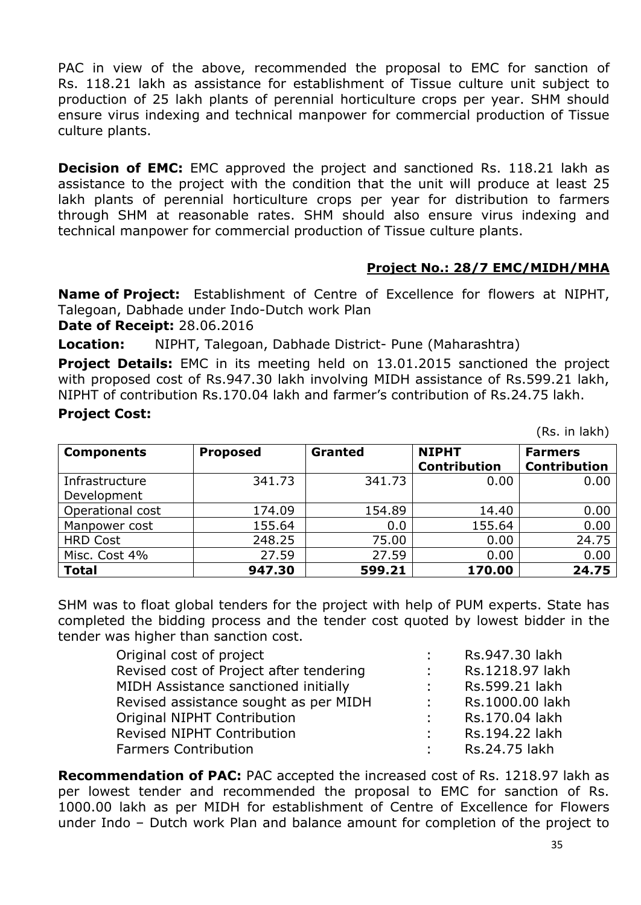PAC in view of the above, recommended the proposal to EMC for sanction of Rs. 118.21 lakh as assistance for establishment of Tissue culture unit subject to production of 25 lakh plants of perennial horticulture crops per year. SHM should ensure virus indexing and technical manpower for commercial production of Tissue culture plants.

**Decision of EMC:** EMC approved the project and sanctioned Rs. 118.21 lakh as assistance to the project with the condition that the unit will produce at least 25 lakh plants of perennial horticulture crops per year for distribution to farmers through SHM at reasonable rates. SHM should also ensure virus indexing and technical manpower for commercial production of Tissue culture plants.

**Project No.: 28/7 EMC/MIDH/MHA**

**Name of Project:** Establishment of Centre of Excellence for flowers at NIPHT, Talegoan, Dabhade under Indo-Dutch work Plan

**Date of Receipt:** 28.06.2016

**Location:** NIPHT, Talegoan, Dabhade District- Pune (Maharashtra)

**Project Details:** EMC in its meeting held on 13.01.2015 sanctioned the project with proposed cost of Rs.947.30 lakh involving MIDH assistance of Rs.599.21 lakh, NIPHT of contribution Rs.170.04 lakh and farmer's contribution of Rs.24.75 lakh.

**Project Cost:**

(Rs. in lakh)

| Components | Proposed | Granted | NIPHT Contribution | Farmers Contribution |
|---|---|---|---|---|
| Infrastructure Development | 341.73 | 341.73 | 0.00 | 0.00 |
| Operational cost | 174.09 | 154.89 | 14.40 | 0.00 |
| Manpower cost | 155.64 | 0.0 | 155.64 | 0.00 |
| HRD Cost | 248.25 | 75.00 | 0.00 | 24.75 |
| Misc. Cost 4% | 27.59 | 27.59 | 0.00 | 0.00 |
| **Total** | **947.30** | **599.21** | **170.00** | **24.75** |

SHM was to float global tenders for the project with help of PUM experts. State has completed the bidding process and the tender cost quoted by lowest bidder in the tender was higher than sanction cost.

| | | |
|---|---|---|
| Original cost of project | : | Rs.947.30 lakh |
| Revised cost of Project after tendering | : | Rs.1218.97 lakh |
| MIDH Assistance sanctioned initially | : | Rs.599.21 lakh |
| Revised assistance sought as per MIDH | : | Rs.1000.00 lakh |
| Original NIPHT Contribution | : | Rs.170.04 lakh |
| Revised NIPHT Contribution | : | Rs.194.22 lakh |
| Farmers Contribution | : | Rs.24.75 lakh |

**Recommendation of PAC:** PAC accepted the increased cost of Rs. 1218.97 lakh as per lowest tender and recommended the proposal to EMC for sanction of Rs. 1000.00 lakh as per MIDH for establishment of Centre of Excellence for Flowers under Indo – Dutch work Plan and balance amount for completion of the project to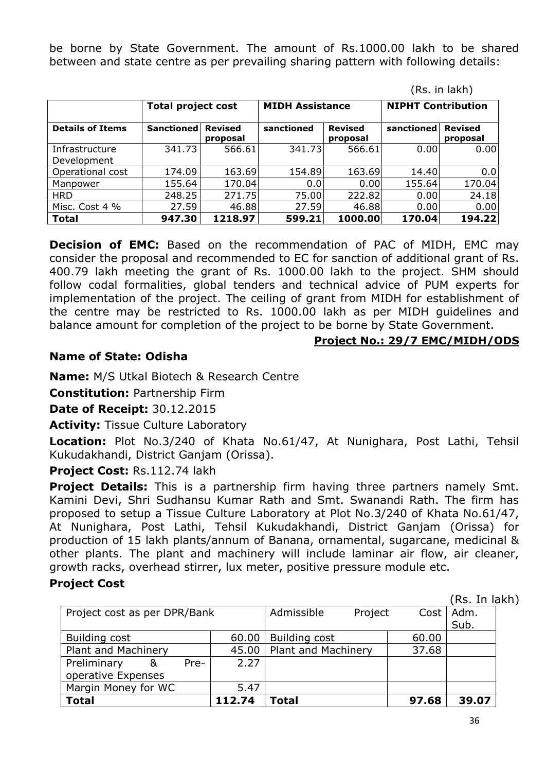be borne by State Government. The amount of Rs.1000.00 lakh to be shared between and state centre as per prevailing sharing pattern with following details:

(Rs. in lakh)

| | Total project cost | | MIDH Assistance | | NIPHT Contribution | |
|---|---|---|---|---|---|---|
| **Details of Items** | **Sanctioned** | **Revised proposal** | **sanctioned** | **Revised proposal** | **sanctioned** | **Revised proposal** |
| Infrastructure Development | 341.73 | 566.61 | 341.73 | 566.61 | 0.00 | 0.00 |
| Operational cost | 174.09 | 163.69 | 154.89 | 163.69 | 14.40 | 0.0 |
| Manpower | 155.64 | 170.04 | 0.0 | 0.00 | 155.64 | 170.04 |
| HRD | 248.25 | 271.75 | 75.00 | 222.82 | 0.00 | 24.18 |
| Misc. Cost 4 % | 27.59 | 46.88 | 27.59 | 46.88 | 0.00 | 0.00 |
| **Total** | **947.30** | **1218.97** | **599.21** | **1000.00** | **170.04** | **194.22** |

**Decision of EMC:** Based on the recommendation of PAC of MIDH, EMC may consider the proposal and recommended to EC for sanction of additional grant of Rs. 400.79 lakh meeting the grant of Rs. 1000.00 lakh to the project. SHM should follow codal formalities, global tenders and technical advice of PUM experts for implementation of the project. The ceiling of grant from MIDH for establishment of the centre may be restricted to Rs. 1000.00 lakh as per MIDH guidelines and balance amount for completion of the project to be borne by State Government.

**Project No.: 29/7 EMC/MIDH/ODS**

**Name of State: Odisha**

**Name:** M/S Utkal Biotech & Research Centre

**Constitution:** Partnership Firm

**Date of Receipt:** 30.12.2015

**Activity:** Tissue Culture Laboratory

**Location:** Plot No.3/240 of Khata No.61/47, At Nunighara, Post Lathi, Tehsil Kukudakhandi, District Ganjam (Orissa).

**Project Cost:** Rs.112.74 lakh

**Project Details:** This is a partnership firm having three partners namely Smt. Kamini Devi, Shri Sudhansu Kumar Rath and Smt. Swanandi Rath. The firm has proposed to setup a Tissue Culture Laboratory at Plot No.3/240 of Khata No.61/47, At Nunighara, Post Lathi, Tehsil Kukudakhandi, District Ganjam (Orissa) for production of 15 lakh plants/annum of Banana, ornamental, sugarcane, medicinal & other plants. The plant and machinery will include laminar air flow, air cleaner, growth racks, overhead stirrer, lux meter, positive pressure module etc.

**Project Cost**

(Rs. In lakh)

| Project cost as per DPR/Bank | | Admissible Project Cost | | Adm. Sub. |
|---|---|---|---|---|
| Building cost | 60.00 | Building cost | 60.00 | |
| Plant and Machinery | 45.00 | Plant and Machinery | 37.68 | |
| Preliminary & Pre-operative Expenses | 2.27 | | | |
| Margin Money for WC | 5.47 | | | |
| **Total** | **112.74** | **Total** | **97.68** | **39.07** |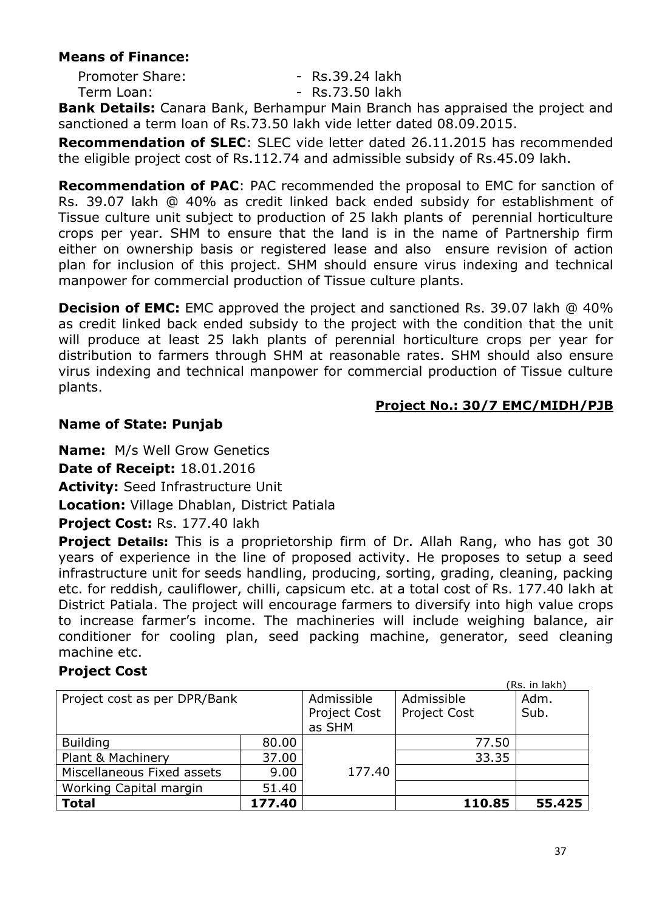**Means of Finance:**

Promoter Share: - Rs.39.24 lakh

Term Loan: - Rs.73.50 lakh

**Bank Details:** Canara Bank, Berhampur Main Branch has appraised the project and sanctioned a term loan of Rs.73.50 lakh vide letter dated 08.09.2015.

**Recommendation of SLEC**: SLEC vide letter dated 26.11.2015 has recommended the eligible project cost of Rs.112.74 and admissible subsidy of Rs.45.09 lakh.

**Recommendation of PAC**: PAC recommended the proposal to EMC for sanction of Rs. 39.07 lakh @ 40% as credit linked back ended subsidy for establishment of Tissue culture unit subject to production of 25 lakh plants of perennial horticulture crops per year. SHM to ensure that the land is in the name of Partnership firm either on ownership basis or registered lease and also ensure revision of action plan for inclusion of this project. SHM should ensure virus indexing and technical manpower for commercial production of Tissue culture plants.

**Decision of EMC:** EMC approved the project and sanctioned Rs. 39.07 lakh @ 40% as credit linked back ended subsidy to the project with the condition that the unit will produce at least 25 lakh plants of perennial horticulture crops per year for distribution to farmers through SHM at reasonable rates. SHM should also ensure virus indexing and technical manpower for commercial production of Tissue culture plants.

**Project No.: 30/7 EMC/MIDH/PJB**

**Name of State: Punjab**

**Name:** M/s Well Grow Genetics

**Date of Receipt:** 18.01.2016

**Activity:** Seed Infrastructure Unit

**Location:** Village Dhablan, District Patiala

**Project Cost:** Rs. 177.40 lakh

**Project Details:** This is a proprietorship firm of Dr. Allah Rang, who has got 30 years of experience in the line of proposed activity. He proposes to setup a seed infrastructure unit for seeds handling, producing, sorting, grading, cleaning, packing etc. for reddish, cauliflower, chilli, capsicum etc. at a total cost of Rs. 177.40 lakh at District Patiala. The project will encourage farmers to diversify into high value crops to increase farmer's income. The machineries will include weighing balance, air conditioner for cooling plan, seed packing machine, generator, seed cleaning machine etc.

**Project Cost**

(Rs. in lakh)

| Project cost as per DPR/Bank | | Admissible Project Cost as SHM | Admissible Project Cost | Adm. Sub. |
|---|---|---|---|---|
| Building | 80.00 | 177.40 | 77.50 | |
| Plant & Machinery | 37.00 | | 33.35 | |
| Miscellaneous Fixed assets | 9.00 | | | |
| Working Capital margin | 51.40 | | | |
| **Total** | **177.40** | | **110.85** | **55.425** |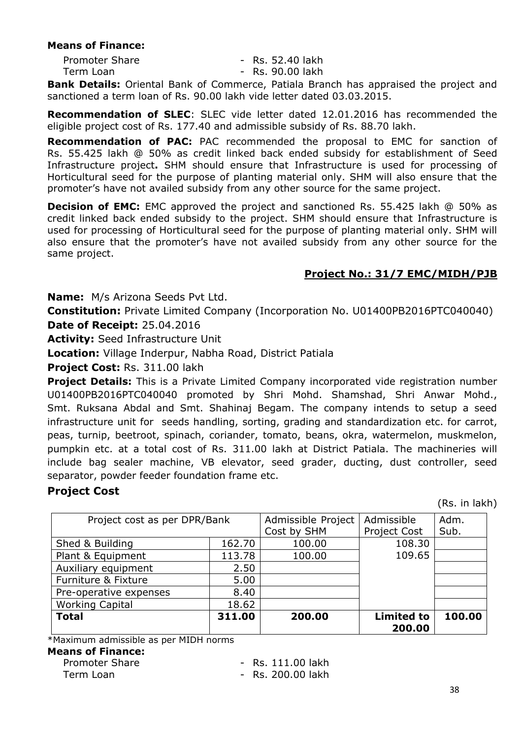**Means of Finance:**

Promoter Share - Rs. 52.40 lakh
Term Loan - Rs. 90.00 lakh

**Bank Details:** Oriental Bank of Commerce, Patiala Branch has appraised the project and sanctioned a term loan of Rs. 90.00 lakh vide letter dated 03.03.2015.

**Recommendation of SLEC**: SLEC vide letter dated 12.01.2016 has recommended the eligible project cost of Rs. 177.40 and admissible subsidy of Rs. 88.70 lakh.

**Recommendation of PAC:** PAC recommended the proposal to EMC for sanction of Rs. 55.425 lakh @ 50% as credit linked back ended subsidy for establishment of Seed Infrastructure project**.** SHM should ensure that Infrastructure is used for processing of Horticultural seed for the purpose of planting material only. SHM will also ensure that the promoter's have not availed subsidy from any other source for the same project.

**Decision of EMC:** EMC approved the project and sanctioned Rs. 55.425 lakh @ 50% as credit linked back ended subsidy to the project. SHM should ensure that Infrastructure is used for processing of Horticultural seed for the purpose of planting material only. SHM will also ensure that the promoter's have not availed subsidy from any other source for the same project.

## Project No.: 31/7 EMC/MIDH/PJB

**Name:** M/s Arizona Seeds Pvt Ltd.

**Constitution:** Private Limited Company (Incorporation No. U01400PB2016PTC040040)

**Date of Receipt:** 25.04.2016

**Activity:** Seed Infrastructure Unit

**Location:** Village Inderpur, Nabha Road, District Patiala

**Project Cost:** Rs. 311.00 lakh

**Project Details:** This is a Private Limited Company incorporated vide registration number U01400PB2016PTC040040 promoted by Shri Mohd. Shamshad, Shri Anwar Mohd., Smt. Ruksana Abdal and Smt. Shahinaj Begam. The company intends to setup a seed infrastructure unit for seeds handling, sorting, grading and standardization etc. for carrot, peas, turnip, beetroot, spinach, coriander, tomato, beans, okra, watermelon, muskmelon, pumpkin etc. at a total cost of Rs. 311.00 lakh at District Patiala. The machineries will include bag sealer machine, VB elevator, seed grader, ducting, dust controller, seed separator, powder feeder foundation frame etc.

## Project Cost

(Rs. in lakh)

| Project cost as per DPR/Bank | | Admissible Project Cost by SHM | Admissible Project Cost | Adm. Sub. |
|---|---|---|---|---|
| Shed & Building | 162.70 | 100.00 | 108.30 | |
| Plant & Equipment | 113.78 | 100.00 | 109.65 | |
| Auxiliary equipment | 2.50 | | | |
| Furniture & Fixture | 5.00 | | | |
| Pre-operative expenses | 8.40 | | | |
| Working Capital | 18.62 | | | |
| **Total** | **311.00** | **200.00** | **Limited to 200.00** | **100.00** |

*Maximum admissible as per MIDH norms

**Means of Finance:**

Promoter Share - Rs. 111.00 lakh
Term Loan - Rs. 200.00 lakh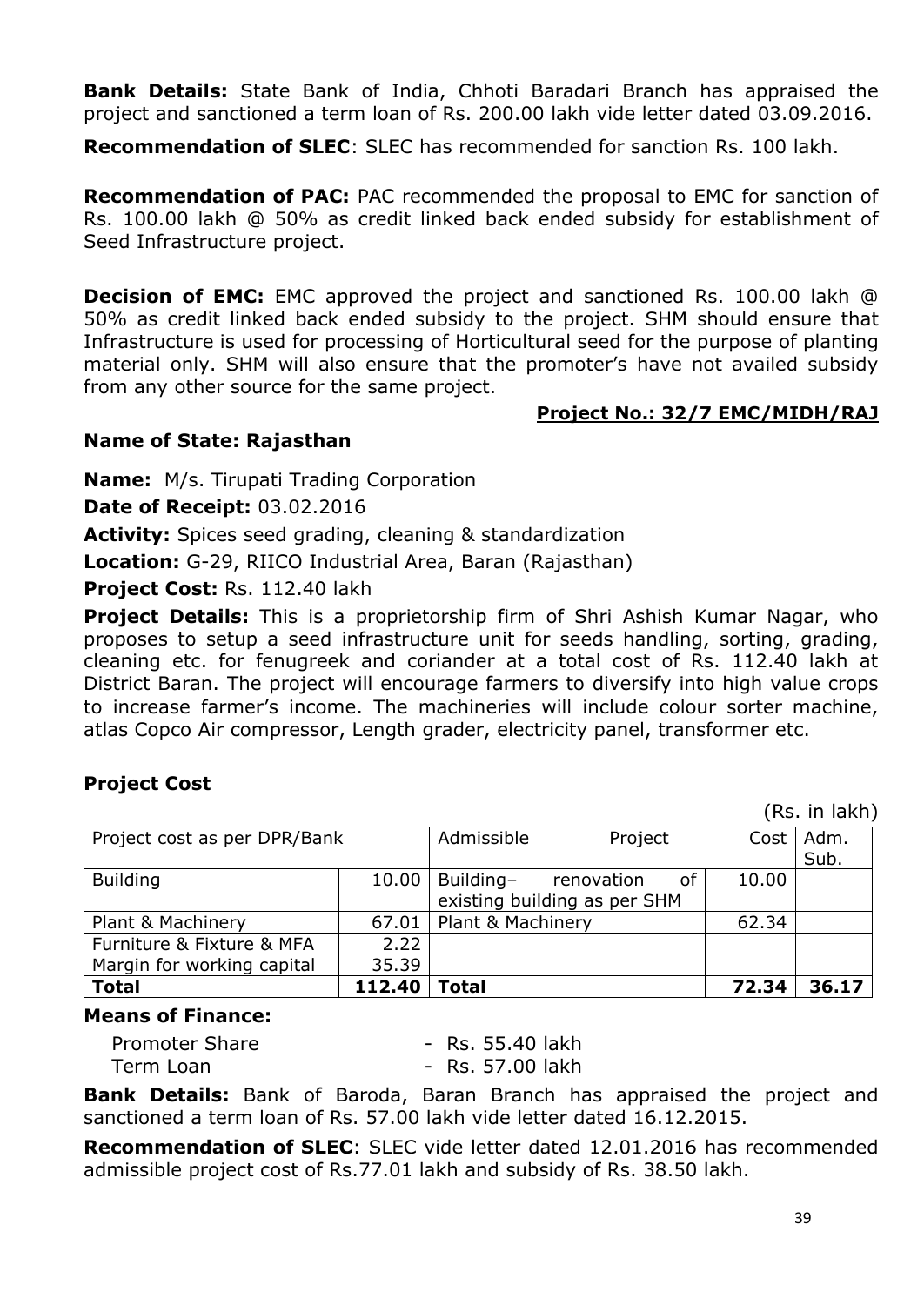**Bank Details:** State Bank of India, Chhoti Baradari Branch has appraised the project and sanctioned a term loan of Rs. 200.00 lakh vide letter dated 03.09.2016.

**Recommendation of SLEC**: SLEC has recommended for sanction Rs. 100 lakh.

**Recommendation of PAC:** PAC recommended the proposal to EMC for sanction of Rs. 100.00 lakh @ 50% as credit linked back ended subsidy for establishment of Seed Infrastructure project.

**Decision of EMC:** EMC approved the project and sanctioned Rs. 100.00 lakh @ 50% as credit linked back ended subsidy to the project. SHM should ensure that Infrastructure is used for processing of Horticultural seed for the purpose of planting material only. SHM will also ensure that the promoter's have not availed subsidy from any other source for the same project.

**Project No.: 32/7 EMC/MIDH/RAJ**

**Name of State: Rajasthan**

**Name:** M/s. Tirupati Trading Corporation

**Date of Receipt:** 03.02.2016

**Activity:** Spices seed grading, cleaning & standardization

**Location:** G-29, RIICO Industrial Area, Baran (Rajasthan)

**Project Cost:** Rs. 112.40 lakh

**Project Details:** This is a proprietorship firm of Shri Ashish Kumar Nagar, who proposes to setup a seed infrastructure unit for seeds handling, sorting, grading, cleaning etc. for fenugreek and coriander at a total cost of Rs. 112.40 lakh at District Baran. The project will encourage farmers to diversify into high value crops to increase farmer's income. The machineries will include colour sorter machine, atlas Copco Air compressor, Length grader, electricity panel, transformer etc.

**Project Cost**

(Rs. in lakh)

| Project cost as per DPR/Bank | | Admissible Project | Cost | Adm. Sub. |
|---|---|---|---|---|
| Building | 10.00 | Building– renovation of existing building as per SHM | 10.00 | |
| Plant & Machinery | 67.01 | Plant & Machinery | 62.34 | |
| Furniture & Fixture & MFA | 2.22 | | | |
| Margin for working capital | 35.39 | | | |
| **Total** | **112.40** | **Total** | **72.34** | **36.17** |

**Means of Finance:**

Promoter Share - Rs. 55.40 lakh
Term Loan - Rs. 57.00 lakh

**Bank Details:** Bank of Baroda, Baran Branch has appraised the project and sanctioned a term loan of Rs. 57.00 lakh vide letter dated 16.12.2015.

**Recommendation of SLEC**: SLEC vide letter dated 12.01.2016 has recommended admissible project cost of Rs.77.01 lakh and subsidy of Rs. 38.50 lakh.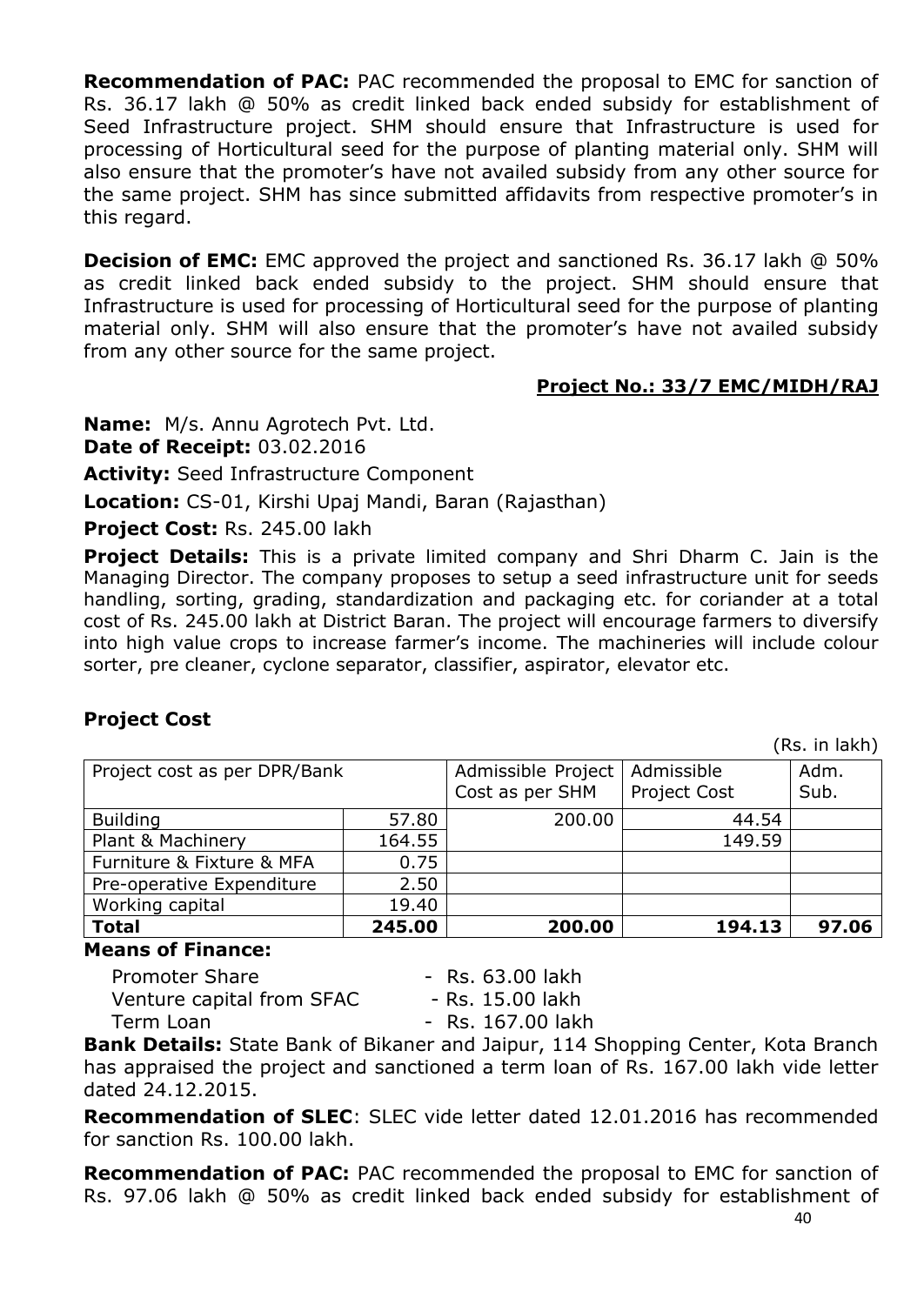**Recommendation of PAC:** PAC recommended the proposal to EMC for sanction of Rs. 36.17 lakh @ 50% as credit linked back ended subsidy for establishment of Seed Infrastructure project. SHM should ensure that Infrastructure is used for processing of Horticultural seed for the purpose of planting material only. SHM will also ensure that the promoter's have not availed subsidy from any other source for the same project. SHM has since submitted affidavits from respective promoter's in this regard.

**Decision of EMC:** EMC approved the project and sanctioned Rs. 36.17 lakh @ 50% as credit linked back ended subsidy to the project. SHM should ensure that Infrastructure is used for processing of Horticultural seed for the purpose of planting material only. SHM will also ensure that the promoter's have not availed subsidy from any other source for the same project.

**Project No.: 33/7 EMC/MIDH/RAJ**

**Name:** M/s. Annu Agrotech Pvt. Ltd.
**Date of Receipt:** 03.02.2016

**Activity:** Seed Infrastructure Component

**Location:** CS-01, Kirshi Upaj Mandi, Baran (Rajasthan)

**Project Cost:** Rs. 245.00 lakh

**Project Details:** This is a private limited company and Shri Dharm C. Jain is the Managing Director. The company proposes to setup a seed infrastructure unit for seeds handling, sorting, grading, standardization and packaging etc. for coriander at a total cost of Rs. 245.00 lakh at District Baran. The project will encourage farmers to diversify into high value crops to increase farmer's income. The machineries will include colour sorter, pre cleaner, cyclone separator, classifier, aspirator, elevator etc.

## Project Cost

(Rs. in lakh)

| Project cost as per DPR/Bank | | Admissible Project Cost as per SHM | Admissible Project Cost | Adm. Sub. |
|---|---|---|---|---|
| Building | 57.80 | 200.00 | 44.54 | |
| Plant & Machinery | 164.55 | | 149.59 | |
| Furniture & Fixture & MFA | 0.75 | | | |
| Pre-operative Expenditure | 2.50 | | | |
| Working capital | 19.40 | | | |
| **Total** | **245.00** | **200.00** | **194.13** | **97.06** |

**Means of Finance:**

Promoter Share - Rs. 63.00 lakh
Venture capital from SFAC - Rs. 15.00 lakh
Term Loan - Rs. 167.00 lakh

**Bank Details:** State Bank of Bikaner and Jaipur, 114 Shopping Center, Kota Branch has appraised the project and sanctioned a term loan of Rs. 167.00 lakh vide letter dated 24.12.2015.

**Recommendation of SLEC**: SLEC vide letter dated 12.01.2016 has recommended for sanction Rs. 100.00 lakh.

**Recommendation of PAC:** PAC recommended the proposal to EMC for sanction of Rs. 97.06 lakh @ 50% as credit linked back ended subsidy for establishment of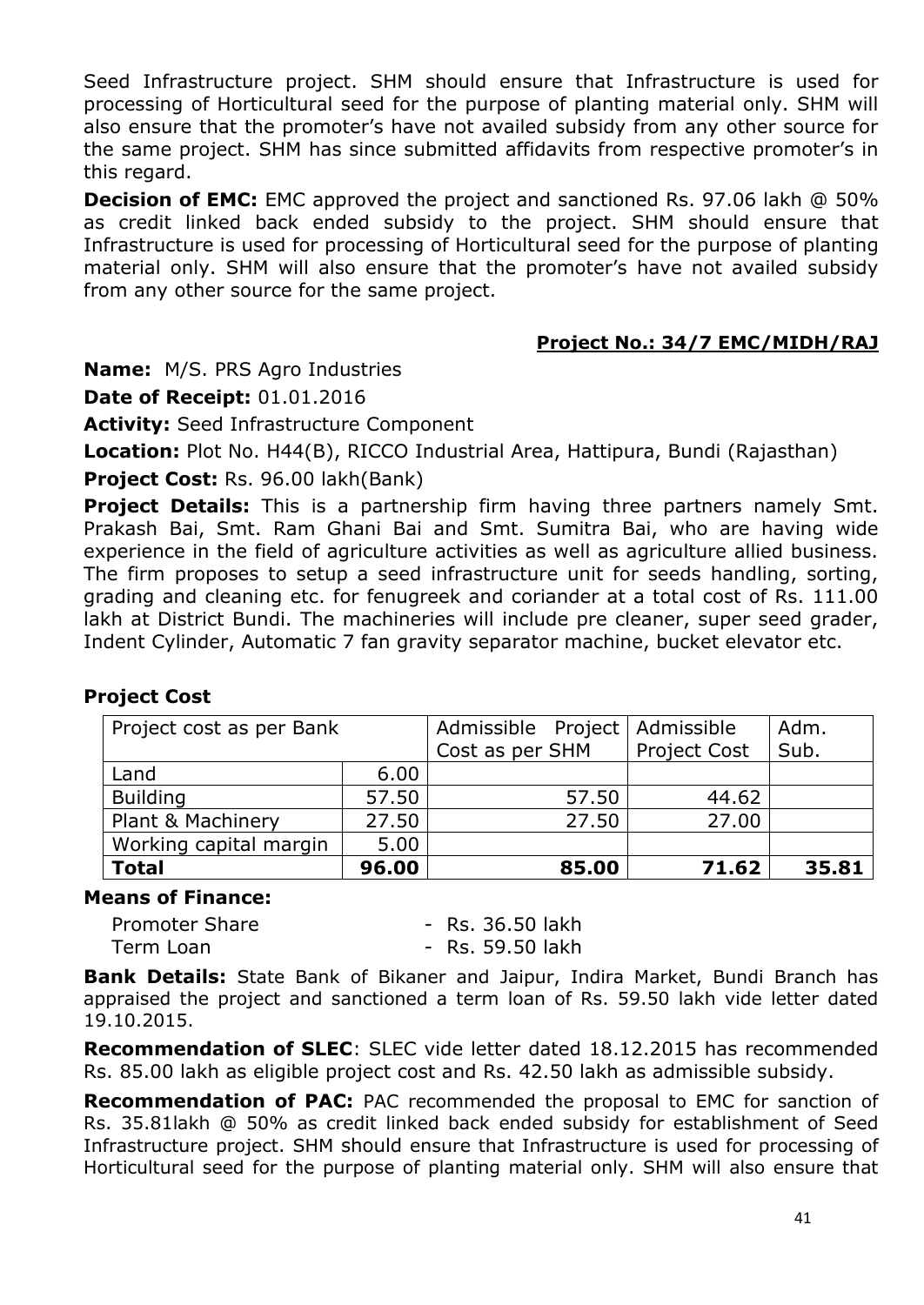Seed Infrastructure project. SHM should ensure that Infrastructure is used for processing of Horticultural seed for the purpose of planting material only. SHM will also ensure that the promoter's have not availed subsidy from any other source for the same project. SHM has since submitted affidavits from respective promoter's in this regard.

**Decision of EMC:** EMC approved the project and sanctioned Rs. 97.06 lakh @ 50% as credit linked back ended subsidy to the project. SHM should ensure that Infrastructure is used for processing of Horticultural seed for the purpose of planting material only. SHM will also ensure that the promoter's have not availed subsidy from any other source for the same project.

**Project No.: 34/7 EMC/MIDH/RAJ**

**Name:** M/S. PRS Agro Industries

**Date of Receipt:** 01.01.2016

**Activity:** Seed Infrastructure Component

**Location:** Plot No. H44(B), RICCO Industrial Area, Hattipura, Bundi (Rajasthan)

**Project Cost:** Rs. 96.00 lakh(Bank)

**Project Details:** This is a partnership firm having three partners namely Smt. Prakash Bai, Smt. Ram Ghani Bai and Smt. Sumitra Bai, who are having wide experience in the field of agriculture activities as well as agriculture allied business. The firm proposes to setup a seed infrastructure unit for seeds handling, sorting, grading and cleaning etc. for fenugreek and coriander at a total cost of Rs. 111.00 lakh at District Bundi. The machineries will include pre cleaner, super seed grader, Indent Cylinder, Automatic 7 fan gravity separator machine, bucket elevator etc.

**Project Cost**

| Project cost as per Bank | | Admissible Project Cost as per SHM | Admissible Project Cost | Adm. Sub. |
|---|---|---|---|---|
| Land | 6.00 | | | |
| Building | 57.50 | 57.50 | 44.62 | |
| Plant & Machinery | 27.50 | 27.50 | 27.00 | |
| Working capital margin | 5.00 | | | |
| **Total** | **96.00** | **85.00** | **71.62** | **35.81** |

**Means of Finance:**

Promoter Share - Rs. 36.50 lakh
Term Loan - Rs. 59.50 lakh

**Bank Details:** State Bank of Bikaner and Jaipur, Indira Market, Bundi Branch has appraised the project and sanctioned a term loan of Rs. 59.50 lakh vide letter dated 19.10.2015.

**Recommendation of SLEC**: SLEC vide letter dated 18.12.2015 has recommended Rs. 85.00 lakh as eligible project cost and Rs. 42.50 lakh as admissible subsidy.

**Recommendation of PAC:** PAC recommended the proposal to EMC for sanction of Rs. 35.81lakh @ 50% as credit linked back ended subsidy for establishment of Seed Infrastructure project. SHM should ensure that Infrastructure is used for processing of Horticultural seed for the purpose of planting material only. SHM will also ensure that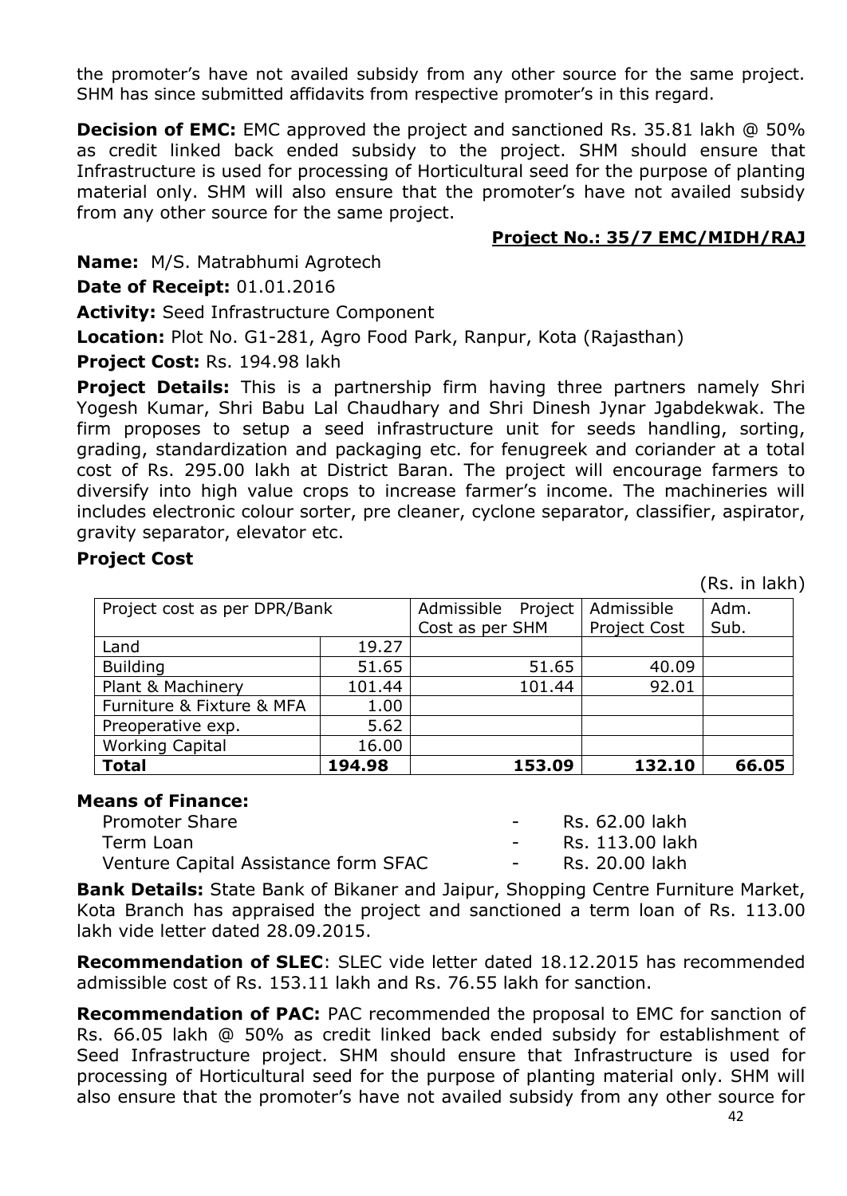the promoter's have not availed subsidy from any other source for the same project. SHM has since submitted affidavits from respective promoter's in this regard.

**Decision of EMC:** EMC approved the project and sanctioned Rs. 35.81 lakh @ 50% as credit linked back ended subsidy to the project. SHM should ensure that Infrastructure is used for processing of Horticultural seed for the purpose of planting material only. SHM will also ensure that the promoter's have not availed subsidy from any other source for the same project.

**Project No.: 35/7 EMC/MIDH/RAJ**

**Name:** M/S. Matrabhumi Agrotech

**Date of Receipt:** 01.01.2016

**Activity:** Seed Infrastructure Component

**Location:** Plot No. G1-281, Agro Food Park, Ranpur, Kota (Rajasthan)

**Project Cost:** Rs. 194.98 lakh

**Project Details:** This is a partnership firm having three partners namely Shri Yogesh Kumar, Shri Babu Lal Chaudhary and Shri Dinesh Jynar Jgabdekwak. The firm proposes to setup a seed infrastructure unit for seeds handling, sorting, grading, standardization and packaging etc. for fenugreek and coriander at a total cost of Rs. 295.00 lakh at District Baran. The project will encourage farmers to diversify into high value crops to increase farmer's income. The machineries will includes electronic colour sorter, pre cleaner, cyclone separator, classifier, aspirator, gravity separator, elevator etc.

**Project Cost**

(Rs. in lakh)

| Project cost as per DPR/Bank | | Admissible Project Cost as per SHM | Admissible Project Cost | Adm. Sub. |
|---|---|---|---|---|
| Land | 19.27 | | | |
| Building | 51.65 | 51.65 | 40.09 | |
| Plant & Machinery | 101.44 | 101.44 | 92.01 | |
| Furniture & Fixture & MFA | 1.00 | | | |
| Preoperative exp. | 5.62 | | | |
| Working Capital | 16.00 | | | |
| **Total** | **194.98** | **153.09** | **132.10** | **66.05** |

**Means of Finance:**

| | | |
|---|---|---|
| Promoter Share | - | Rs. 62.00 lakh |
| Term Loan | - | Rs. 113.00 lakh |
| Venture Capital Assistance form SFAC | - | Rs. 20.00 lakh |

**Bank Details:** State Bank of Bikaner and Jaipur, Shopping Centre Furniture Market, Kota Branch has appraised the project and sanctioned a term loan of Rs. 113.00 lakh vide letter dated 28.09.2015.

**Recommendation of SLEC**: SLEC vide letter dated 18.12.2015 has recommended admissible cost of Rs. 153.11 lakh and Rs. 76.55 lakh for sanction.

**Recommendation of PAC:** PAC recommended the proposal to EMC for sanction of Rs. 66.05 lakh @ 50% as credit linked back ended subsidy for establishment of Seed Infrastructure project. SHM should ensure that Infrastructure is used for processing of Horticultural seed for the purpose of planting material only. SHM will also ensure that the promoter's have not availed subsidy from any other source for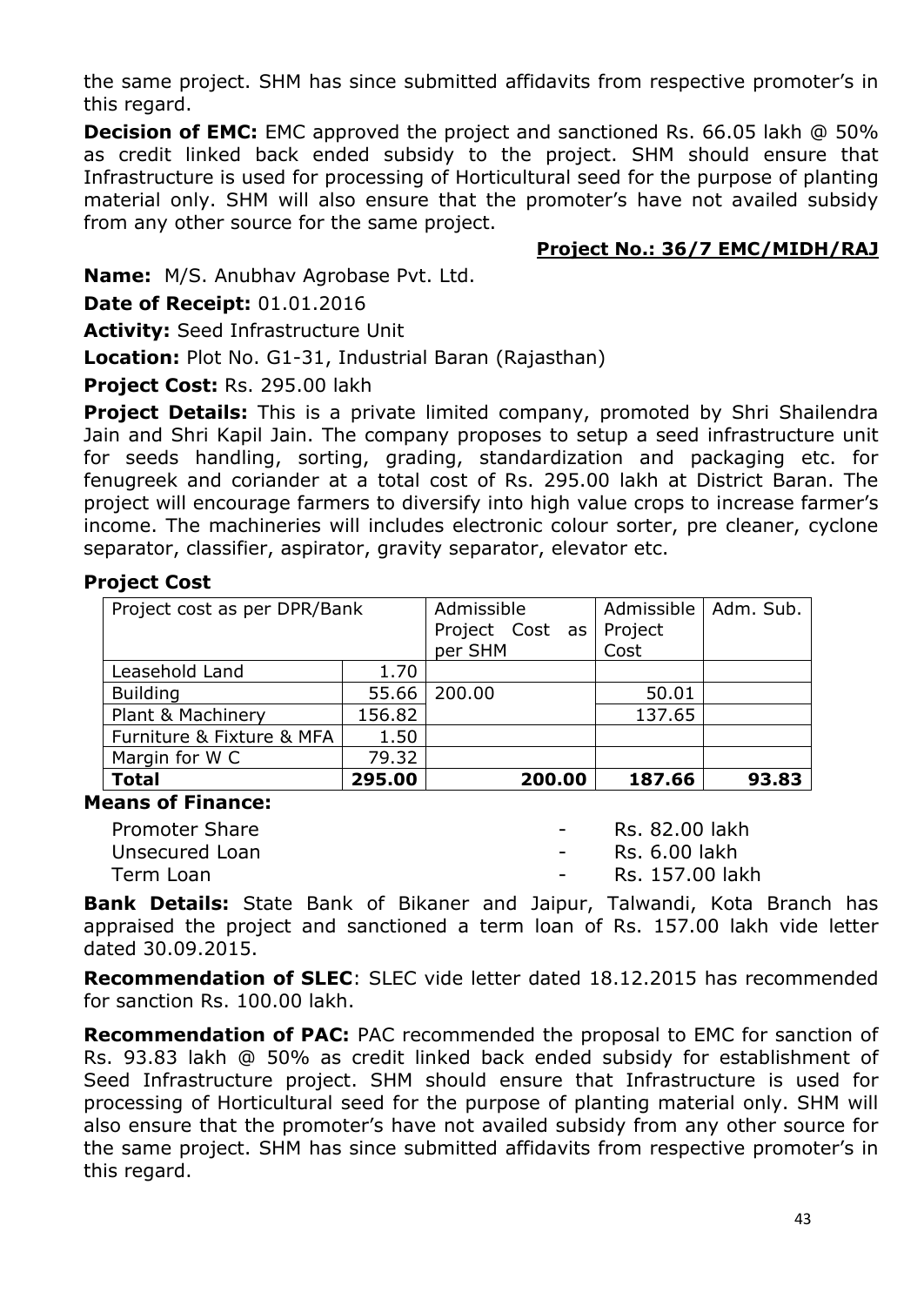the same project. SHM has since submitted affidavits from respective promoter's in this regard.

**Decision of EMC:** EMC approved the project and sanctioned Rs. 66.05 lakh @ 50% as credit linked back ended subsidy to the project. SHM should ensure that Infrastructure is used for processing of Horticultural seed for the purpose of planting material only. SHM will also ensure that the promoter's have not availed subsidy from any other source for the same project.

**Project No.: 36/7 EMC/MIDH/RAJ**

**Name:** M/S. Anubhav Agrobase Pvt. Ltd.

**Date of Receipt:** 01.01.2016

**Activity:** Seed Infrastructure Unit

**Location:** Plot No. G1-31, Industrial Baran (Rajasthan)

**Project Cost:** Rs. 295.00 lakh

**Project Details:** This is a private limited company, promoted by Shri Shailendra Jain and Shri Kapil Jain. The company proposes to setup a seed infrastructure unit for seeds handling, sorting, grading, standardization and packaging etc. for fenugreek and coriander at a total cost of Rs. 295.00 lakh at District Baran. The project will encourage farmers to diversify into high value crops to increase farmer's income. The machineries will includes electronic colour sorter, pre cleaner, cyclone separator, classifier, aspirator, gravity separator, elevator etc.

**Project Cost**

| Project cost as per DPR/Bank | | Admissible Project Cost as per SHM | Admissible Project Cost | Adm. Sub. |
|---|---|---|---|---|
| Leasehold Land | 1.70 | | | |
| Building | 55.66 | 200.00 | 50.01 | |
| Plant & Machinery | 156.82 | | 137.65 | |
| Furniture & Fixture & MFA | 1.50 | | | |
| Margin for W C | 79.32 | | | |
| **Total** | **295.00** | **200.00** | **187.66** | **93.83** |

**Means of Finance:**

| | | |
|---|---|---|
| Promoter Share | - | Rs. 82.00 lakh |
| Unsecured Loan | - | Rs. 6.00 lakh |
| Term Loan | - | Rs. 157.00 lakh |

**Bank Details:** State Bank of Bikaner and Jaipur, Talwandi, Kota Branch has appraised the project and sanctioned a term loan of Rs. 157.00 lakh vide letter dated 30.09.2015.

**Recommendation of SLEC**: SLEC vide letter dated 18.12.2015 has recommended for sanction Rs. 100.00 lakh.

**Recommendation of PAC:** PAC recommended the proposal to EMC for sanction of Rs. 93.83 lakh @ 50% as credit linked back ended subsidy for establishment of Seed Infrastructure project. SHM should ensure that Infrastructure is used for processing of Horticultural seed for the purpose of planting material only. SHM will also ensure that the promoter's have not availed subsidy from any other source for the same project. SHM has since submitted affidavits from respective promoter's in this regard.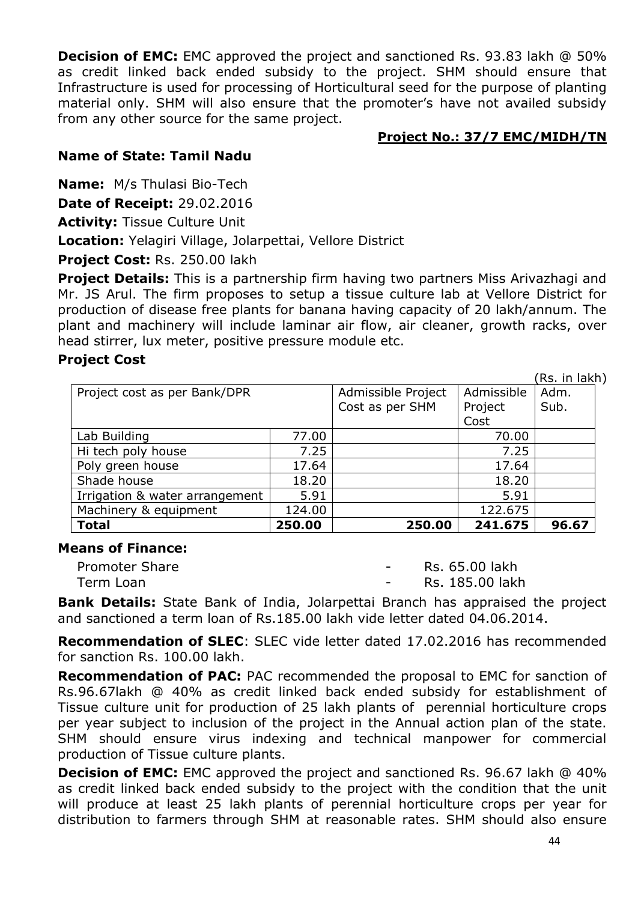**Decision of EMC:** EMC approved the project and sanctioned Rs. 93.83 lakh @ 50% as credit linked back ended subsidy to the project. SHM should ensure that Infrastructure is used for processing of Horticultural seed for the purpose of planting material only. SHM will also ensure that the promoter's have not availed subsidy from any other source for the same project.

**Project No.: 37/7 EMC/MIDH/TN**

**Name of State: Tamil Nadu**

**Name:** M/s Thulasi Bio-Tech

**Date of Receipt:** 29.02.2016

**Activity:** Tissue Culture Unit

**Location:** Yelagiri Village, Jolarpettai, Vellore District

**Project Cost:** Rs. 250.00 lakh

**Project Details:** This is a partnership firm having two partners Miss Arivazhagi and Mr. JS Arul. The firm proposes to setup a tissue culture lab at Vellore District for production of disease free plants for banana having capacity of 20 lakh/annum. The plant and machinery will include laminar air flow, air cleaner, growth racks, over head stirrer, lux meter, positive pressure module etc.

**Project Cost**

(Rs. in lakh)

| Project cost as per Bank/DPR | | Admissible Project Cost as per SHM | Admissible Project Cost | Adm. Sub. |
|---|---|---|---|---|
| Lab Building | 77.00 | | 70.00 | |
| Hi tech poly house | 7.25 | | 7.25 | |
| Poly green house | 17.64 | | 17.64 | |
| Shade house | 18.20 | | 18.20 | |
| Irrigation & water arrangement | 5.91 | | 5.91 | |
| Machinery & equipment | 124.00 | | 122.675 | |
| **Total** | **250.00** | **250.00** | **241.675** | **96.67** |

**Means of Finance:**

| | | |
|---|---|---|
| Promoter Share | - | Rs. 65.00 lakh |
| Term Loan | - | Rs. 185.00 lakh |

**Bank Details:** State Bank of India, Jolarpettai Branch has appraised the project and sanctioned a term loan of Rs.185.00 lakh vide letter dated 04.06.2014.

**Recommendation of SLEC**: SLEC vide letter dated 17.02.2016 has recommended for sanction Rs. 100.00 lakh.

**Recommendation of PAC:** PAC recommended the proposal to EMC for sanction of Rs.96.67lakh @ 40% as credit linked back ended subsidy for establishment of Tissue culture unit for production of 25 lakh plants of perennial horticulture crops per year subject to inclusion of the project in the Annual action plan of the state. SHM should ensure virus indexing and technical manpower for commercial production of Tissue culture plants.

**Decision of EMC:** EMC approved the project and sanctioned Rs. 96.67 lakh @ 40% as credit linked back ended subsidy to the project with the condition that the unit will produce at least 25 lakh plants of perennial horticulture crops per year for distribution to farmers through SHM at reasonable rates. SHM should also ensure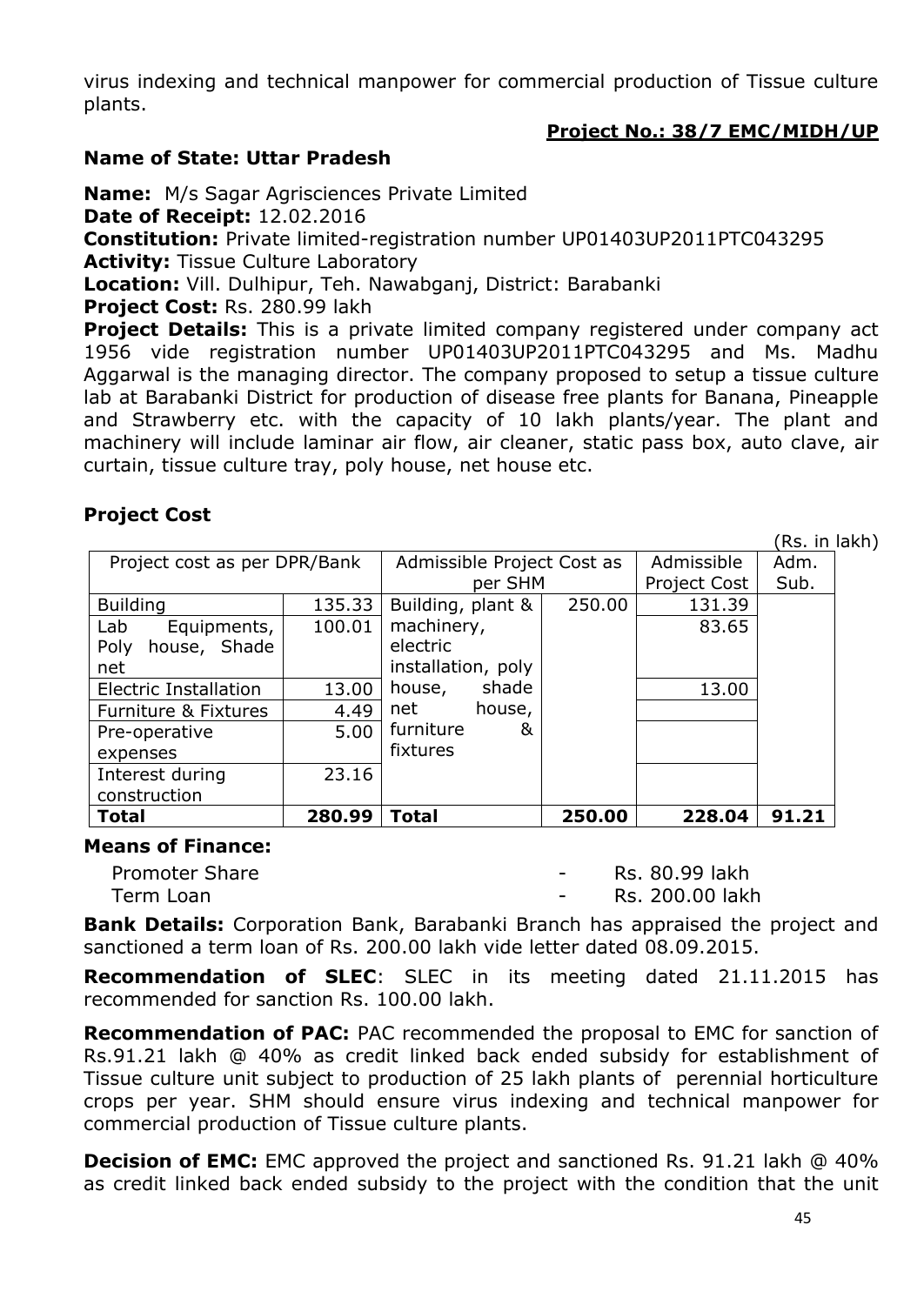virus indexing and technical manpower for commercial production of Tissue culture plants.

**Project No.: 38/7 EMC/MIDH/UP**

**Name of State: Uttar Pradesh**

**Name:** M/s Sagar Agrisciences Private Limited
**Date of Receipt:** 12.02.2016
**Constitution:** Private limited-registration number UP01403UP2011PTC043295
**Activity:** Tissue Culture Laboratory
**Location:** Vill. Dulhipur, Teh. Nawabganj, District: Barabanki
**Project Cost:** Rs. 280.99 lakh
**Project Details:** This is a private limited company registered under company act 1956 vide registration number UP01403UP2011PTC043295 and Ms. Madhu Aggarwal is the managing director. The company proposed to setup a tissue culture lab at Barabanki District for production of disease free plants for Banana, Pineapple and Strawberry etc. with the capacity of 10 lakh plants/year. The plant and machinery will include laminar air flow, air cleaner, static pass box, auto clave, air curtain, tissue culture tray, poly house, net house etc.

**Project Cost**

(Rs. in lakh)

| Project cost as per DPR/Bank | | Admissible Project Cost as per SHM | | Admissible Project Cost | Adm. Sub. |
|---|---|---|---|---|---|
| Building | 135.33 | Building, plant & machinery, electric installation, poly house, shade net house, furniture & fixtures | 250.00 | 131.39 | |
| Lab Equipments, Poly house, Shade net | 100.01 | | | 83.65 | |
| Electric Installation | 13.00 | | | 13.00 | |
| Furniture & Fixtures | 4.49 | | | | |
| Pre-operative expenses | 5.00 | | | | |
| Interest during construction | 23.16 | | | | |
| **Total** | **280.99** | **Total** | **250.00** | **228.04** | **91.21** |

**Means of Finance:**

| | | |
|---|---|---|
| Promoter Share | - | Rs. 80.99 lakh |
| Term Loan | - | Rs. 200.00 lakh |

**Bank Details:** Corporation Bank, Barabanki Branch has appraised the project and sanctioned a term loan of Rs. 200.00 lakh vide letter dated 08.09.2015.

**Recommendation of SLEC**: SLEC in its meeting dated 21.11.2015 has recommended for sanction Rs. 100.00 lakh.

**Recommendation of PAC:** PAC recommended the proposal to EMC for sanction of Rs.91.21 lakh @ 40% as credit linked back ended subsidy for establishment of Tissue culture unit subject to production of 25 lakh plants of perennial horticulture crops per year. SHM should ensure virus indexing and technical manpower for commercial production of Tissue culture plants.

**Decision of EMC:** EMC approved the project and sanctioned Rs. 91.21 lakh @ 40% as credit linked back ended subsidy to the project with the condition that the unit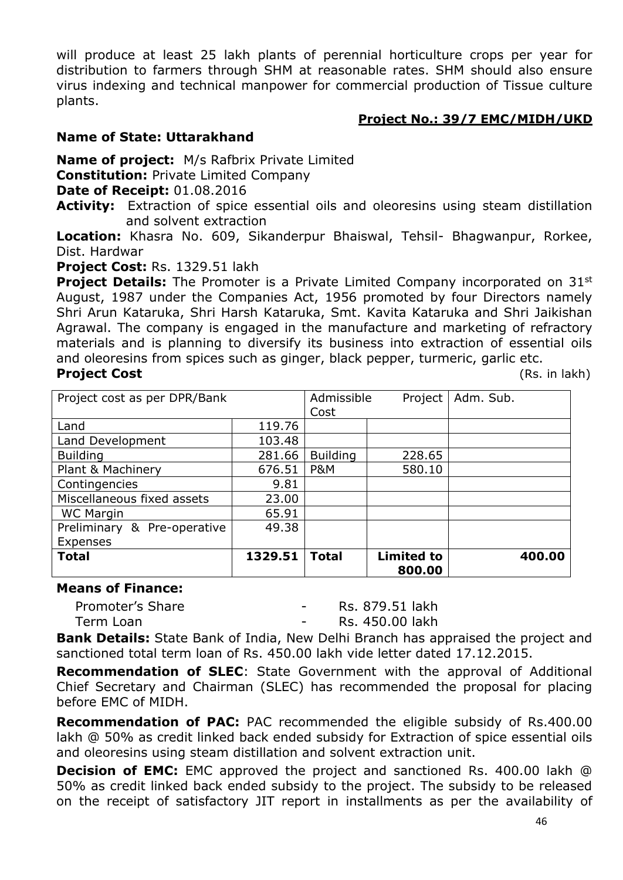will produce at least 25 lakh plants of perennial horticulture crops per year for distribution to farmers through SHM at reasonable rates. SHM should also ensure virus indexing and technical manpower for commercial production of Tissue culture plants.

**Project No.: 39/7 EMC/MIDH/UKD**

**Name of State: Uttarakhand**

**Name of project:** M/s Rafbrix Private Limited

**Constitution:** Private Limited Company

**Date of Receipt:** 01.08.2016

**Activity:** Extraction of spice essential oils and oleoresins using steam distillation and solvent extraction

**Location:** Khasra No. 609, Sikanderpur Bhaiswal, Tehsil- Bhagwanpur, Rorkee, Dist. Hardwar

**Project Cost:** Rs. 1329.51 lakh

**Project Details:** The Promoter is a Private Limited Company incorporated on 31st August, 1987 under the Companies Act, 1956 promoted by four Directors namely Shri Arun Kataruka, Shri Harsh Kataruka, Smt. Kavita Kataruka and Shri Jaikishan Agrawal. The company is engaged in the manufacture and marketing of refractory materials and is planning to diversify its business into extraction of essential oils and oleoresins from spices such as ginger, black pepper, turmeric, garlic etc.

**Project Cost** (Rs. in lakh)

| Project cost as per DPR/Bank | | Admissible Project Cost | | Adm. Sub. |
|---|---|---|---|---|
| Land | 119.76 | | | |
| Land Development | 103.48 | | | |
| Building | 281.66 | Building | 228.65 | |
| Plant & Machinery | 676.51 | P&M | 580.10 | |
| Contingencies | 9.81 | | | |
| Miscellaneous fixed assets | 23.00 | | | |
| WC Margin | 65.91 | | | |
| Preliminary & Pre-operative Expenses | 49.38 | | | |
| **Total** | **1329.51** | **Total** | **Limited to 800.00** | **400.00** |

**Means of Finance:**

Promoter's Share - Rs. 879.51 lakh
Term Loan - Rs. 450.00 lakh

**Bank Details:** State Bank of India, New Delhi Branch has appraised the project and sanctioned total term loan of Rs. 450.00 lakh vide letter dated 17.12.2015.

**Recommendation of SLEC**: State Government with the approval of Additional Chief Secretary and Chairman (SLEC) has recommended the proposal for placing before EMC of MIDH.

**Recommendation of PAC:** PAC recommended the eligible subsidy of Rs.400.00 lakh @ 50% as credit linked back ended subsidy for Extraction of spice essential oils and oleoresins using steam distillation and solvent extraction unit.

**Decision of EMC:** EMC approved the project and sanctioned Rs. 400.00 lakh @ 50% as credit linked back ended subsidy to the project. The subsidy to be released on the receipt of satisfactory JIT report in installments as per the availability of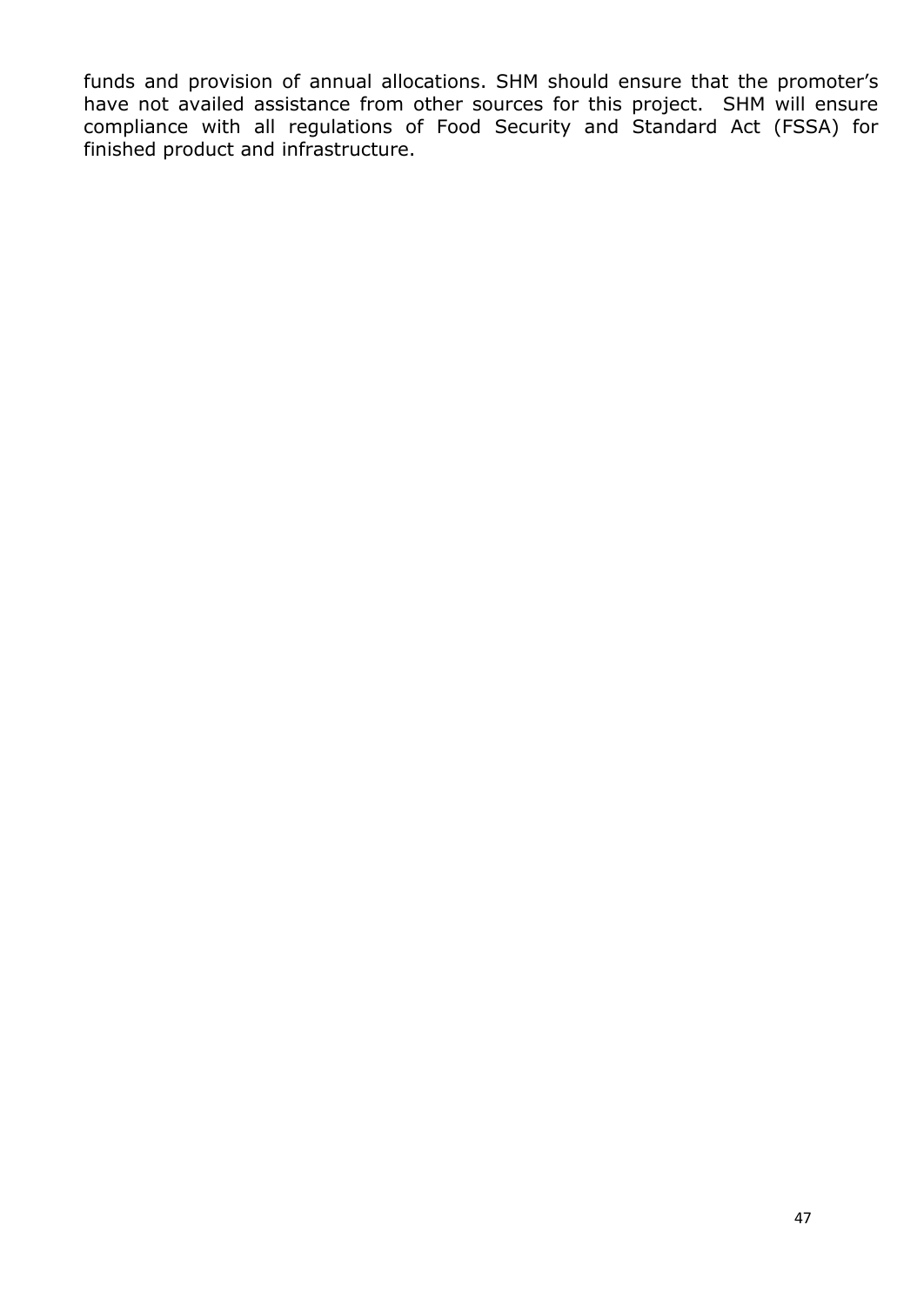funds and provision of annual allocations. SHM should ensure that the promoter's have not availed assistance from other sources for this project. SHM will ensure compliance with all regulations of Food Security and Standard Act (FSSA) for finished product and infrastructure.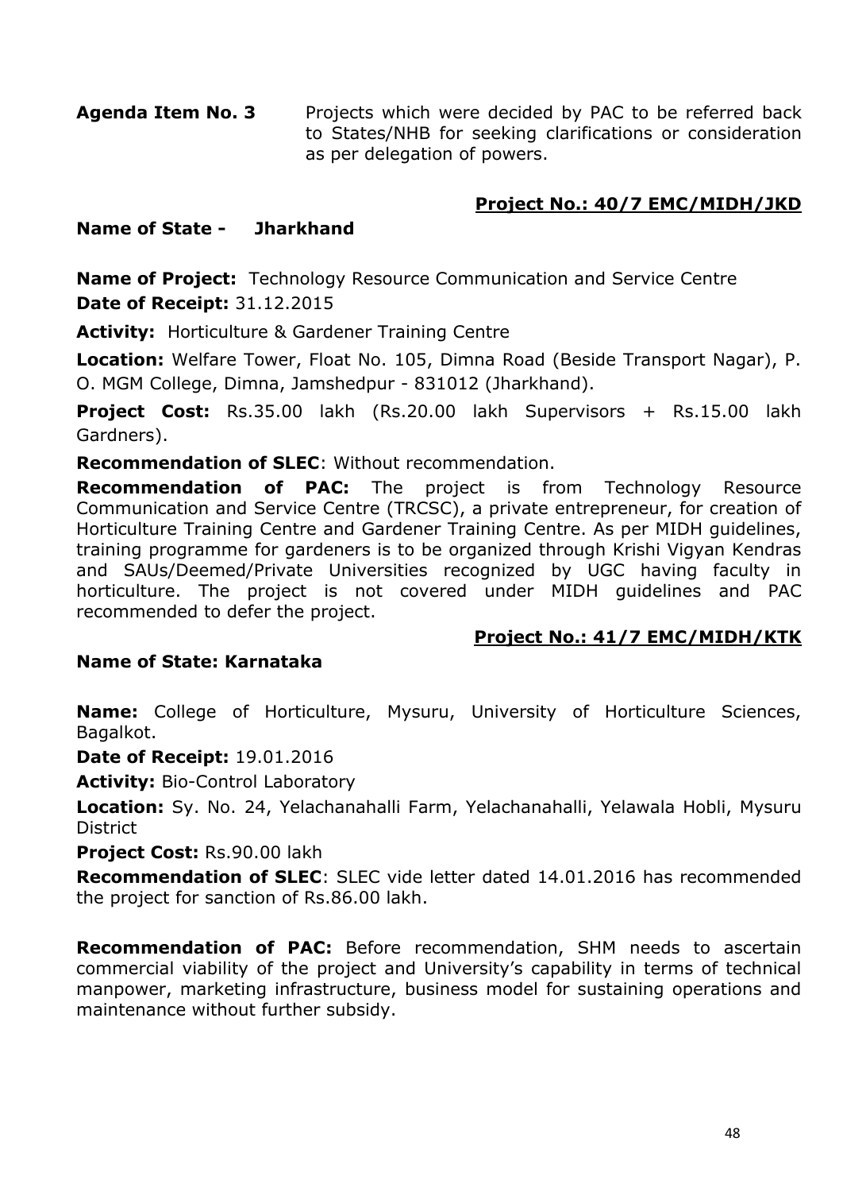**Agenda Item No. 3** Projects which were decided by PAC to be referred back to States/NHB for seeking clarifications or consideration as per delegation of powers.

**Project No.: 40/7 EMC/MIDH/JKD**

**Name of State - Jharkhand**

**Name of Project:** Technology Resource Communication and Service Centre

**Date of Receipt:** 31.12.2015

**Activity:** Horticulture & Gardener Training Centre

**Location:** Welfare Tower, Float No. 105, Dimna Road (Beside Transport Nagar), P. O. MGM College, Dimna, Jamshedpur - 831012 (Jharkhand).

**Project Cost:** Rs.35.00 lakh (Rs.20.00 lakh Supervisors + Rs.15.00 lakh Gardners).

**Recommendation of SLEC**: Without recommendation.

**Recommendation of PAC:** The project is from Technology Resource Communication and Service Centre (TRCSC), a private entrepreneur, for creation of Horticulture Training Centre and Gardener Training Centre. As per MIDH guidelines, training programme for gardeners is to be organized through Krishi Vigyan Kendras and SAUs/Deemed/Private Universities recognized by UGC having faculty in horticulture. The project is not covered under MIDH guidelines and PAC recommended to defer the project.

**Project No.: 41/7 EMC/MIDH/KTK**

**Name of State: Karnataka**

**Name:** College of Horticulture, Mysuru, University of Horticulture Sciences, Bagalkot.

**Date of Receipt:** 19.01.2016

**Activity:** Bio-Control Laboratory

**Location:** Sy. No. 24, Yelachanahalli Farm, Yelachanahalli, Yelawala Hobli, Mysuru District

**Project Cost:** Rs.90.00 lakh

**Recommendation of SLEC**: SLEC vide letter dated 14.01.2016 has recommended the project for sanction of Rs.86.00 lakh.

**Recommendation of PAC:** Before recommendation, SHM needs to ascertain commercial viability of the project and University's capability in terms of technical manpower, marketing infrastructure, business model for sustaining operations and maintenance without further subsidy.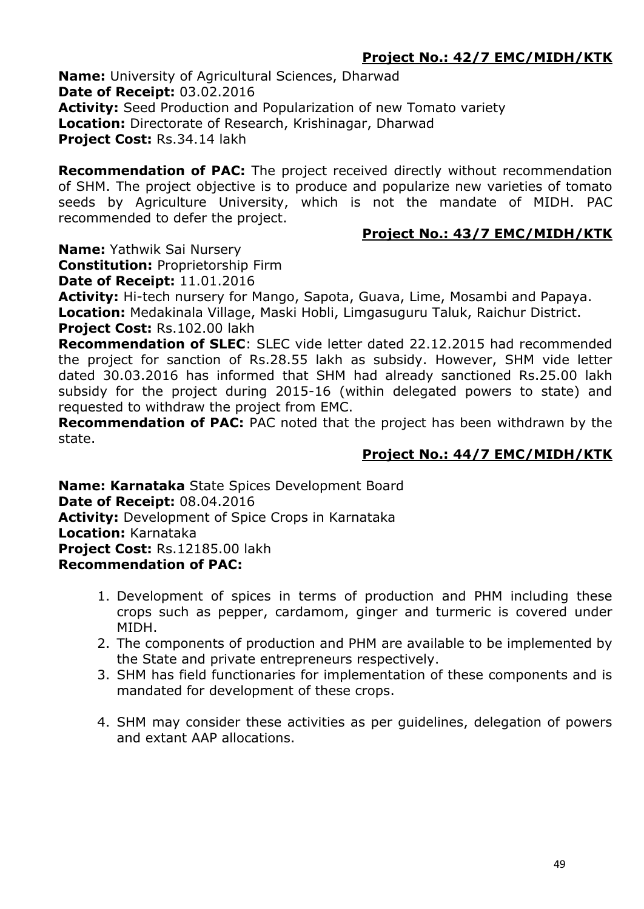**Project No.: 42/7 EMC/MIDH/KTK**

**Name:** University of Agricultural Sciences, Dharwad
**Date of Receipt:** 03.02.2016
**Activity:** Seed Production and Popularization of new Tomato variety
**Location:** Directorate of Research, Krishinagar, Dharwad
**Project Cost:** Rs.34.14 lakh

**Recommendation of PAC:** The project received directly without recommendation of SHM. The project objective is to produce and popularize new varieties of tomato seeds by Agriculture University, which is not the mandate of MIDH. PAC recommended to defer the project.

**Project No.: 43/7 EMC/MIDH/KTK**

**Name:** Yathwik Sai Nursery
**Constitution:** Proprietorship Firm
**Date of Receipt:** 11.01.2016
**Activity:** Hi-tech nursery for Mango, Sapota, Guava, Lime, Mosambi and Papaya.
**Location:** Medakinala Village, Maski Hobli, Limgasuguru Taluk, Raichur District.
**Project Cost:** Rs.102.00 lakh
**Recommendation of SLEC**: SLEC vide letter dated 22.12.2015 had recommended the project for sanction of Rs.28.55 lakh as subsidy. However, SHM vide letter dated 30.03.2016 has informed that SHM had already sanctioned Rs.25.00 lakh subsidy for the project during 2015-16 (within delegated powers to state) and requested to withdraw the project from EMC.
**Recommendation of PAC:** PAC noted that the project has been withdrawn by the state.

**Project No.: 44/7 EMC/MIDH/KTK**

**Name: Karnataka** State Spices Development Board
**Date of Receipt:** 08.04.2016
**Activity:** Development of Spice Crops in Karnataka
**Location:** Karnataka
**Project Cost:** Rs.12185.00 lakh
**Recommendation of PAC:**

1. Development of spices in terms of production and PHM including these crops such as pepper, cardamom, ginger and turmeric is covered under MIDH.
2. The components of production and PHM are available to be implemented by the State and private entrepreneurs respectively.
3. SHM has field functionaries for implementation of these components and is mandated for development of these crops.
4. SHM may consider these activities as per guidelines, delegation of powers and extant AAP allocations.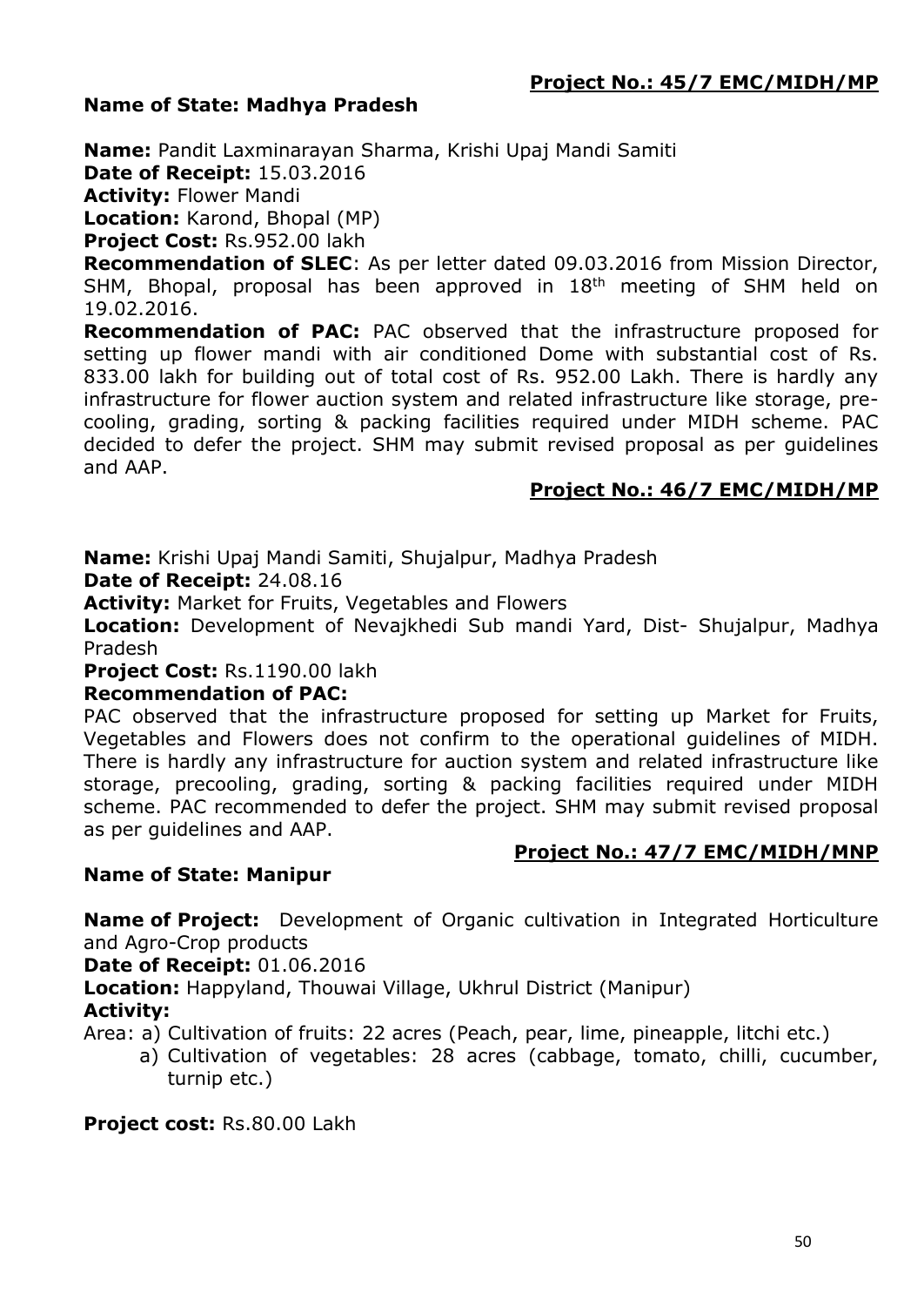**Project No.: 45/7 EMC/MIDH/MP**

**Name of State: Madhya Pradesh**

**Name:** Pandit Laxminarayan Sharma, Krishi Upaj Mandi Samiti
**Date of Receipt:** 15.03.2016
**Activity:** Flower Mandi
**Location:** Karond, Bhopal (MP)
**Project Cost:** Rs.952.00 lakh
**Recommendation of SLEC**: As per letter dated 09.03.2016 from Mission Director, SHM, Bhopal, proposal has been approved in 18th meeting of SHM held on 19.02.2016.
**Recommendation of PAC:** PAC observed that the infrastructure proposed for setting up flower mandi with air conditioned Dome with substantial cost of Rs. 833.00 lakh for building out of total cost of Rs. 952.00 Lakh. There is hardly any infrastructure for flower auction system and related infrastructure like storage, pre-cooling, grading, sorting & packing facilities required under MIDH scheme. PAC decided to defer the project. SHM may submit revised proposal as per guidelines and AAP.

**Project No.: 46/7 EMC/MIDH/MP**

**Name:** Krishi Upaj Mandi Samiti, Shujalpur, Madhya Pradesh
**Date of Receipt:** 24.08.16
**Activity:** Market for Fruits, Vegetables and Flowers
**Location:** Development of Nevajkhedi Sub mandi Yard, Dist- Shujalpur, Madhya Pradesh
**Project Cost:** Rs.1190.00 lakh
**Recommendation of PAC:**
PAC observed that the infrastructure proposed for setting up Market for Fruits, Vegetables and Flowers does not confirm to the operational guidelines of MIDH. There is hardly any infrastructure for auction system and related infrastructure like storage, precooling, grading, sorting & packing facilities required under MIDH scheme. PAC recommended to defer the project. SHM may submit revised proposal as per guidelines and AAP.

**Project No.: 47/7 EMC/MIDH/MNP**

**Name of State: Manipur**

**Name of Project:** Development of Organic cultivation in Integrated Horticulture and Agro-Crop products
**Date of Receipt:** 01.06.2016
**Location:** Happyland, Thouwai Village, Ukhrul District (Manipur)
**Activity:**
Area: a) Cultivation of fruits: 22 acres (Peach, pear, lime, pineapple, litchi etc.)
a) Cultivation of vegetables: 28 acres (cabbage, tomato, chilli, cucumber, turnip etc.)

**Project cost:** Rs.80.00 Lakh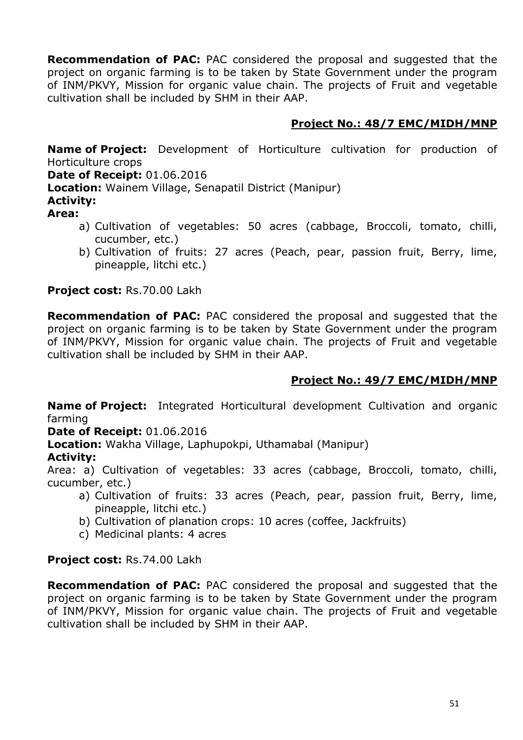**Recommendation of PAC:** PAC considered the proposal and suggested that the project on organic farming is to be taken by State Government under the program of INM/PKVY, Mission for organic value chain. The projects of Fruit and vegetable cultivation shall be included by SHM in their AAP.

## Project No.: 48/7 EMC/MIDH/MNP

**Name of Project:** Development of Horticulture cultivation for production of Horticulture crops

**Date of Receipt:** 01.06.2016

**Location:** Wainem Village, Senapatil District (Manipur)

**Activity:**

**Area:**

a) Cultivation of vegetables: 50 acres (cabbage, Broccoli, tomato, chilli, cucumber, etc.)
b) Cultivation of fruits: 27 acres (Peach, pear, passion fruit, Berry, lime, pineapple, litchi etc.)

**Project cost:** Rs.70.00 Lakh

**Recommendation of PAC:** PAC considered the proposal and suggested that the project on organic farming is to be taken by State Government under the program of INM/PKVY, Mission for organic value chain. The projects of Fruit and vegetable cultivation shall be included by SHM in their AAP.

## Project No.: 49/7 EMC/MIDH/MNP

**Name of Project:** Integrated Horticultural development Cultivation and organic farming

**Date of Receipt:** 01.06.2016

**Location:** Wakha Village, Laphupokpi, Uthamabal (Manipur)

**Activity:**

Area: a) Cultivation of vegetables: 33 acres (cabbage, Broccoli, tomato, chilli, cucumber, etc.)

a) Cultivation of fruits: 33 acres (Peach, pear, passion fruit, Berry, lime, pineapple, litchi etc.)
b) Cultivation of planation crops: 10 acres (coffee, Jackfruits)
c) Medicinal plants: 4 acres

**Project cost:** Rs.74.00 Lakh

**Recommendation of PAC:** PAC considered the proposal and suggested that the project on organic farming is to be taken by State Government under the program of INM/PKVY, Mission for organic value chain. The projects of Fruit and vegetable cultivation shall be included by SHM in their AAP.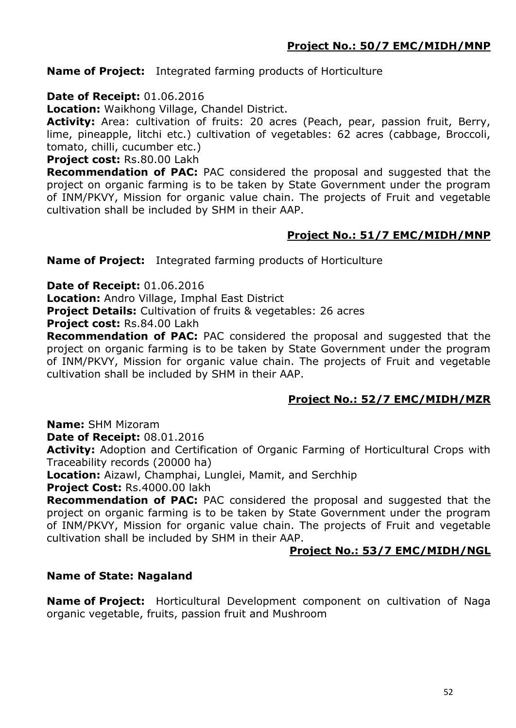**Project No.: 50/7 EMC/MIDH/MNP**

**Name of Project:** Integrated farming products of Horticulture

**Date of Receipt:** 01.06.2016

**Location:** Waikhong Village, Chandel District.

**Activity:** Area: cultivation of fruits: 20 acres (Peach, pear, passion fruit, Berry, lime, pineapple, litchi etc.) cultivation of vegetables: 62 acres (cabbage, Broccoli, tomato, chilli, cucumber etc.)

**Project cost:** Rs.80.00 Lakh

**Recommendation of PAC:** PAC considered the proposal and suggested that the project on organic farming is to be taken by State Government under the program of INM/PKVY, Mission for organic value chain. The projects of Fruit and vegetable cultivation shall be included by SHM in their AAP.

**Project No.: 51/7 EMC/MIDH/MNP**

**Name of Project:** Integrated farming products of Horticulture

**Date of Receipt:** 01.06.2016

**Location:** Andro Village, Imphal East District

**Project Details:** Cultivation of fruits & vegetables: 26 acres

**Project cost:** Rs.84.00 Lakh

**Recommendation of PAC:** PAC considered the proposal and suggested that the project on organic farming is to be taken by State Government under the program of INM/PKVY, Mission for organic value chain. The projects of Fruit and vegetable cultivation shall be included by SHM in their AAP.

**Project No.: 52/7 EMC/MIDH/MZR**

**Name:** SHM Mizoram

**Date of Receipt:** 08.01.2016

**Activity:** Adoption and Certification of Organic Farming of Horticultural Crops with Traceability records (20000 ha)

**Location:** Aizawl, Champhai, Lunglei, Mamit, and Serchhip

**Project Cost:** Rs.4000.00 lakh

**Recommendation of PAC:** PAC considered the proposal and suggested that the project on organic farming is to be taken by State Government under the program of INM/PKVY, Mission for organic value chain. The projects of Fruit and vegetable cultivation shall be included by SHM in their AAP.

**Project No.: 53/7 EMC/MIDH/NGL**

**Name of State: Nagaland**

**Name of Project:** Horticultural Development component on cultivation of Naga organic vegetable, fruits, passion fruit and Mushroom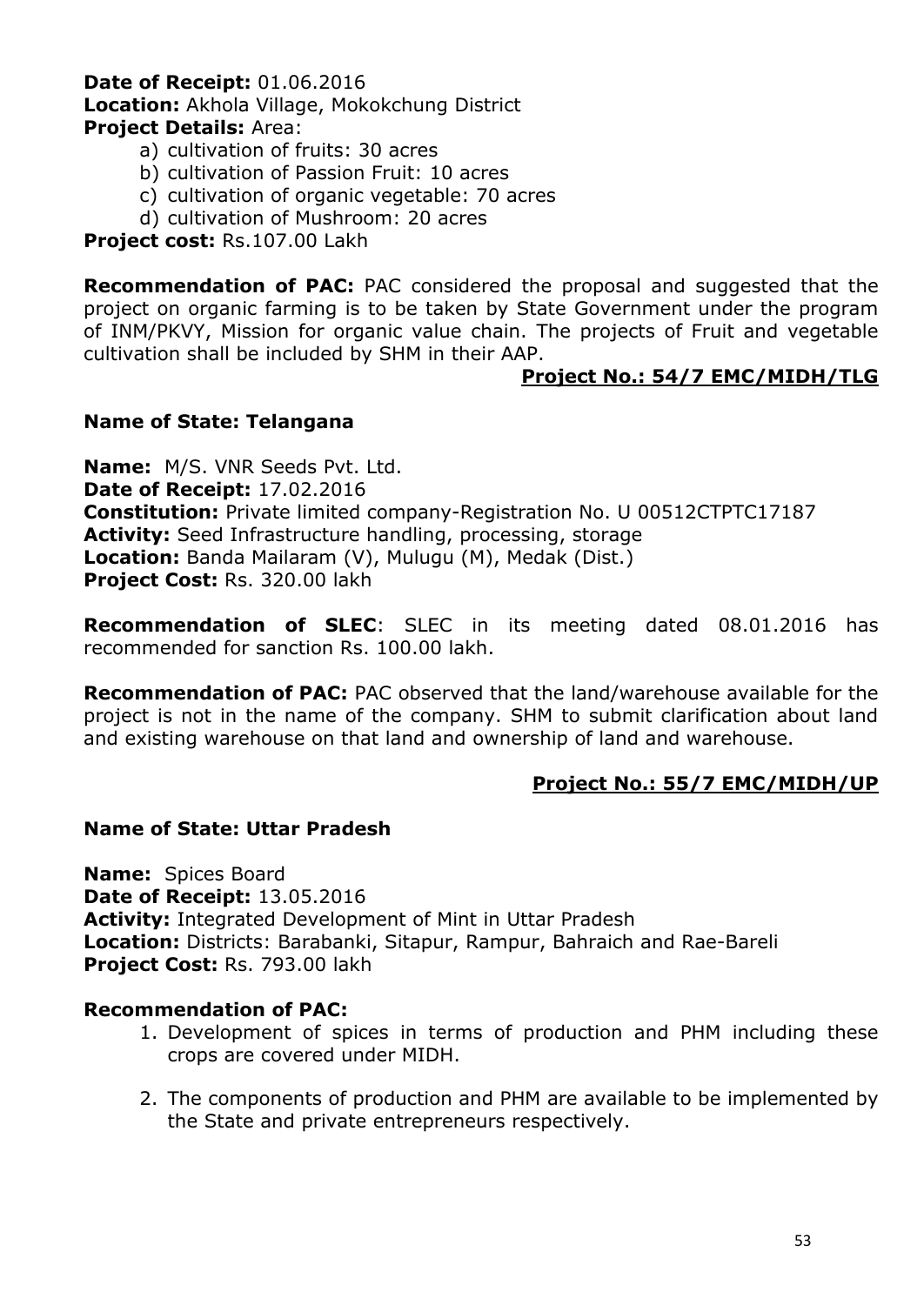**Date of Receipt:** 01.06.2016
**Location:** Akhola Village, Mokokchung District
**Project Details:** Area:

a) cultivation of fruits: 30 acres
b) cultivation of Passion Fruit: 10 acres
c) cultivation of organic vegetable: 70 acres
d) cultivation of Mushroom: 20 acres

**Project cost:** Rs.107.00 Lakh

**Recommendation of PAC:** PAC considered the proposal and suggested that the project on organic farming is to be taken by State Government under the program of INM/PKVY, Mission for organic value chain. The projects of Fruit and vegetable cultivation shall be included by SHM in their AAP.

**Project No.: 54/7 EMC/MIDH/TLG**

**Name of State: Telangana**

**Name:** M/S. VNR Seeds Pvt. Ltd.
**Date of Receipt:** 17.02.2016
**Constitution:** Private limited company-Registration No. U 00512CTPTC17187
**Activity:** Seed Infrastructure handling, processing, storage
**Location:** Banda Mailaram (V), Mulugu (M), Medak (Dist.)
**Project Cost:** Rs. 320.00 lakh

**Recommendation of SLEC**: SLEC in its meeting dated 08.01.2016 has recommended for sanction Rs. 100.00 lakh.

**Recommendation of PAC:** PAC observed that the land/warehouse available for the project is not in the name of the company. SHM to submit clarification about land and existing warehouse on that land and ownership of land and warehouse.

**Project No.: 55/7 EMC/MIDH/UP**

**Name of State: Uttar Pradesh**

**Name:** Spices Board
**Date of Receipt:** 13.05.2016
**Activity:** Integrated Development of Mint in Uttar Pradesh
**Location:** Districts: Barabanki, Sitapur, Rampur, Bahraich and Rae-Bareli
**Project Cost:** Rs. 793.00 lakh

**Recommendation of PAC:**

1. Development of spices in terms of production and PHM including these crops are covered under MIDH.
2. The components of production and PHM are available to be implemented by the State and private entrepreneurs respectively.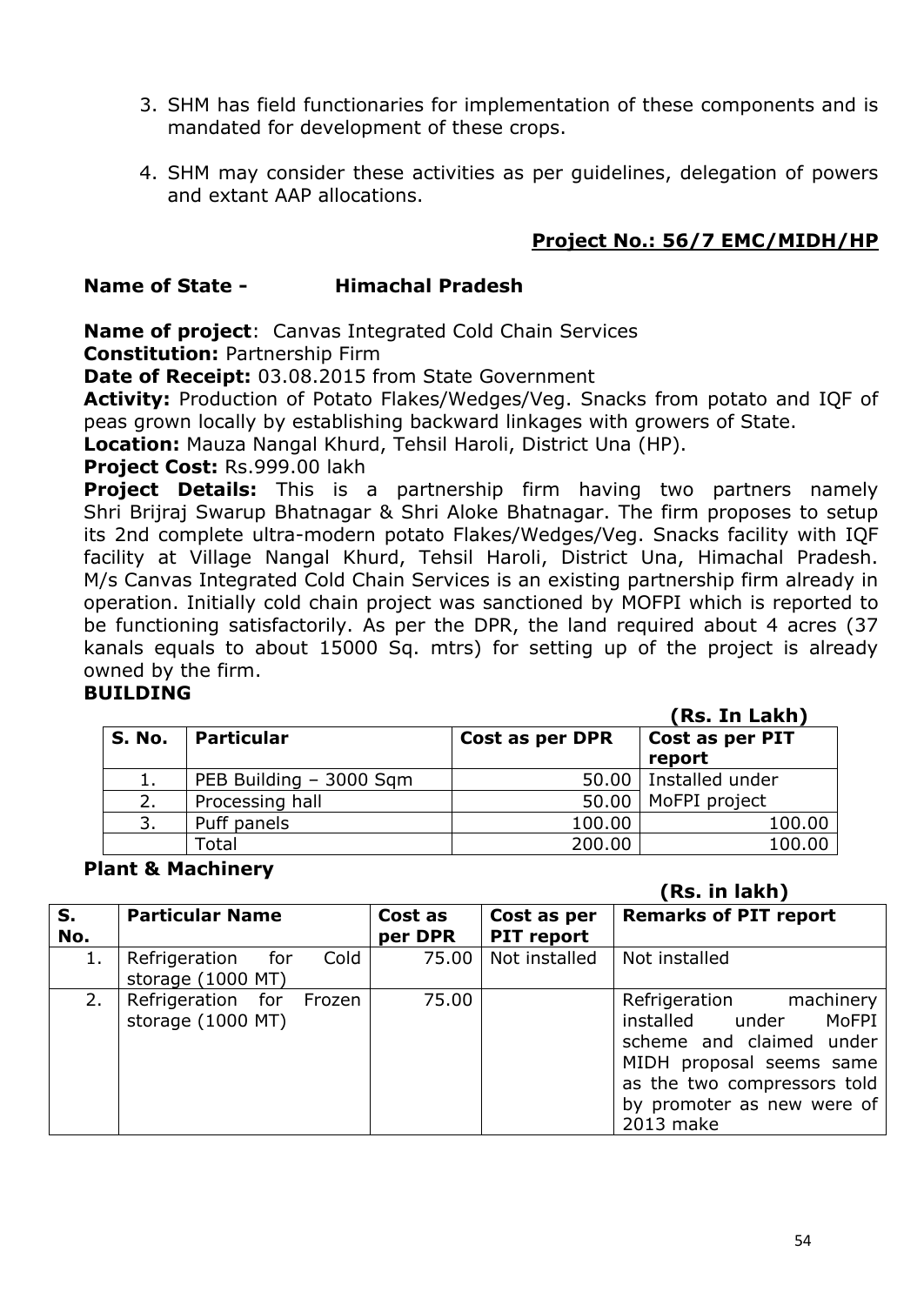3. SHM has field functionaries for implementation of these components and is mandated for development of these crops.

4. SHM may consider these activities as per guidelines, delegation of powers and extant AAP allocations.

**Project No.: 56/7 EMC/MIDH/HP**

**Name of State - Himachal Pradesh**

**Name of project**: Canvas Integrated Cold Chain Services

**Constitution:** Partnership Firm

**Date of Receipt:** 03.08.2015 from State Government

**Activity:** Production of Potato Flakes/Wedges/Veg. Snacks from potato and IQF of peas grown locally by establishing backward linkages with growers of State.

**Location:** Mauza Nangal Khurd, Tehsil Haroli, District Una (HP).

**Project Cost:** Rs.999.00 lakh

**Project Details:** This is a partnership firm having two partners namely Shri Brijraj Swarup Bhatnagar & Shri Aloke Bhatnagar. The firm proposes to setup its 2nd complete ultra-modern potato Flakes/Wedges/Veg. Snacks facility with IQF facility at Village Nangal Khurd, Tehsil Haroli, District Una, Himachal Pradesh. M/s Canvas Integrated Cold Chain Services is an existing partnership firm already in operation. Initially cold chain project was sanctioned by MOFPI which is reported to be functioning satisfactorily. As per the DPR, the land required about 4 acres (37 kanals equals to about 15000 Sq. mtrs) for setting up of the project is already owned by the firm.

**BUILDING**

**(Rs. In Lakh)**

| S. No. | Particular | Cost as per DPR | Cost as per PIT report |
|---|---|---|---|
| 1. | PEB Building – 3000 Sqm | 50.00 | Installed under MoFPI project |
| 2. | Processing hall | 50.00 | |
| 3. | Puff panels | 100.00 | 100.00 |
| | Total | 200.00 | 100.00 |

**Plant & Machinery**

**(Rs. in lakh)**

| S. No. | Particular Name | Cost as per DPR | Cost as per PIT report | Remarks of PIT report |
|---|---|---|---|---|
| 1. | Refrigeration for Cold storage (1000 MT) | 75.00 | Not installed | Not installed |
| 2. | Refrigeration for Frozen storage (1000 MT) | 75.00 | | Refrigeration machinery installed under MoFPI scheme and claimed under MIDH proposal seems same as the two compressors told by promoter as new were of 2013 make |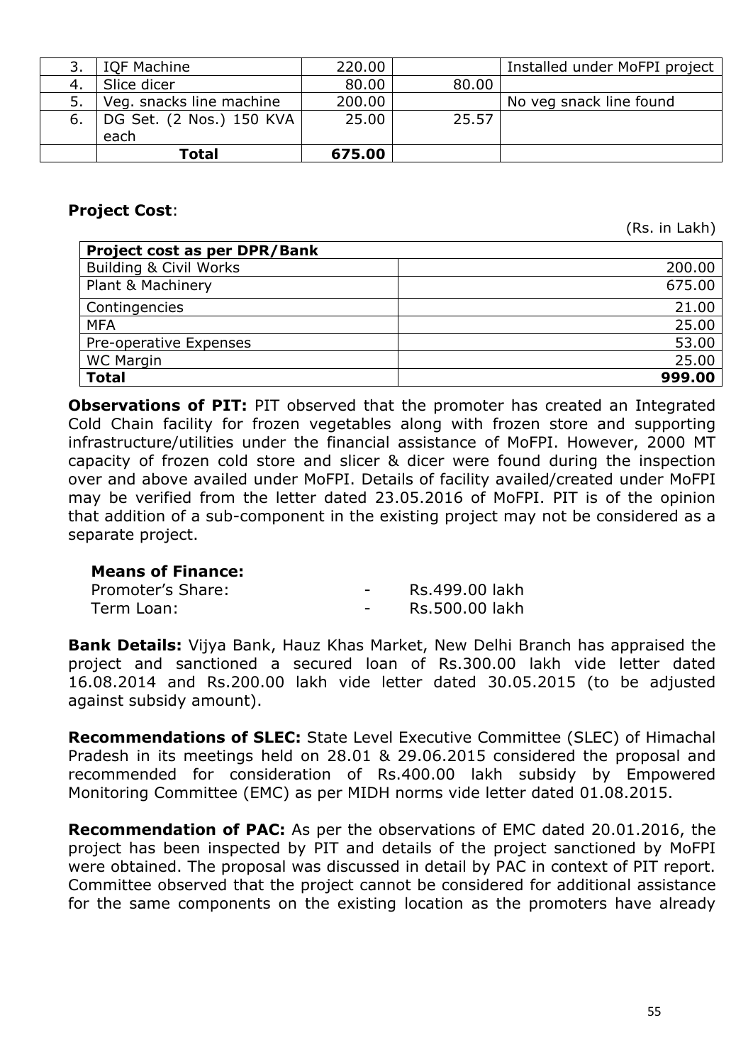| | | | | |
|---|---|---|---|---|
| 3. | IQF Machine | 220.00 | | Installed under MoFPI project |
| 4. | Slice dicer | 80.00 | 80.00 | |
| 5. | Veg. snacks line machine | 200.00 | | No veg snack line found |
| 6. | DG Set. (2 Nos.) 150 KVA each | 25.00 | 25.57 | |
| | **Total** | **675.00** | | |

**Project Cost**:

(Rs. in Lakh)

| **Project cost as per DPR/Bank** | |
|---|---|
| Building & Civil Works | 200.00 |
| Plant & Machinery | 675.00 |
| Contingencies | 21.00 |
| MFA | 25.00 |
| Pre-operative Expenses | 53.00 |
| WC Margin | 25.00 |
| **Total** | **999.00** |

**Observations of PIT:** PIT observed that the promoter has created an Integrated Cold Chain facility for frozen vegetables along with frozen store and supporting infrastructure/utilities under the financial assistance of MoFPI. However, 2000 MT capacity of frozen cold store and slicer & dicer were found during the inspection over and above availed under MoFPI. Details of facility availed/created under MoFPI may be verified from the letter dated 23.05.2016 of MoFPI. PIT is of the opinion that addition of a sub-component in the existing project may not be considered as a separate project.

**Means of Finance:**

| | | |
|---|---|---|
| Promoter's Share: | - | Rs.499.00 lakh |
| Term Loan: | - | Rs.500.00 lakh |

**Bank Details:** Vijya Bank, Hauz Khas Market, New Delhi Branch has appraised the project and sanctioned a secured loan of Rs.300.00 lakh vide letter dated 16.08.2014 and Rs.200.00 lakh vide letter dated 30.05.2015 (to be adjusted against subsidy amount).

**Recommendations of SLEC:** State Level Executive Committee (SLEC) of Himachal Pradesh in its meetings held on 28.01 & 29.06.2015 considered the proposal and recommended for consideration of Rs.400.00 lakh subsidy by Empowered Monitoring Committee (EMC) as per MIDH norms vide letter dated 01.08.2015.

**Recommendation of PAC:** As per the observations of EMC dated 20.01.2016, the project has been inspected by PIT and details of the project sanctioned by MoFPI were obtained. The proposal was discussed in detail by PAC in context of PIT report. Committee observed that the project cannot be considered for additional assistance for the same components on the existing location as the promoters have already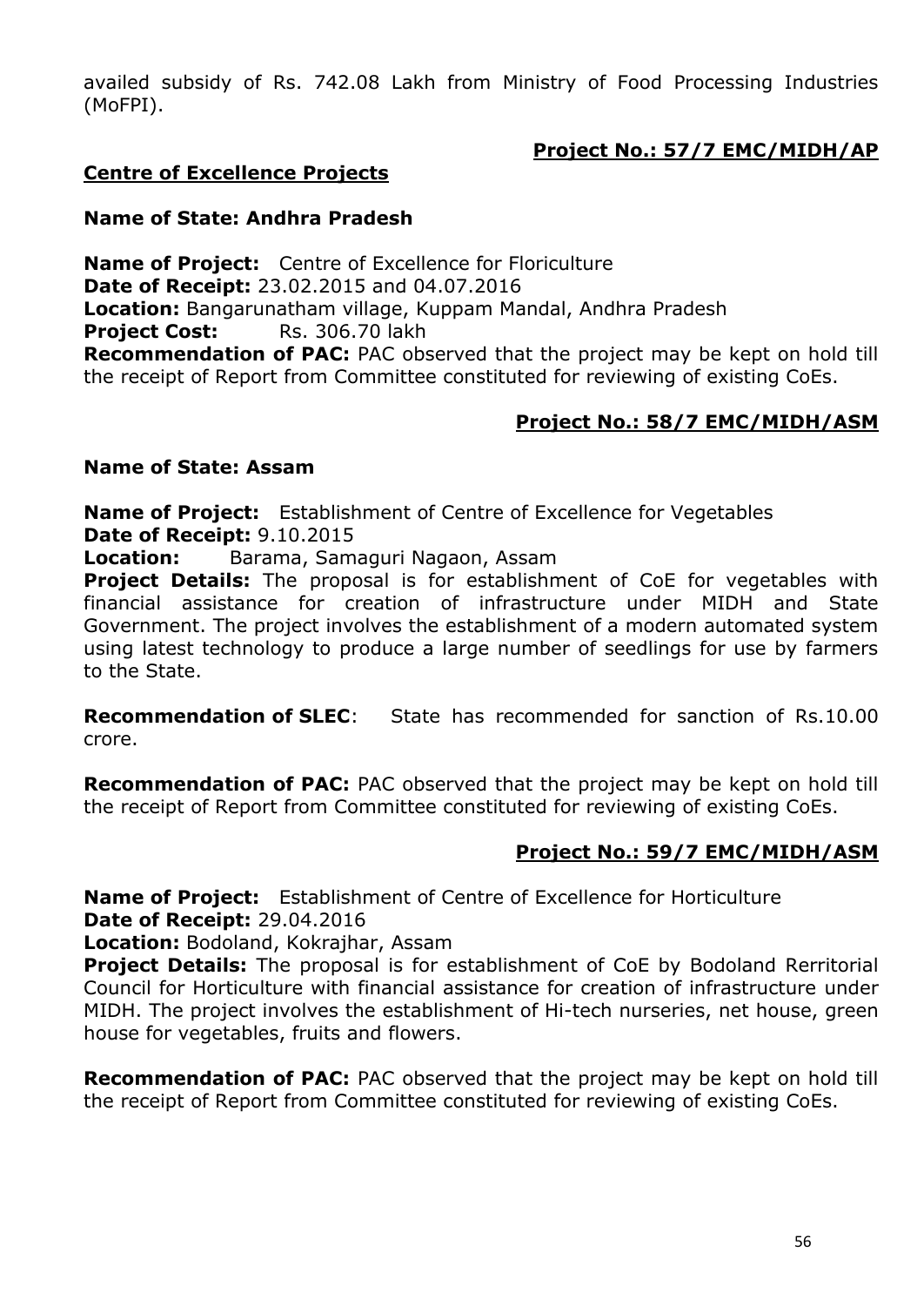availed subsidy of Rs. 742.08 Lakh from Ministry of Food Processing Industries (MoFPI).

**Project No.: 57/7 EMC/MIDH/AP**

**Centre of Excellence Projects**

**Name of State: Andhra Pradesh**

**Name of Project:** Centre of Excellence for Floriculture
**Date of Receipt:** 23.02.2015 and 04.07.2016
**Location:** Bangarunatham village, Kuppam Mandal, Andhra Pradesh
**Project Cost:** Rs. 306.70 lakh
**Recommendation of PAC:** PAC observed that the project may be kept on hold till the receipt of Report from Committee constituted for reviewing of existing CoEs.

**Project No.: 58/7 EMC/MIDH/ASM**

**Name of State: Assam**

**Name of Project:** Establishment of Centre of Excellence for Vegetables
**Date of Receipt:** 9.10.2015
**Location:** Barama, Samaguri Nagaon, Assam
**Project Details:** The proposal is for establishment of CoE for vegetables with financial assistance for creation of infrastructure under MIDH and State Government. The project involves the establishment of a modern automated system using latest technology to produce a large number of seedlings for use by farmers to the State.

**Recommendation of SLEC**: State has recommended for sanction of Rs.10.00 crore.

**Recommendation of PAC:** PAC observed that the project may be kept on hold till the receipt of Report from Committee constituted for reviewing of existing CoEs.

**Project No.: 59/7 EMC/MIDH/ASM**

**Name of Project:** Establishment of Centre of Excellence for Horticulture
**Date of Receipt:** 29.04.2016
**Location:** Bodoland, Kokrajhar, Assam
**Project Details:** The proposal is for establishment of CoE by Bodoland Rerritorial Council for Horticulture with financial assistance for creation of infrastructure under MIDH. The project involves the establishment of Hi-tech nurseries, net house, green house for vegetables, fruits and flowers.

**Recommendation of PAC:** PAC observed that the project may be kept on hold till the receipt of Report from Committee constituted for reviewing of existing CoEs.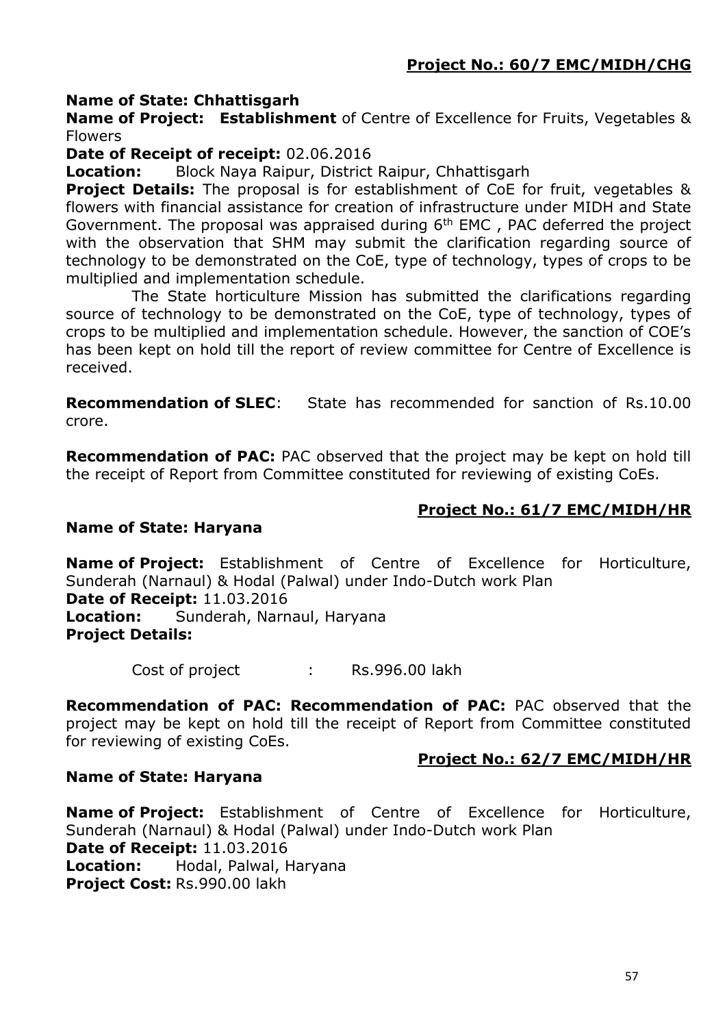**Project No.: 60/7 EMC/MIDH/CHG**

**Name of State: Chhattisgarh**

**Name of Project: Establishment** of Centre of Excellence for Fruits, Vegetables & Flowers

**Date of Receipt of receipt:** 02.06.2016

**Location:** Block Naya Raipur, District Raipur, Chhattisgarh

**Project Details:** The proposal is for establishment of CoE for fruit, vegetables & flowers with financial assistance for creation of infrastructure under MIDH and State Government. The proposal was appraised during 6th EMC , PAC deferred the project with the observation that SHM may submit the clarification regarding source of technology to be demonstrated on the CoE, type of technology, types of crops to be multiplied and implementation schedule.

The State horticulture Mission has submitted the clarifications regarding source of technology to be demonstrated on the CoE, type of technology, types of crops to be multiplied and implementation schedule. However, the sanction of COE's has been kept on hold till the report of review committee for Centre of Excellence is received.

**Recommendation of SLEC**: State has recommended for sanction of Rs.10.00 crore.

**Recommendation of PAC:** PAC observed that the project may be kept on hold till the receipt of Report from Committee constituted for reviewing of existing CoEs.

**Project No.: 61/7 EMC/MIDH/HR**

**Name of State: Haryana**

**Name of Project:** Establishment of Centre of Excellence for Horticulture, Sunderah (Narnaul) & Hodal (Palwal) under Indo-Dutch work Plan

**Date of Receipt:** 11.03.2016

**Location:** Sunderah, Narnaul, Haryana

**Project Details:**

Cost of project : Rs.996.00 lakh

**Recommendation of PAC: Recommendation of PAC:** PAC observed that the project may be kept on hold till the receipt of Report from Committee constituted for reviewing of existing CoEs.

**Project No.: 62/7 EMC/MIDH/HR**

**Name of State: Haryana**

**Name of Project:** Establishment of Centre of Excellence for Horticulture, Sunderah (Narnaul) & Hodal (Palwal) under Indo-Dutch work Plan

**Date of Receipt:** 11.03.2016

**Location:** Hodal, Palwal, Haryana

**Project Cost:** Rs.990.00 lakh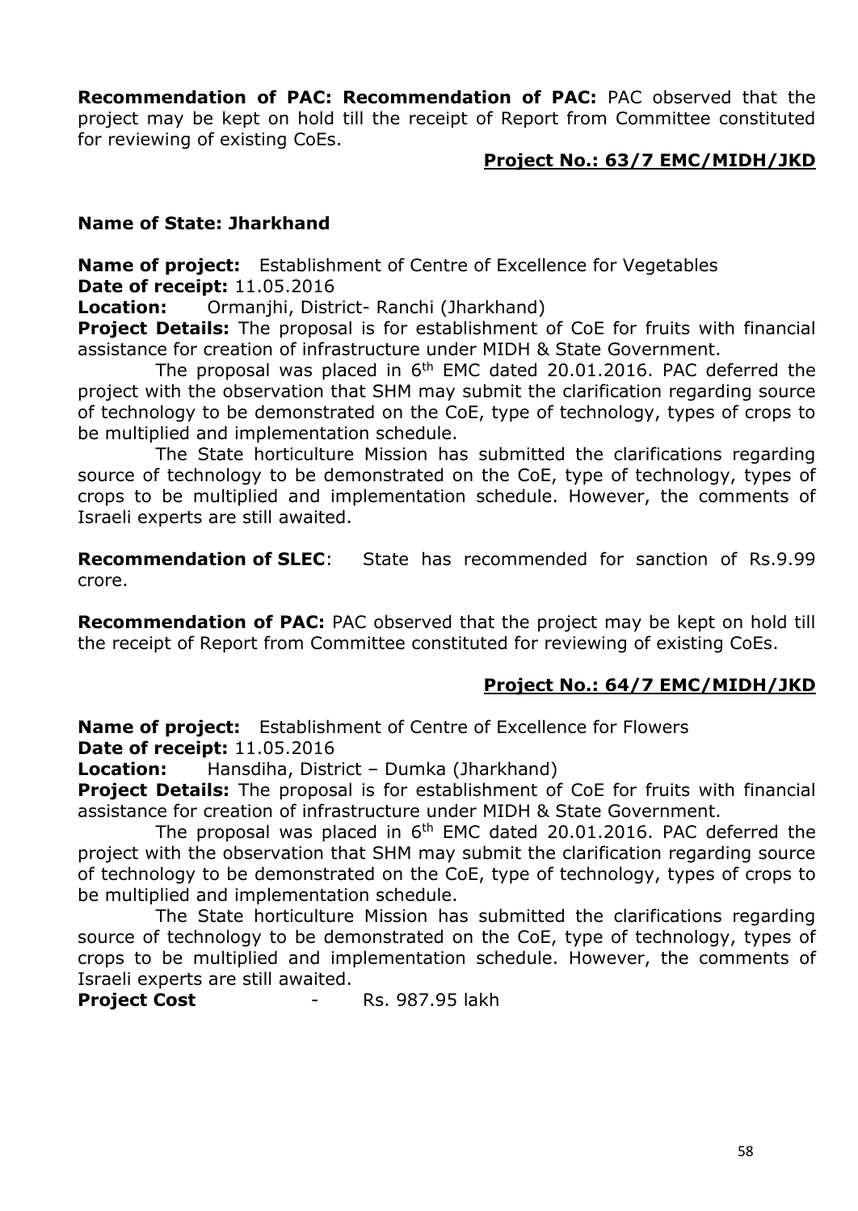**Recommendation of PAC: Recommendation of PAC:** PAC observed that the project may be kept on hold till the receipt of Report from Committee constituted for reviewing of existing CoEs.

**Project No.: 63/7 EMC/MIDH/JKD**

**Name of State: Jharkhand**

**Name of project:** Establishment of Centre of Excellence for Vegetables
**Date of receipt:** 11.05.2016
**Location:** Ormanjhi, District- Ranchi (Jharkhand)
**Project Details:** The proposal is for establishment of CoE for fruits with financial assistance for creation of infrastructure under MIDH & State Government.

The proposal was placed in 6th EMC dated 20.01.2016. PAC deferred the project with the observation that SHM may submit the clarification regarding source of technology to be demonstrated on the CoE, type of technology, types of crops to be multiplied and implementation schedule.

The State horticulture Mission has submitted the clarifications regarding source of technology to be demonstrated on the CoE, type of technology, types of crops to be multiplied and implementation schedule. However, the comments of Israeli experts are still awaited.

**Recommendation of SLEC**: State has recommended for sanction of Rs.9.99 crore.

**Recommendation of PAC:** PAC observed that the project may be kept on hold till the receipt of Report from Committee constituted for reviewing of existing CoEs.

**Project No.: 64/7 EMC/MIDH/JKD**

**Name of project:** Establishment of Centre of Excellence for Flowers
**Date of receipt:** 11.05.2016
**Location:** Hansdiha, District – Dumka (Jharkhand)
**Project Details:** The proposal is for establishment of CoE for fruits with financial assistance for creation of infrastructure under MIDH & State Government.

The proposal was placed in 6th EMC dated 20.01.2016. PAC deferred the project with the observation that SHM may submit the clarification regarding source of technology to be demonstrated on the CoE, type of technology, types of crops to be multiplied and implementation schedule.

The State horticulture Mission has submitted the clarifications regarding source of technology to be demonstrated on the CoE, type of technology, types of crops to be multiplied and implementation schedule. However, the comments of Israeli experts are still awaited.

**Project Cost** - Rs. 987.95 lakh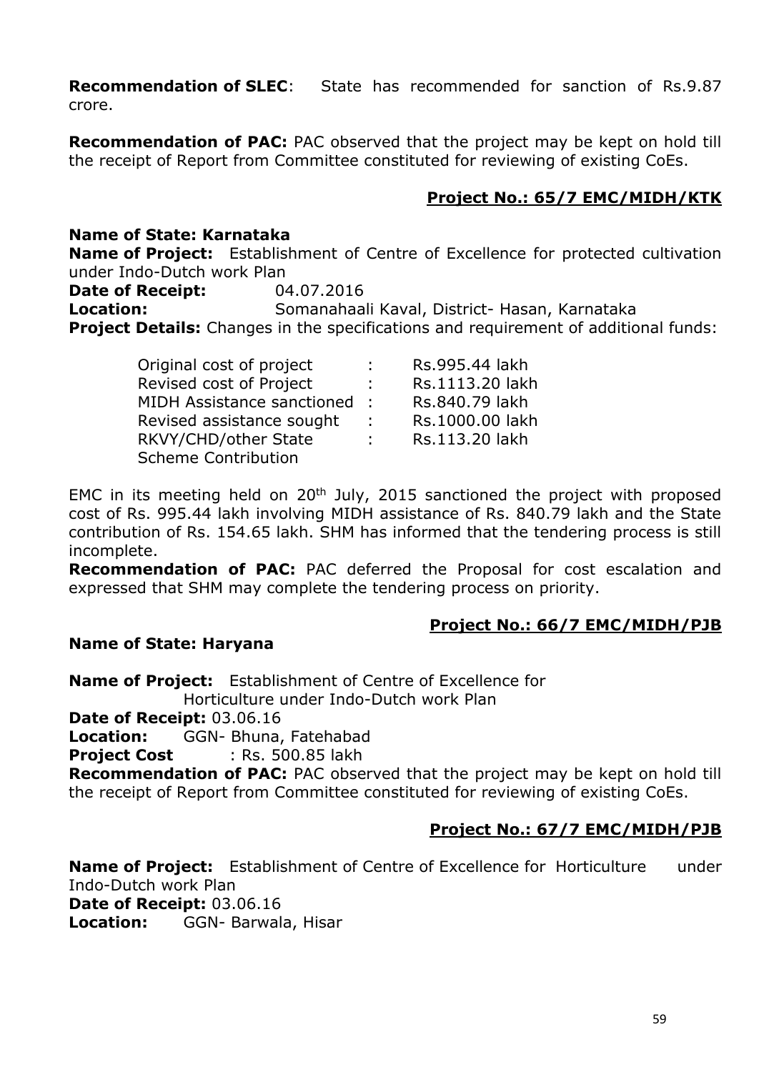**Recommendation of SLEC**: State has recommended for sanction of Rs.9.87 crore.

**Recommendation of PAC:** PAC observed that the project may be kept on hold till the receipt of Report from Committee constituted for reviewing of existing CoEs.

**Project No.: 65/7 EMC/MIDH/KTK**

**Name of State: Karnataka**
**Name of Project:** Establishment of Centre of Excellence for protected cultivation under Indo-Dutch work Plan
**Date of Receipt:** 04.07.2016
**Location:** Somanahaali Kaval, District- Hasan, Karnataka
**Project Details:** Changes in the specifications and requirement of additional funds:

| | | |
|---|---|---|
| Original cost of project | : | Rs.995.44 lakh |
| Revised cost of Project | : | Rs.1113.20 lakh |
| MIDH Assistance sanctioned | : | Rs.840.79 lakh |
| Revised assistance sought | : | Rs.1000.00 lakh |
| RKVY/CHD/other State Scheme Contribution | : | Rs.113.20 lakh |

EMC in its meeting held on 20th July, 2015 sanctioned the project with proposed cost of Rs. 995.44 lakh involving MIDH assistance of Rs. 840.79 lakh and the State contribution of Rs. 154.65 lakh. SHM has informed that the tendering process is still incomplete.
**Recommendation of PAC:** PAC deferred the Proposal for cost escalation and expressed that SHM may complete the tendering process on priority.

**Project No.: 66/7 EMC/MIDH/PJB**

**Name of State: Haryana**

**Name of Project:** Establishment of Centre of Excellence for Horticulture under Indo-Dutch work Plan
**Date of Receipt:** 03.06.16
**Location:** GGN- Bhuna, Fatehabad
**Project Cost** : Rs. 500.85 lakh
**Recommendation of PAC:** PAC observed that the project may be kept on hold till the receipt of Report from Committee constituted for reviewing of existing CoEs.

**Project No.: 67/7 EMC/MIDH/PJB**

**Name of Project:** Establishment of Centre of Excellence for Horticulture under Indo-Dutch work Plan
**Date of Receipt:** 03.06.16
**Location:** GGN- Barwala, Hisar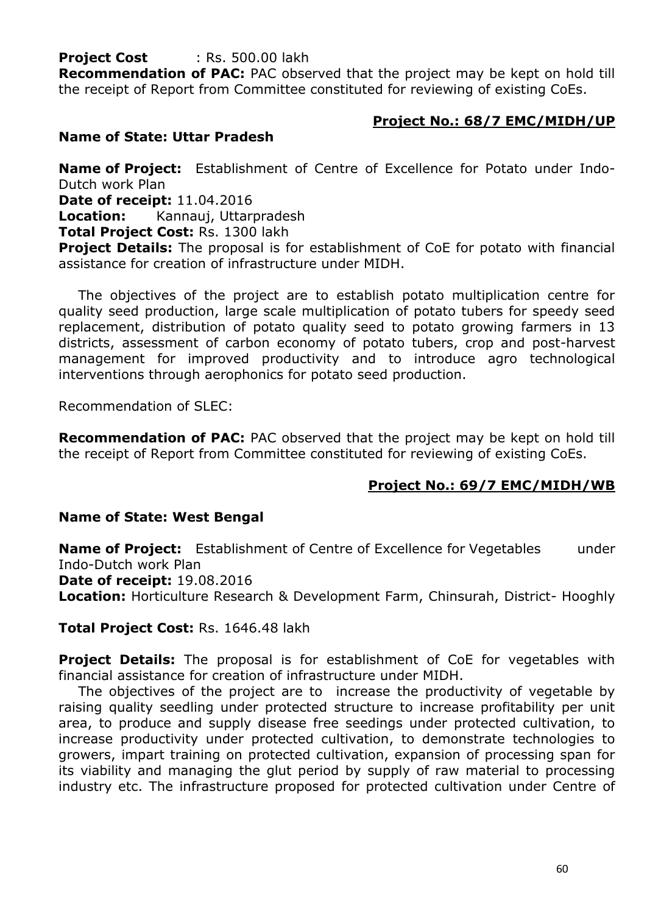**Project Cost** : Rs. 500.00 lakh

**Recommendation of PAC:** PAC observed that the project may be kept on hold till the receipt of Report from Committee constituted for reviewing of existing CoEs.

**Project No.: 68/7 EMC/MIDH/UP**

**Name of State: Uttar Pradesh**

**Name of Project:** Establishment of Centre of Excellence for Potato under Indo-Dutch work Plan

**Date of receipt:** 11.04.2016

**Location:** Kannauj, Uttarpradesh

**Total Project Cost:** Rs. 1300 lakh

**Project Details:** The proposal is for establishment of CoE for potato with financial assistance for creation of infrastructure under MIDH.

The objectives of the project are to establish potato multiplication centre for quality seed production, large scale multiplication of potato tubers for speedy seed replacement, distribution of potato quality seed to potato growing farmers in 13 districts, assessment of carbon economy of potato tubers, crop and post-harvest management for improved productivity and to introduce agro technological interventions through aerophonics for potato seed production.

Recommendation of SLEC:

**Recommendation of PAC:** PAC observed that the project may be kept on hold till the receipt of Report from Committee constituted for reviewing of existing CoEs.

**Project No.: 69/7 EMC/MIDH/WB**

**Name of State: West Bengal**

**Name of Project:** Establishment of Centre of Excellence for Vegetables under Indo-Dutch work Plan

**Date of receipt:** 19.08.2016

**Location:** Horticulture Research & Development Farm, Chinsurah, District- Hooghly

**Total Project Cost:** Rs. 1646.48 lakh

**Project Details:** The proposal is for establishment of CoE for vegetables with financial assistance for creation of infrastructure under MIDH.

The objectives of the project are to increase the productivity of vegetable by raising quality seedling under protected structure to increase profitability per unit area, to produce and supply disease free seedings under protected cultivation, to increase productivity under protected cultivation, to demonstrate technologies to growers, impart training on protected cultivation, expansion of processing span for its viability and managing the glut period by supply of raw material to processing industry etc. The infrastructure proposed for protected cultivation under Centre of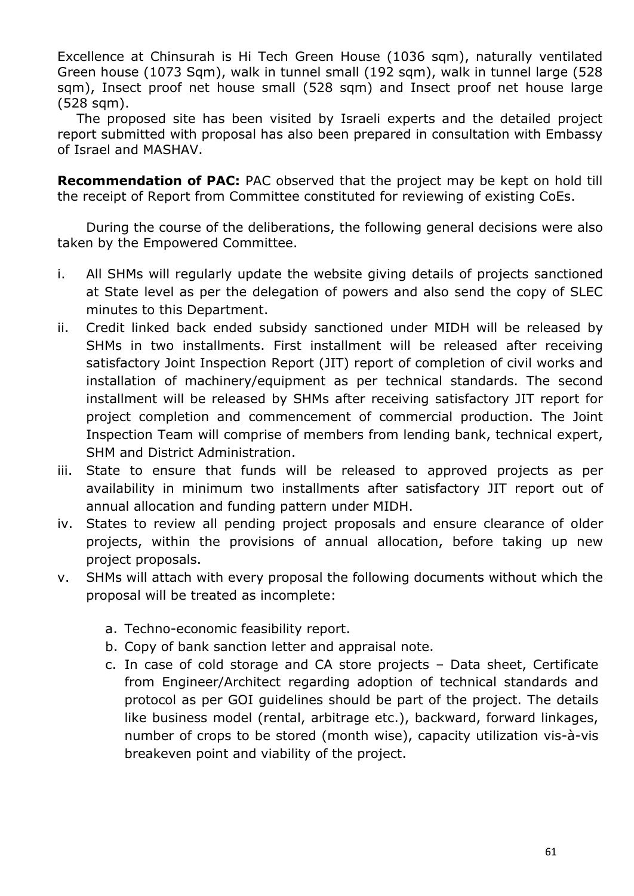Excellence at Chinsurah is Hi Tech Green House (1036 sqm), naturally ventilated Green house (1073 Sqm), walk in tunnel small (192 sqm), walk in tunnel large (528 sqm), Insect proof net house small (528 sqm) and Insect proof net house large (528 sqm).

The proposed site has been visited by Israeli experts and the detailed project report submitted with proposal has also been prepared in consultation with Embassy of Israel and MASHAV.

**Recommendation of PAC:** PAC observed that the project may be kept on hold till the receipt of Report from Committee constituted for reviewing of existing CoEs.

During the course of the deliberations, the following general decisions were also taken by the Empowered Committee.

i. All SHMs will regularly update the website giving details of projects sanctioned at State level as per the delegation of powers and also send the copy of SLEC minutes to this Department.
ii. Credit linked back ended subsidy sanctioned under MIDH will be released by SHMs in two installments. First installment will be released after receiving satisfactory Joint Inspection Report (JIT) report of completion of civil works and installation of machinery/equipment as per technical standards. The second installment will be released by SHMs after receiving satisfactory JIT report for project completion and commencement of commercial production. The Joint Inspection Team will comprise of members from lending bank, technical expert, SHM and District Administration.
iii. State to ensure that funds will be released to approved projects as per availability in minimum two installments after satisfactory JIT report out of annual allocation and funding pattern under MIDH.
iv. States to review all pending project proposals and ensure clearance of older projects, within the provisions of annual allocation, before taking up new project proposals.
v. SHMs will attach with every proposal the following documents without which the proposal will be treated as incomplete:
    a. Techno-economic feasibility report.
    b. Copy of bank sanction letter and appraisal note.
    c. In case of cold storage and CA store projects – Data sheet, Certificate from Engineer/Architect regarding adoption of technical standards and protocol as per GOI guidelines should be part of the project. The details like business model (rental, arbitrage etc.), backward, forward linkages, number of crops to be stored (month wise), capacity utilization vis-à-vis breakeven point and viability of the project.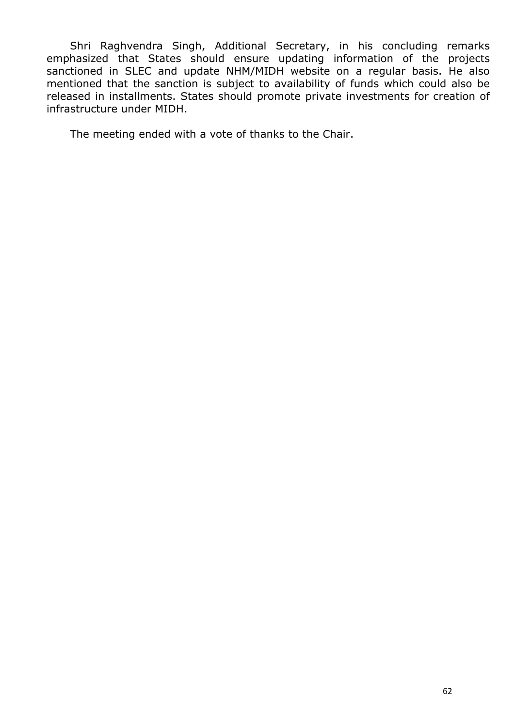Shri Raghvendra Singh, Additional Secretary, in his concluding remarks emphasized that States should ensure updating information of the projects sanctioned in SLEC and update NHM/MIDH website on a regular basis. He also mentioned that the sanction is subject to availability of funds which could also be released in installments. States should promote private investments for creation of infrastructure under MIDH.

The meeting ended with a vote of thanks to the Chair.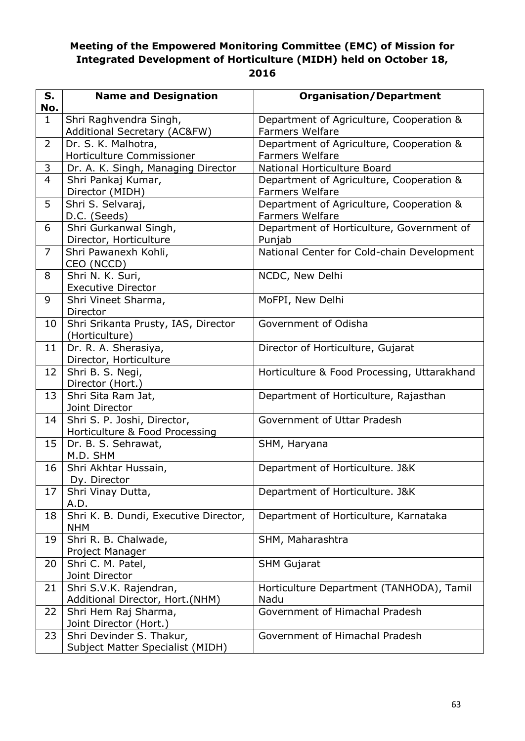**Meeting of the Empowered Monitoring Committee (EMC) of Mission for Integrated Development of Horticulture (MIDH) held on October 18, 2016**

| S. No. | Name and Designation | Organisation/Department |
|---|---|---|
| 1 | Shri Raghvendra Singh, Additional Secretary (AC&FW) | Department of Agriculture, Cooperation & Farmers Welfare |
| 2 | Dr. S. K. Malhotra, Horticulture Commissioner | Department of Agriculture, Cooperation & Farmers Welfare |
| 3 | Dr. A. K. Singh, Managing Director | National Horticulture Board |
| 4 | Shri Pankaj Kumar, Director (MIDH) | Department of Agriculture, Cooperation & Farmers Welfare |
| 5 | Shri S. Selvaraj, D.C. (Seeds) | Department of Agriculture, Cooperation & Farmers Welfare |
| 6 | Shri Gurkanwal Singh, Director, Horticulture | Department of Horticulture, Government of Punjab |
| 7 | Shri Pawanexh Kohli, CEO (NCCD) | National Center for Cold-chain Development |
| 8 | Shri N. K. Suri, Executive Director | NCDC, New Delhi |
| 9 | Shri Vineet Sharma, Director | MoFPI, New Delhi |
| 10 | Shri Srikanta Prusty, IAS, Director (Horticulture) | Government of Odisha |
| 11 | Dr. R. A. Sherasiya, Director, Horticulture | Director of Horticulture, Gujarat |
| 12 | Shri B. S. Negi, Director (Hort.) | Horticulture & Food Processing, Uttarakhand |
| 13 | Shri Sita Ram Jat, Joint Director | Department of Horticulture, Rajasthan |
| 14 | Shri S. P. Joshi, Director, Horticulture & Food Processing | Government of Uttar Pradesh |
| 15 | Dr. B. S. Sehrawat, M.D. SHM | SHM, Haryana |
| 16 | Shri Akhtar Hussain, Dy. Director | Department of Horticulture. J&K |
| 17 | Shri Vinay Dutta, A.D. | Department of Horticulture. J&K |
| 18 | Shri K. B. Dundi, Executive Director, NHM | Department of Horticulture, Karnataka |
| 19 | Shri R. B. Chalwade, Project Manager | SHM, Maharashtra |
| 20 | Shri C. M. Patel, Joint Director | SHM Gujarat |
| 21 | Shri S.V.K. Rajendran, Additional Director, Hort.(NHM) | Horticulture Department (TANHODA), Tamil Nadu |
| 22 | Shri Hem Raj Sharma, Joint Director (Hort.) | Government of Himachal Pradesh |
| 23 | Shri Devinder S. Thakur, Subject Matter Specialist (MIDH) | Government of Himachal Pradesh |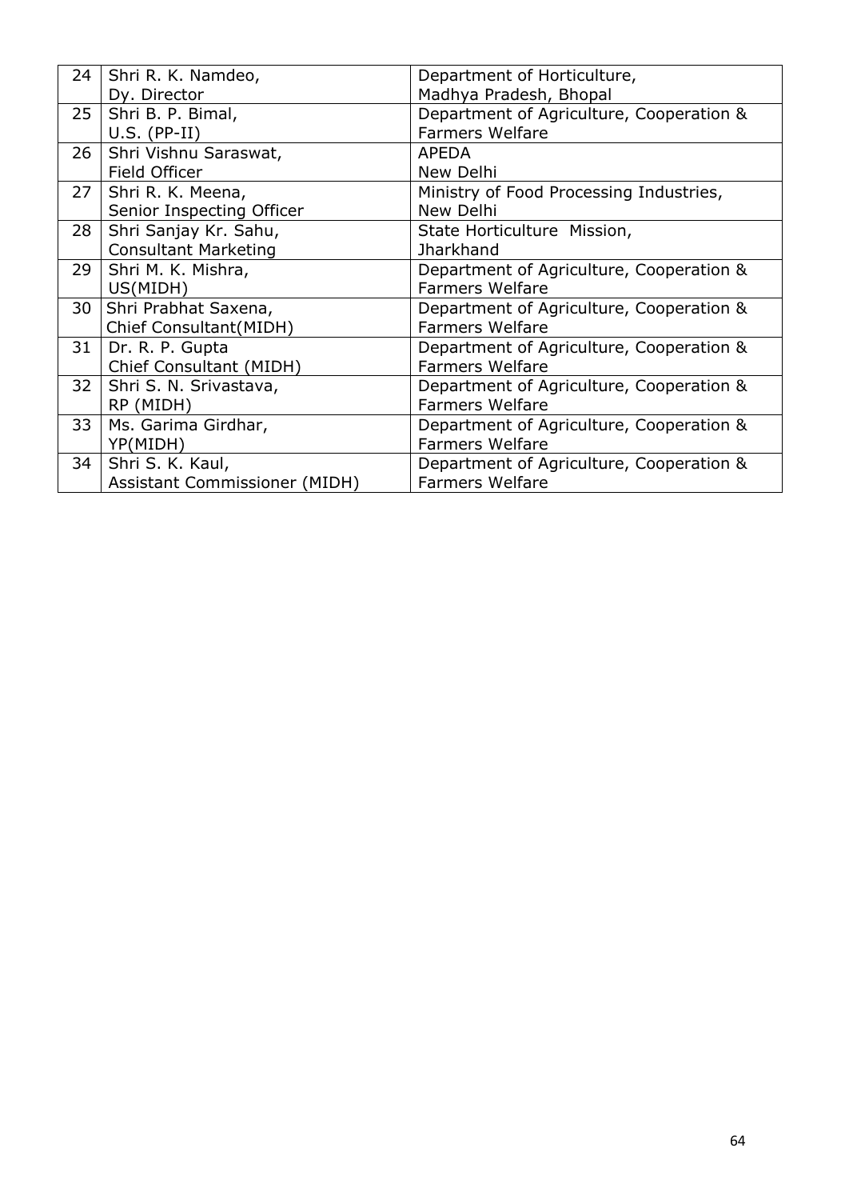| | | |
|---|---|---|
| 24 | Shri R. K. Namdeo, Dy. Director | Department of Horticulture, Madhya Pradesh, Bhopal |
| 25 | Shri B. P. Bimal, U.S. (PP-II) | Department of Agriculture, Cooperation & Farmers Welfare |
| 26 | Shri Vishnu Saraswat, Field Officer | APEDA New Delhi |
| 27 | Shri R. K. Meena, Senior Inspecting Officer | Ministry of Food Processing Industries, New Delhi |
| 28 | Shri Sanjay Kr. Sahu, Consultant Marketing | State Horticulture Mission, Jharkhand |
| 29 | Shri M. K. Mishra, US(MIDH) | Department of Agriculture, Cooperation & Farmers Welfare |
| 30 | Shri Prabhat Saxena, Chief Consultant(MIDH) | Department of Agriculture, Cooperation & Farmers Welfare |
| 31 | Dr. R. P. Gupta Chief Consultant (MIDH) | Department of Agriculture, Cooperation & Farmers Welfare |
| 32 | Shri S. N. Srivastava, RP (MIDH) | Department of Agriculture, Cooperation & Farmers Welfare |
| 33 | Ms. Garima Girdhar, YP(MIDH) | Department of Agriculture, Cooperation & Farmers Welfare |
| 34 | Shri S. K. Kaul, Assistant Commissioner (MIDH) | Department of Agriculture, Cooperation & Farmers Welfare |